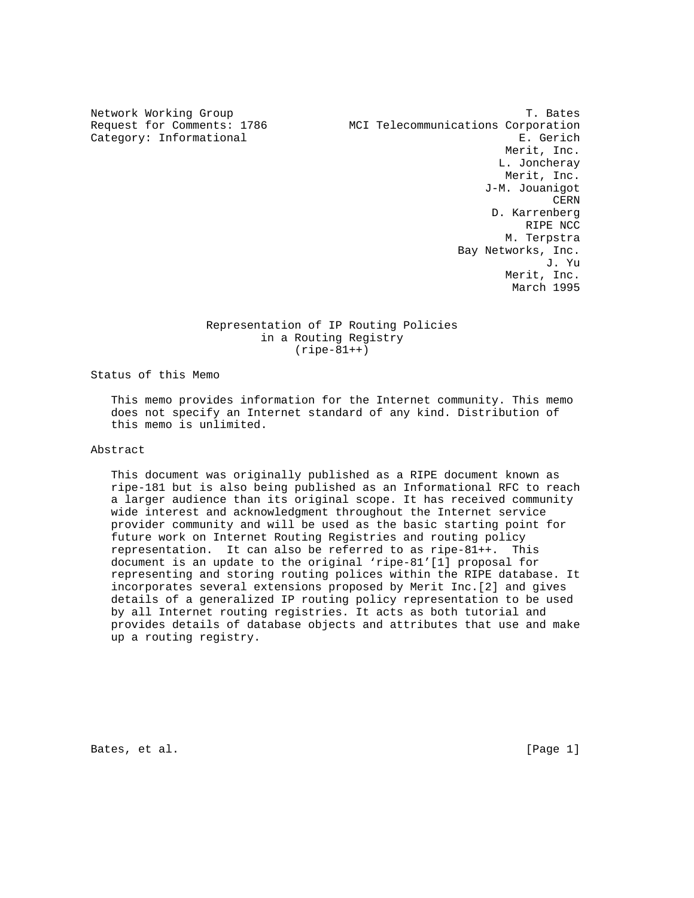Network Working Group T. Bates
Request for Comments: 1786 MCI Telecommunications Corporation
Category: Informational E. Gerich
Merit, Inc.
L. Joncheray
Merit, Inc.
J-M. Jouanigot
CERN
D. Karrenberg
RIPE NCC
M. Terpstra
Bay Networks, Inc.
J. Yu
Merit, Inc.
March 1995

# Representation of IP Routing Policies in a Routing Registry (ripe-81++)

## Status of this Memo

This memo provides information for the Internet community. This memo does not specify an Internet standard of any kind. Distribution of this memo is unlimited.

## Abstract

This document was originally published as a RIPE document known as ripe-181 but is also being published as an Informational RFC to reach a larger audience than its original scope. It has received community wide interest and acknowledgment throughout the Internet service provider community and will be used as the basic starting point for future work on Internet Routing Registries and routing policy representation. It can also be referred to as ripe-81++. This document is an update to the original 'ripe-81'[1] proposal for representing and storing routing polices within the RIPE database. It incorporates several extensions proposed by Merit Inc.[2] and gives details of a generalized IP routing policy representation to be used by all Internet routing registries. It acts as both tutorial and provides details of database objects and attributes that use and make up a routing registry.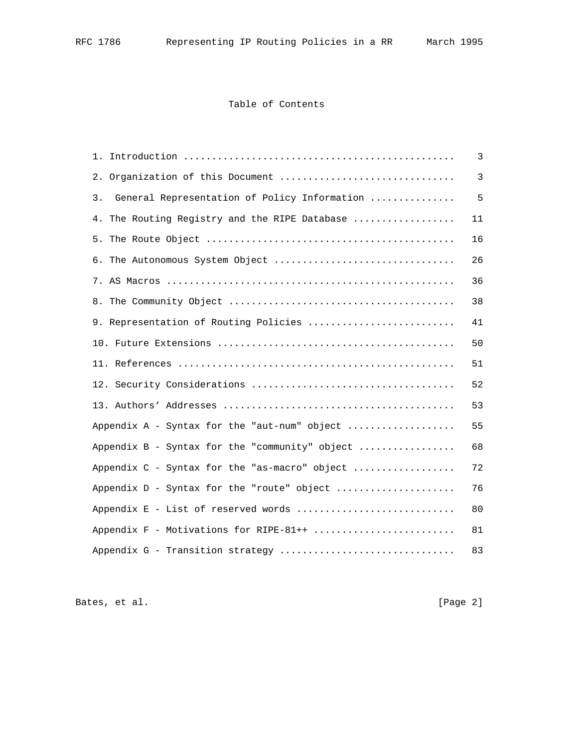## Table of Contents

| | |
|---|---|
| 1. Introduction | 3 |
| 2. Organization of this Document | 3 |
| 3. General Representation of Policy Information | 5 |
| 4. The Routing Registry and the RIPE Database | 11 |
| 5. The Route Object | 16 |
| 6. The Autonomous System Object | 26 |
| 7. AS Macros | 36 |
| 8. The Community Object | 38 |
| 9. Representation of Routing Policies | 41 |
| 10. Future Extensions | 50 |
| 11. References | 51 |
| 12. Security Considerations | 52 |
| 13. Authors' Addresses | 53 |
| Appendix A - Syntax for the "aut-num" object | 55 |
| Appendix B - Syntax for the "community" object | 68 |
| Appendix C - Syntax for the "as-macro" object | 72 |
| Appendix D - Syntax for the "route" object | 76 |
| Appendix E - List of reserved words | 80 |
| Appendix F - Motivations for RIPE-81++ | 81 |
| Appendix G - Transition strategy | 83 |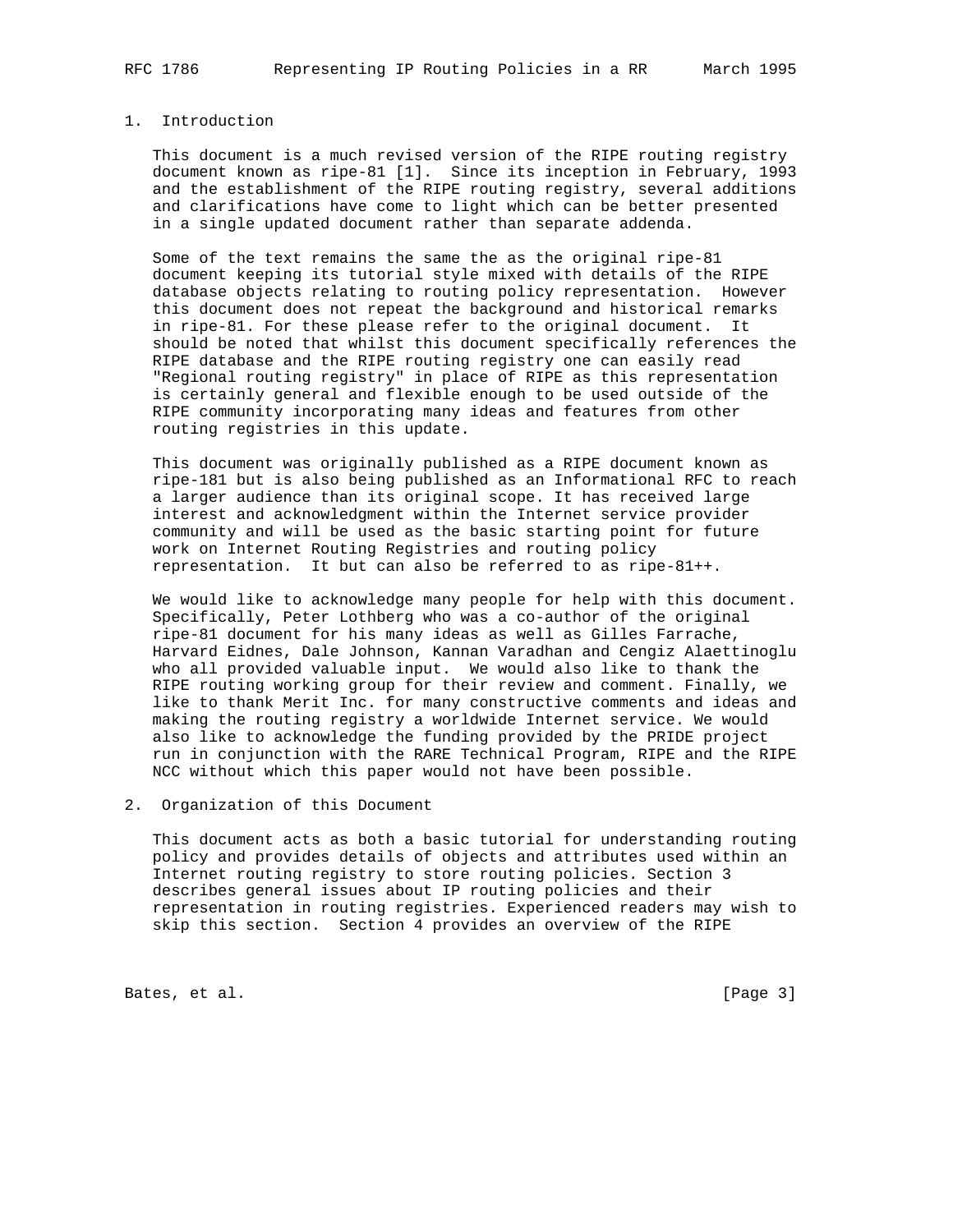## 1. Introduction

This document is a much revised version of the RIPE routing registry document known as ripe-81 [1]. Since its inception in February, 1993 and the establishment of the RIPE routing registry, several additions and clarifications have come to light which can be better presented in a single updated document rather than separate addenda.

Some of the text remains the same the as the original ripe-81 document keeping its tutorial style mixed with details of the RIPE database objects relating to routing policy representation. However this document does not repeat the background and historical remarks in ripe-81. For these please refer to the original document. It should be noted that whilst this document specifically references the RIPE database and the RIPE routing registry one can easily read "Regional routing registry" in place of RIPE as this representation is certainly general and flexible enough to be used outside of the RIPE community incorporating many ideas and features from other routing registries in this update.

This document was originally published as a RIPE document known as ripe-181 but is also being published as an Informational RFC to reach a larger audience than its original scope. It has received large interest and acknowledgment within the Internet service provider community and will be used as the basic starting point for future work on Internet Routing Registries and routing policy representation. It but can also be referred to as ripe-81++.

We would like to acknowledge many people for help with this document. Specifically, Peter Lothberg who was a co-author of the original ripe-81 document for his many ideas as well as Gilles Farrache, Harvard Eidnes, Dale Johnson, Kannan Varadhan and Cengiz Alaettinoglu who all provided valuable input. We would also like to thank the RIPE routing working group for their review and comment. Finally, we like to thank Merit Inc. for many constructive comments and ideas and making the routing registry a worldwide Internet service. We would also like to acknowledge the funding provided by the PRIDE project run in conjunction with the RARE Technical Program, RIPE and the RIPE NCC without which this paper would not have been possible.

## 2. Organization of this Document

This document acts as both a basic tutorial for understanding routing policy and provides details of objects and attributes used within an Internet routing registry to store routing policies. Section 3 describes general issues about IP routing policies and their representation in routing registries. Experienced readers may wish to skip this section. Section 4 provides an overview of the RIPE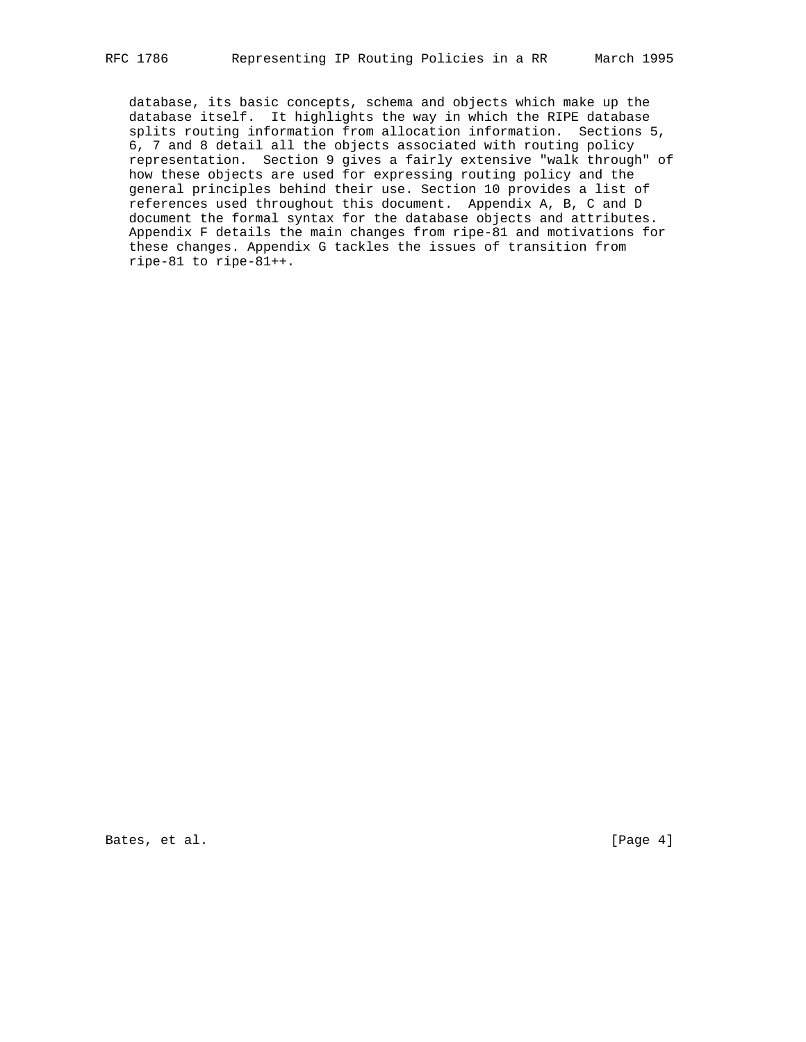database, its basic concepts, schema and objects which make up the database itself. It highlights the way in which the RIPE database splits routing information from allocation information. Sections 5, 6, 7 and 8 detail all the objects associated with routing policy representation. Section 9 gives a fairly extensive "walk through" of how these objects are used for expressing routing policy and the general principles behind their use. Section 10 provides a list of references used throughout this document. Appendix A, B, C and D document the formal syntax for the database objects and attributes. Appendix F details the main changes from ripe-81 and motivations for these changes. Appendix G tackles the issues of transition from ripe-81 to ripe-81++.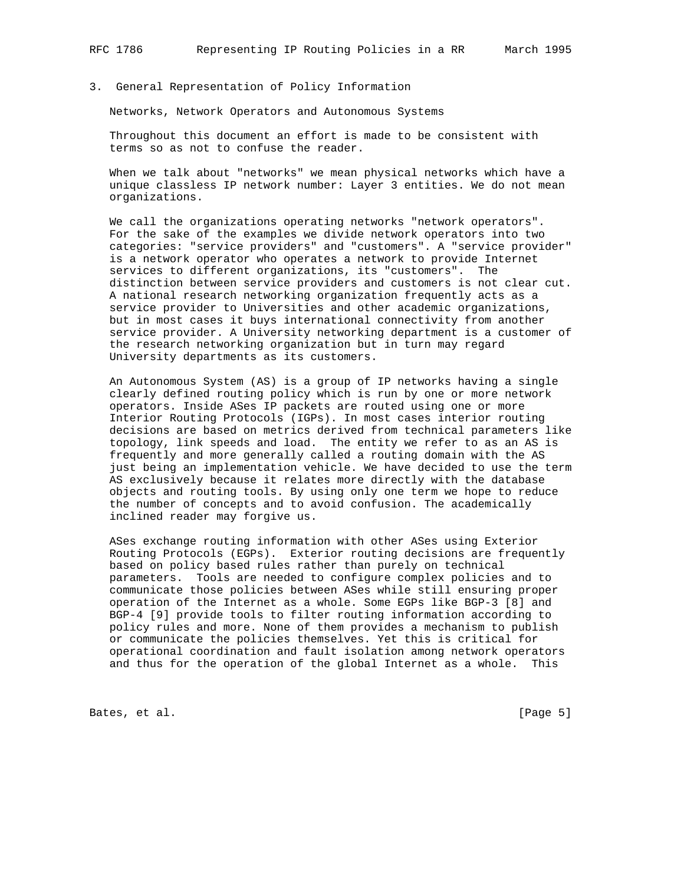## 3. General Representation of Policy Information

### Networks, Network Operators and Autonomous Systems

Throughout this document an effort is made to be consistent with terms so as not to confuse the reader.

When we talk about "networks" we mean physical networks which have a unique classless IP network number: Layer 3 entities. We do not mean organizations.

We call the organizations operating networks "network operators". For the sake of the examples we divide network operators into two categories: "service providers" and "customers". A "service provider" is a network operator who operates a network to provide Internet services to different organizations, its "customers". The distinction between service providers and customers is not clear cut. A national research networking organization frequently acts as a service provider to Universities and other academic organizations, but in most cases it buys international connectivity from another service provider. A University networking department is a customer of the research networking organization but in turn may regard University departments as its customers.

An Autonomous System (AS) is a group of IP networks having a single clearly defined routing policy which is run by one or more network operators. Inside ASes IP packets are routed using one or more Interior Routing Protocols (IGPs). In most cases interior routing decisions are based on metrics derived from technical parameters like topology, link speeds and load. The entity we refer to as an AS is frequently and more generally called a routing domain with the AS just being an implementation vehicle. We have decided to use the term AS exclusively because it relates more directly with the database objects and routing tools. By using only one term we hope to reduce the number of concepts and to avoid confusion. The academically inclined reader may forgive us.

ASes exchange routing information with other ASes using Exterior Routing Protocols (EGPs). Exterior routing decisions are frequently based on policy based rules rather than purely on technical parameters. Tools are needed to configure complex policies and to communicate those policies between ASes while still ensuring proper operation of the Internet as a whole. Some EGPs like BGP-3 [8] and BGP-4 [9] provide tools to filter routing information according to policy rules and more. None of them provides a mechanism to publish or communicate the policies themselves. Yet this is critical for operational coordination and fault isolation among network operators and thus for the operation of the global Internet as a whole. This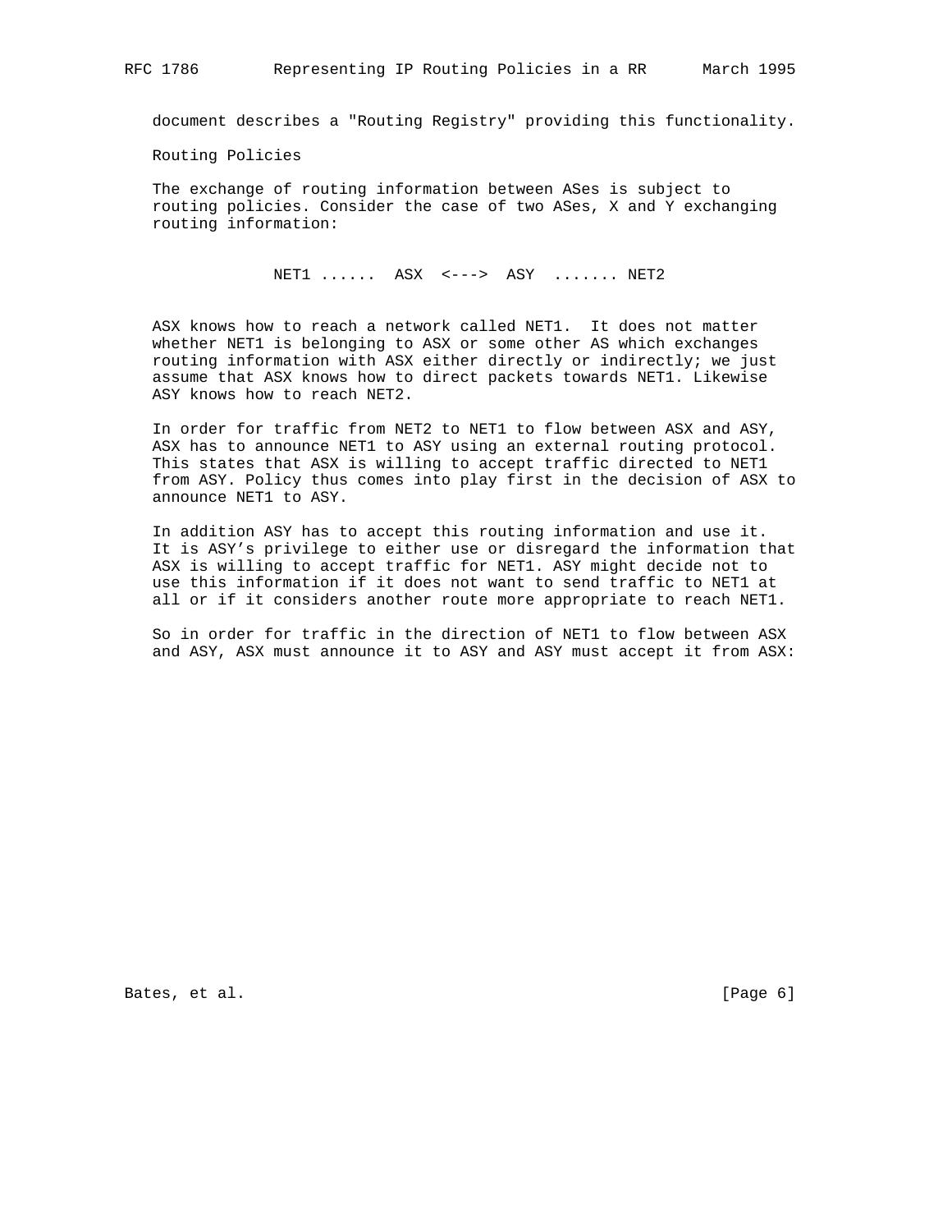document describes a "Routing Registry" providing this functionality.

## Routing Policies

The exchange of routing information between ASes is subject to routing policies. Consider the case of two ASes, X and Y exchanging routing information:

```
NET1 ......  ASX  <--->  ASY  ....... NET2
```

ASX knows how to reach a network called NET1. It does not matter whether NET1 is belonging to ASX or some other AS which exchanges routing information with ASX either directly or indirectly; we just assume that ASX knows how to direct packets towards NET1. Likewise ASY knows how to reach NET2.

In order for traffic from NET2 to NET1 to flow between ASX and ASY, ASX has to announce NET1 to ASY using an external routing protocol. This states that ASX is willing to accept traffic directed to NET1 from ASY. Policy thus comes into play first in the decision of ASX to announce NET1 to ASY.

In addition ASY has to accept this routing information and use it. It is ASY's privilege to either use or disregard the information that ASX is willing to accept traffic for NET1. ASY might decide not to use this information if it does not want to send traffic to NET1 at all or if it considers another route more appropriate to reach NET1.

So in order for traffic in the direction of NET1 to flow between ASX and ASY, ASX must announce it to ASY and ASY must accept it from ASX: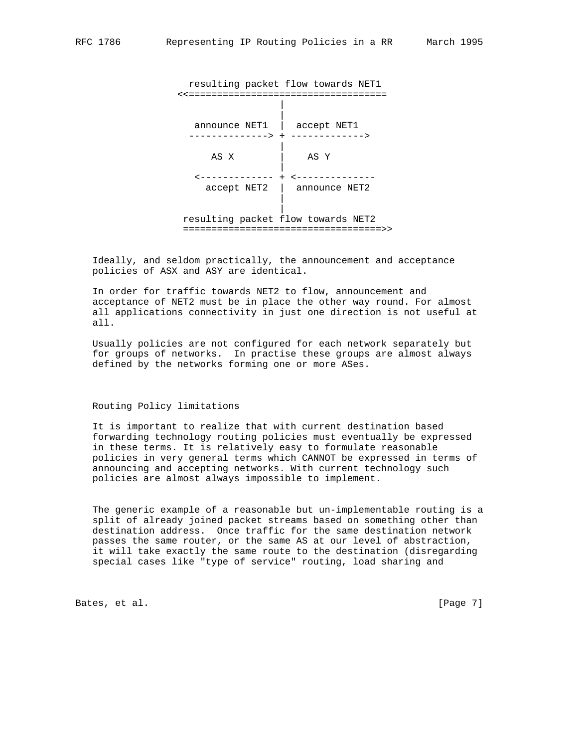```
                 resulting packet flow towards NET1
               <<===================================
                                  |
                                  |
                  announce NET1   |  accept NET1
                 --------------> + ------------->
                                  |
                     AS X         |    AS Y
                                  |
                  <------------- + <--------------
                     accept NET2  |  announce NET2
                                  |
                                  |
                resulting packet flow towards NET2
                ===================================>>
```

Ideally, and seldom practically, the announcement and acceptance policies of ASX and ASY are identical.

In order for traffic towards NET2 to flow, announcement and acceptance of NET2 must be in place the other way round. For almost all applications connectivity in just one direction is not useful at all.

Usually policies are not configured for each network separately but for groups of networks.  In practise these groups are almost always defined by the networks forming one or more ASes.

## Routing Policy limitations

It is important to realize that with current destination based forwarding technology routing policies must eventually be expressed in these terms. It is relatively easy to formulate reasonable policies in very general terms which CANNOT be expressed in terms of announcing and accepting networks. With current technology such policies are almost always impossible to implement.

The generic example of a reasonable but un-implementable routing is a split of already joined packet streams based on something other than destination address.  Once traffic for the same destination network passes the same router, or the same AS at our level of abstraction, it will take exactly the same route to the destination (disregarding special cases like "type of service" routing, load sharing and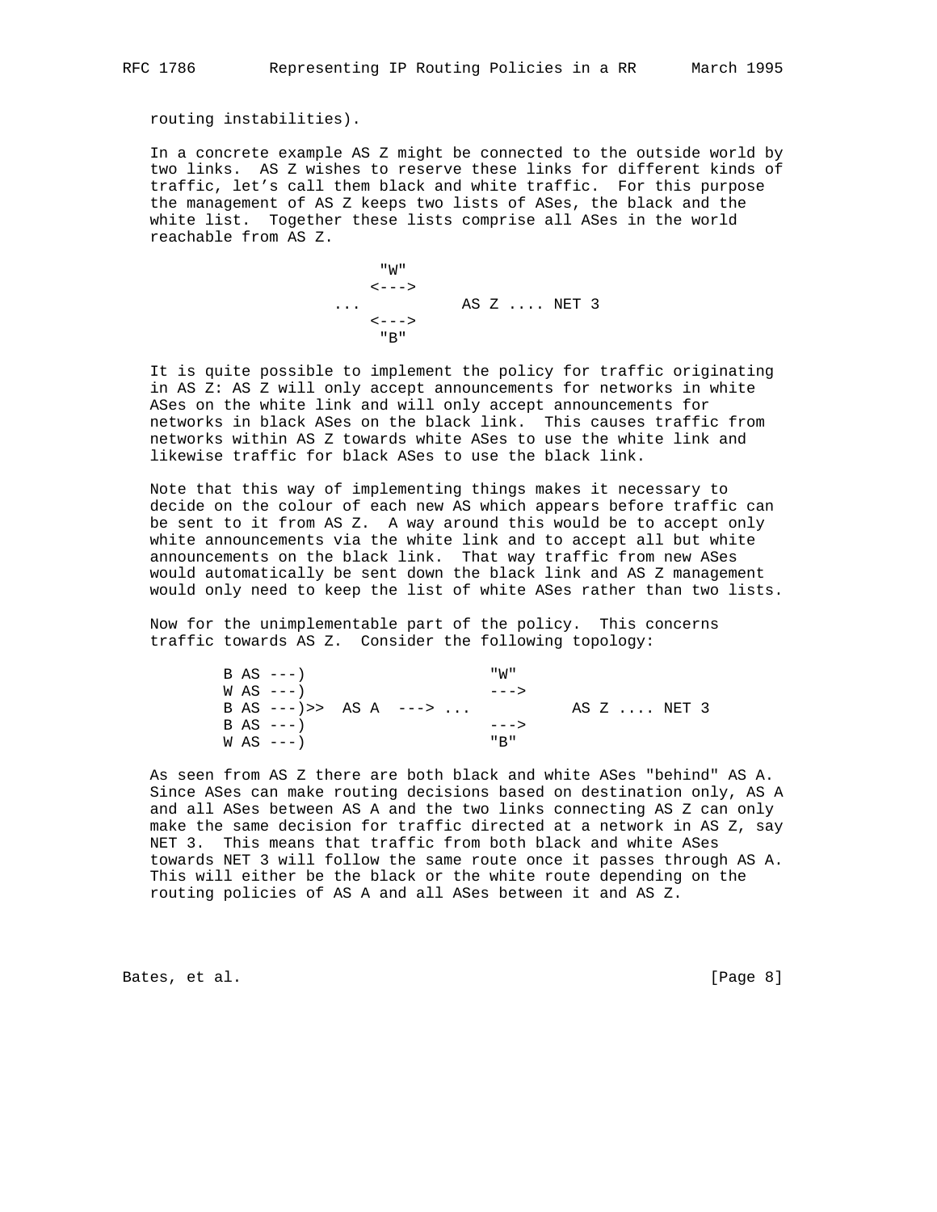routing instabilities).

In a concrete example AS Z might be connected to the outside world by two links. AS Z wishes to reserve these links for different kinds of traffic, let's call them black and white traffic. For this purpose the management of AS Z keeps two lists of ASes, the black and the white list. Together these lists comprise all ASes in the world reachable from AS Z.

```
                   "W"
                  <--->
              ...            AS Z .... NET 3
                  <--->
                   "B"
```

It is quite possible to implement the policy for traffic originating in AS Z: AS Z will only accept announcements for networks in white ASes on the white link and will only accept announcements for networks in black ASes on the black link. This causes traffic from networks within AS Z towards white ASes to use the white link and likewise traffic for black ASes to use the black link.

Note that this way of implementing things makes it necessary to decide on the colour of each new AS which appears before traffic can be sent to it from AS Z. A way around this would be to accept only white announcements via the white link and to accept all but white announcements on the black link. That way traffic from new ASes would automatically be sent down the black link and AS Z management would only need to keep the list of white ASes rather than two lists.

Now for the unimplementable part of the policy. This concerns traffic towards AS Z. Consider the following topology:

```
        B AS ---)                   "W"
        W AS ---)                   --->
        B AS ---)>>  AS A  ---> ...          AS Z .... NET 3
        B AS ---)                   --->
        W AS ---)                   "B"
```

As seen from AS Z there are both black and white ASes "behind" AS A. Since ASes can make routing decisions based on destination only, AS A and all ASes between AS A and the two links connecting AS Z can only make the same decision for traffic directed at a network in AS Z, say NET 3. This means that traffic from both black and white ASes towards NET 3 will follow the same route once it passes through AS A. This will either be the black or the white route depending on the routing policies of AS A and all ASes between it and AS Z.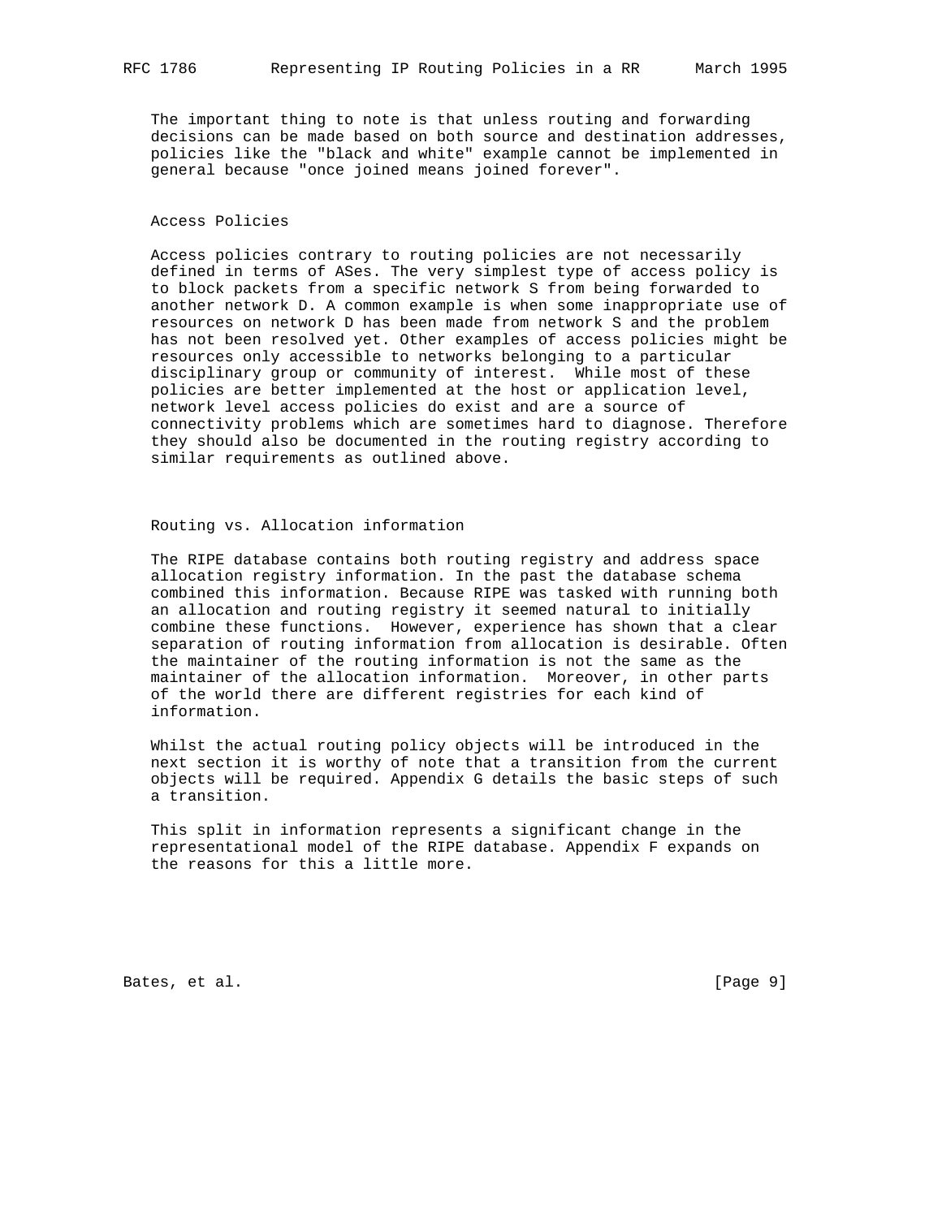The important thing to note is that unless routing and forwarding decisions can be made based on both source and destination addresses, policies like the "black and white" example cannot be implemented in general because "once joined means joined forever".

## Access Policies

Access policies contrary to routing policies are not necessarily defined in terms of ASes. The very simplest type of access policy is to block packets from a specific network S from being forwarded to another network D. A common example is when some inappropriate use of resources on network D has been made from network S and the problem has not been resolved yet. Other examples of access policies might be resources only accessible to networks belonging to a particular disciplinary group or community of interest. While most of these policies are better implemented at the host or application level, network level access policies do exist and are a source of connectivity problems which are sometimes hard to diagnose. Therefore they should also be documented in the routing registry according to similar requirements as outlined above.

## Routing vs. Allocation information

The RIPE database contains both routing registry and address space allocation registry information. In the past the database schema combined this information. Because RIPE was tasked with running both an allocation and routing registry it seemed natural to initially combine these functions. However, experience has shown that a clear separation of routing information from allocation is desirable. Often the maintainer of the routing information is not the same as the maintainer of the allocation information. Moreover, in other parts of the world there are different registries for each kind of information.

Whilst the actual routing policy objects will be introduced in the next section it is worthy of note that a transition from the current objects will be required. Appendix G details the basic steps of such a transition.

This split in information represents a significant change in the representational model of the RIPE database. Appendix F expands on the reasons for this a little more.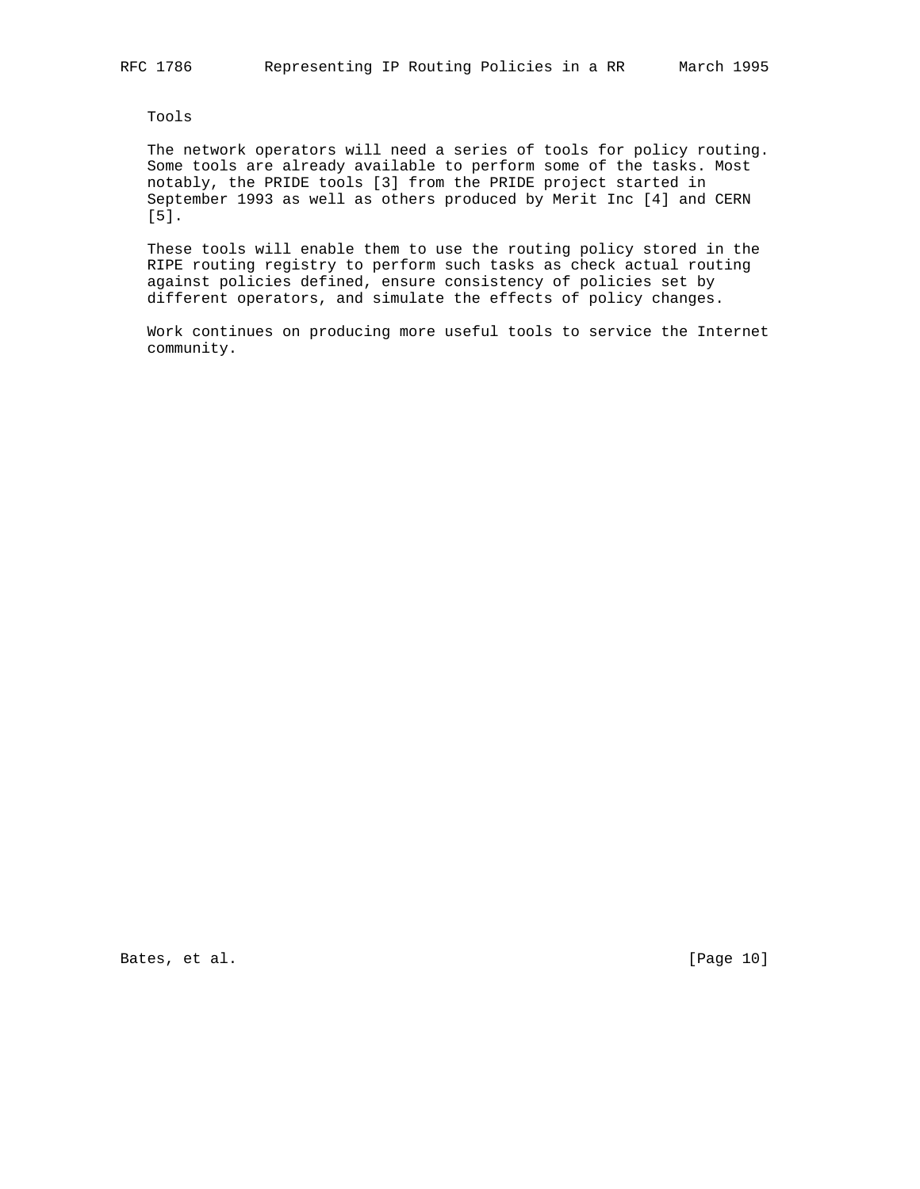## Tools

The network operators will need a series of tools for policy routing. Some tools are already available to perform some of the tasks. Most notably, the PRIDE tools [3] from the PRIDE project started in September 1993 as well as others produced by Merit Inc [4] and CERN [5].

These tools will enable them to use the routing policy stored in the RIPE routing registry to perform such tasks as check actual routing against policies defined, ensure consistency of policies set by different operators, and simulate the effects of policy changes.

Work continues on producing more useful tools to service the Internet community.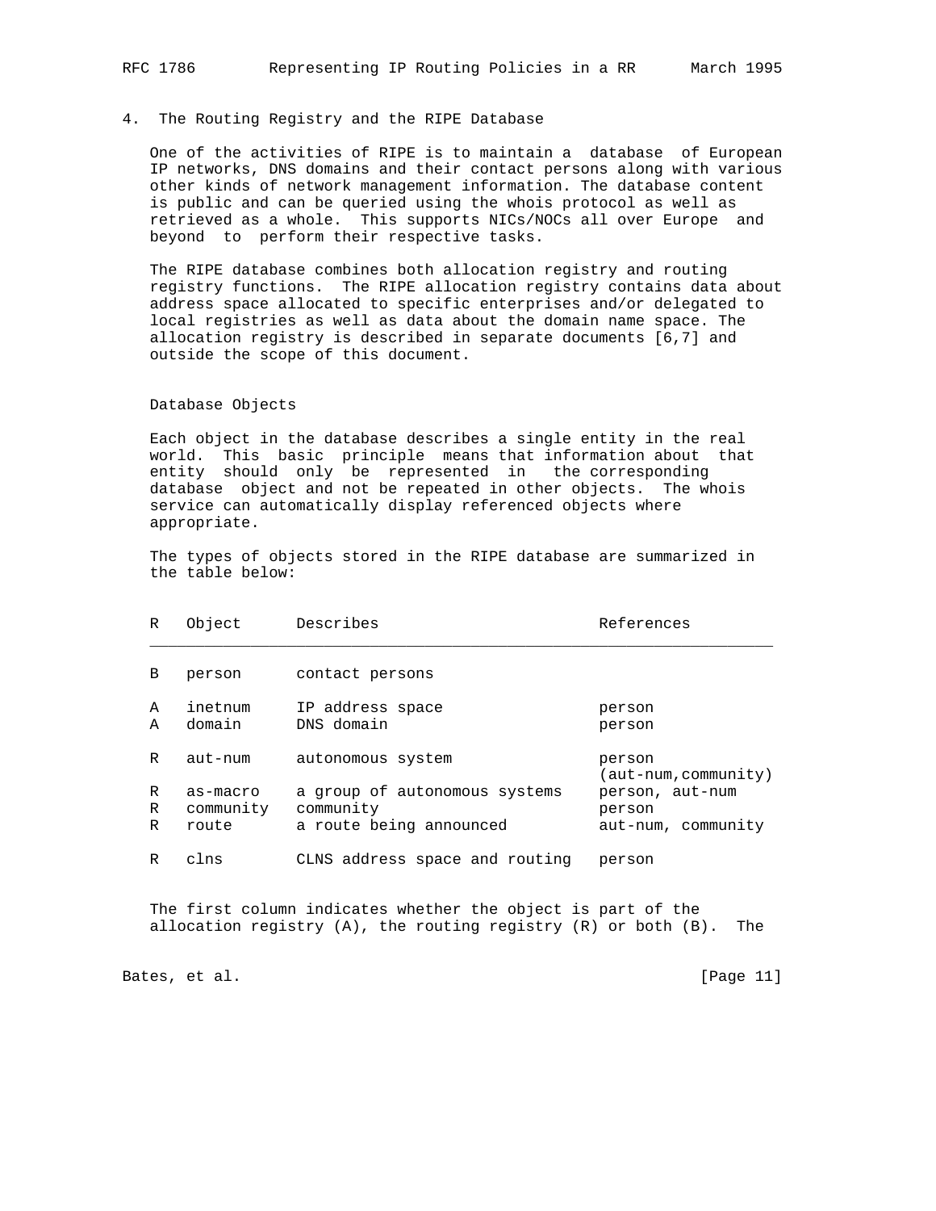## 4. The Routing Registry and the RIPE Database

One of the activities of RIPE is to maintain a database of European IP networks, DNS domains and their contact persons along with various other kinds of network management information. The database content is public and can be queried using the whois protocol as well as retrieved as a whole. This supports NICs/NOCs all over Europe and beyond to perform their respective tasks.

The RIPE database combines both allocation registry and routing registry functions. The RIPE allocation registry contains data about address space allocated to specific enterprises and/or delegated to local registries as well as data about the domain name space. The allocation registry is described in separate documents [6,7] and outside the scope of this document.

### Database Objects

Each object in the database describes a single entity in the real world. This basic principle means that information about that entity should only be represented in the corresponding database object and not be repeated in other objects. The whois service can automatically display referenced objects where appropriate.

The types of objects stored in the RIPE database are summarized in the table below:

| R | Object | Describes | References |
|---|---|---|---|
| B | person | contact persons | |
| A | inetnum | IP address space | person |
| A | domain | DNS domain | person |
| R | aut-num | autonomous system | person (aut-num,community) |
| R | as-macro | a group of autonomous systems | person, aut-num |
| R | community | community | person |
| R | route | a route being announced | aut-num, community |
| R | clns | CLNS address space and routing | person |

The first column indicates whether the object is part of the allocation registry (A), the routing registry (R) or both (B). The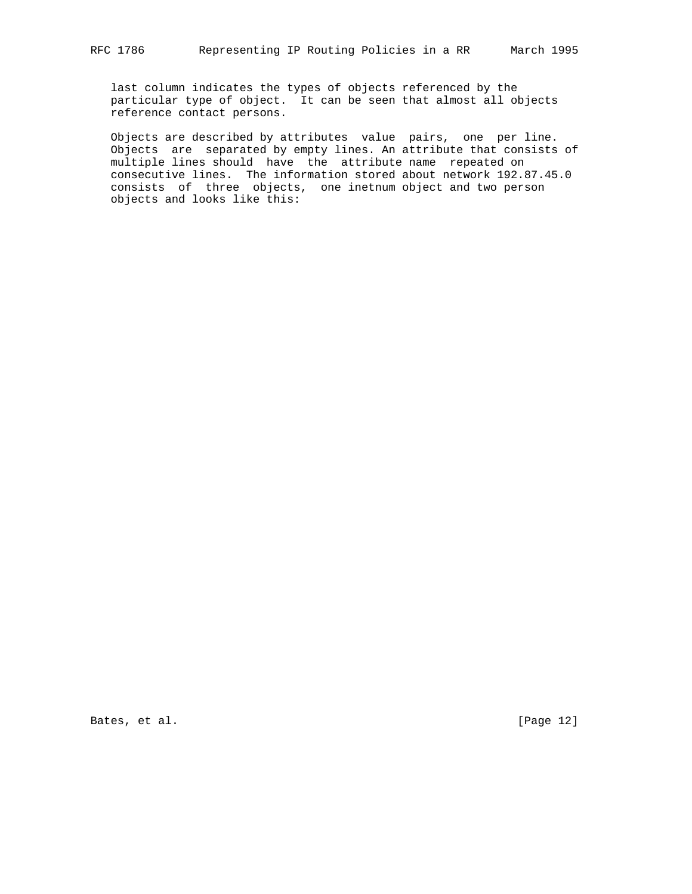last column indicates the types of objects referenced by the particular type of object. It can be seen that almost all objects reference contact persons.

Objects are described by attributes value pairs, one per line. Objects are separated by empty lines. An attribute that consists of multiple lines should have the attribute name repeated on consecutive lines. The information stored about network 192.87.45.0 consists of three objects, one inetnum object and two person objects and looks like this: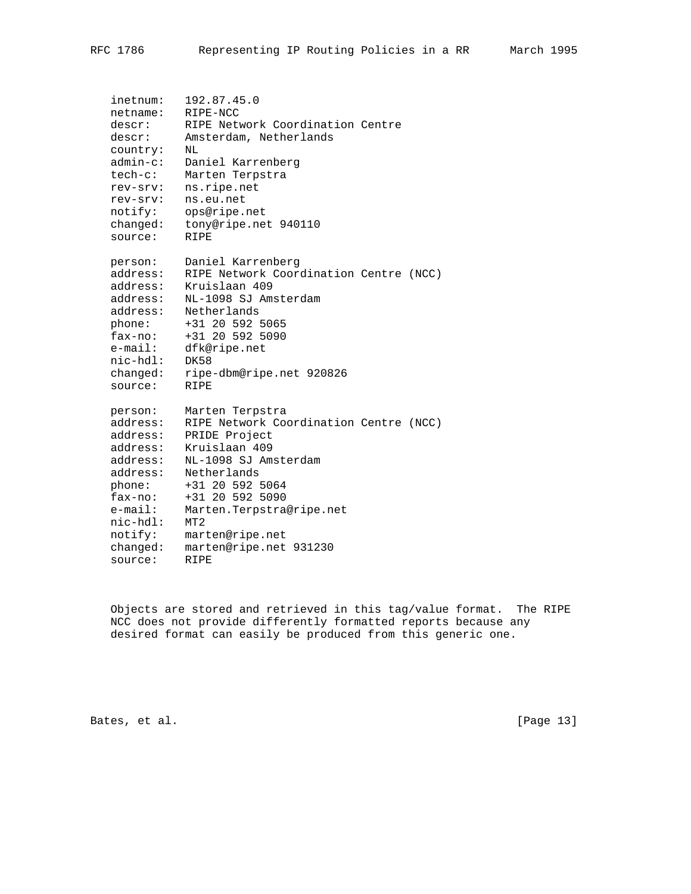```
inetnum:   192.87.45.0
netname:   RIPE-NCC
descr:     RIPE Network Coordination Centre
descr:     Amsterdam, Netherlands
country:   NL
admin-c:   Daniel Karrenberg
tech-c:    Marten Terpstra
rev-srv:   ns.ripe.net
rev-srv:   ns.eu.net
notify:    ops@ripe.net
changed:   tony@ripe.net 940110
source:    RIPE

person:    Daniel Karrenberg
address:   RIPE Network Coordination Centre (NCC)
address:   Kruislaan 409
address:   NL-1098 SJ Amsterdam
address:   Netherlands
phone:     +31 20 592 5065
fax-no:    +31 20 592 5090
e-mail:    dfk@ripe.net
nic-hdl:   DK58
changed:   ripe-dbm@ripe.net 920826
source:    RIPE

person:    Marten Terpstra
address:   RIPE Network Coordination Centre (NCC)
address:   PRIDE Project
address:   Kruislaan 409
address:   NL-1098 SJ Amsterdam
address:   Netherlands
phone:     +31 20 592 5064
fax-no:    +31 20 592 5090
e-mail:    Marten.Terpstra@ripe.net
nic-hdl:   MT2
notify:    marten@ripe.net
changed:   marten@ripe.net 931230
source:    RIPE
```

Objects are stored and retrieved in this tag/value format. The RIPE NCC does not provide differently formatted reports because any desired format can easily be produced from this generic one.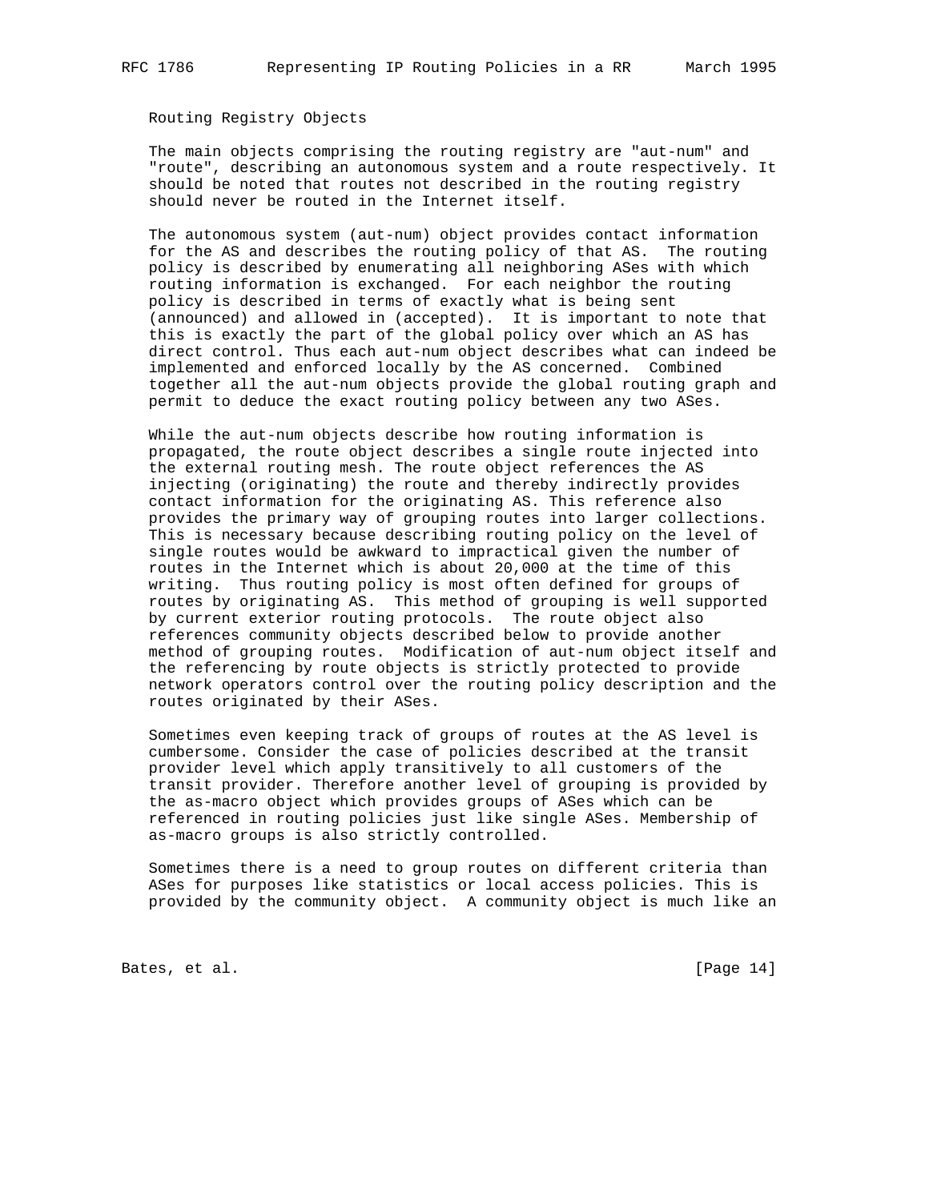## Routing Registry Objects

The main objects comprising the routing registry are "aut-num" and "route", describing an autonomous system and a route respectively. It should be noted that routes not described in the routing registry should never be routed in the Internet itself.

The autonomous system (aut-num) object provides contact information for the AS and describes the routing policy of that AS. The routing policy is described by enumerating all neighboring ASes with which routing information is exchanged. For each neighbor the routing policy is described in terms of exactly what is being sent (announced) and allowed in (accepted). It is important to note that this is exactly the part of the global policy over which an AS has direct control. Thus each aut-num object describes what can indeed be implemented and enforced locally by the AS concerned. Combined together all the aut-num objects provide the global routing graph and permit to deduce the exact routing policy between any two ASes.

While the aut-num objects describe how routing information is propagated, the route object describes a single route injected into the external routing mesh. The route object references the AS injecting (originating) the route and thereby indirectly provides contact information for the originating AS. This reference also provides the primary way of grouping routes into larger collections. This is necessary because describing routing policy on the level of single routes would be awkward to impractical given the number of routes in the Internet which is about 20,000 at the time of this writing. Thus routing policy is most often defined for groups of routes by originating AS. This method of grouping is well supported by current exterior routing protocols. The route object also references community objects described below to provide another method of grouping routes. Modification of aut-num object itself and the referencing by route objects is strictly protected to provide network operators control over the routing policy description and the routes originated by their ASes.

Sometimes even keeping track of groups of routes at the AS level is cumbersome. Consider the case of policies described at the transit provider level which apply transitively to all customers of the transit provider. Therefore another level of grouping is provided by the as-macro object which provides groups of ASes which can be referenced in routing policies just like single ASes. Membership of as-macro groups is also strictly controlled.

Sometimes there is a need to group routes on different criteria than ASes for purposes like statistics or local access policies. This is provided by the community object. A community object is much like an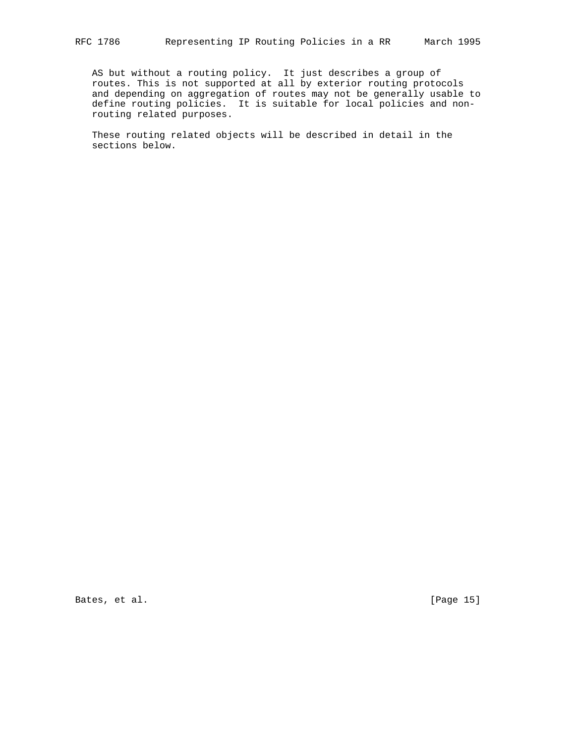AS but without a routing policy. It just describes a group of routes. This is not supported at all by exterior routing protocols and depending on aggregation of routes may not be generally usable to define routing policies. It is suitable for local policies and non-routing related purposes.

These routing related objects will be described in detail in the sections below.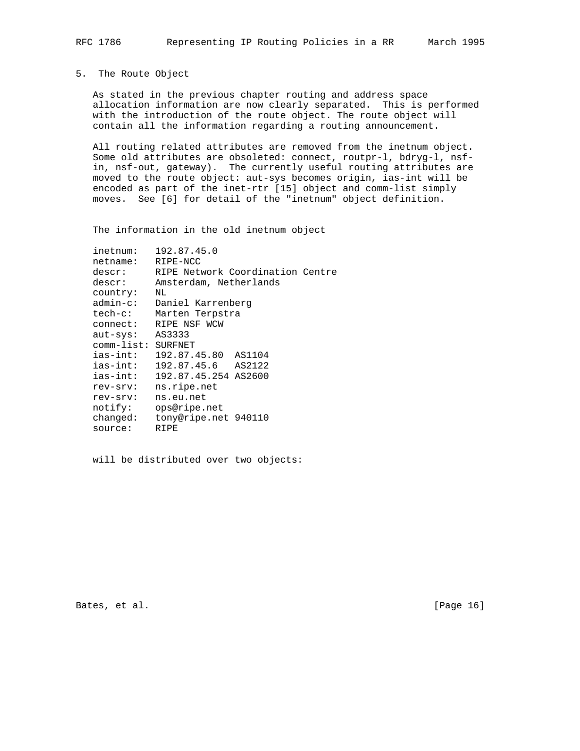## 5. The Route Object

As stated in the previous chapter routing and address space allocation information are now clearly separated. This is performed with the introduction of the route object. The route object will contain all the information regarding a routing announcement.

All routing related attributes are removed from the inetnum object. Some old attributes are obsoleted: connect, routpr-l, bdryg-l, nsf-in, nsf-out, gateway). The currently useful routing attributes are moved to the route object: aut-sys becomes origin, ias-int will be encoded as part of the inet-rtr [15] object and comm-list simply moves. See [6] for detail of the "inetnum" object definition.

The information in the old inetnum object

```
inetnum:   192.87.45.0
netname:   RIPE-NCC
descr:     RIPE Network Coordination Centre
descr:     Amsterdam, Netherlands
country:   NL
admin-c:   Daniel Karrenberg
tech-c:    Marten Terpstra
connect:   RIPE NSF WCW
aut-sys:   AS3333
comm-list: SURFNET
ias-int:   192.87.45.80  AS1104
ias-int:   192.87.45.6   AS2122
ias-int:   192.87.45.254 AS2600
rev-srv:   ns.ripe.net
rev-srv:   ns.eu.net
notify:    ops@ripe.net
changed:   tony@ripe.net 940110
source:    RIPE
```

will be distributed over two objects: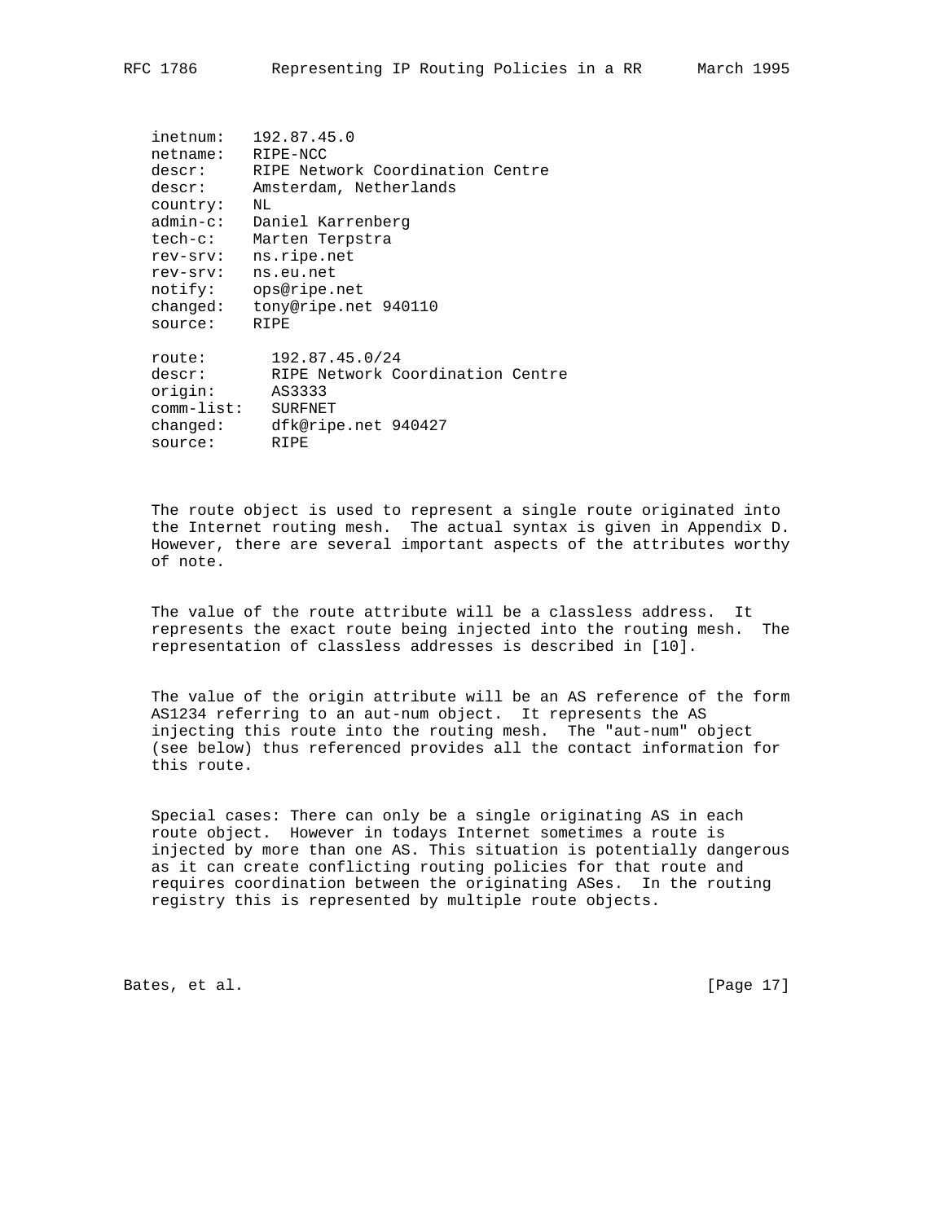```
inetnum:   192.87.45.0
netname:   RIPE-NCC
descr:     RIPE Network Coordination Centre
descr:     Amsterdam, Netherlands
country:   NL
admin-c:   Daniel Karrenberg
tech-c:    Marten Terpstra
rev-srv:   ns.ripe.net
rev-srv:   ns.eu.net
notify:    ops@ripe.net
changed:   tony@ripe.net 940110
source:    RIPE
```

```
route:       192.87.45.0/24
descr:       RIPE Network Coordination Centre
origin:      AS3333
comm-list:   SURFNET
changed:     dfk@ripe.net 940427
source:      RIPE
```

The route object is used to represent a single route originated into the Internet routing mesh. The actual syntax is given in Appendix D. However, there are several important aspects of the attributes worthy of note.

The value of the route attribute will be a classless address. It represents the exact route being injected into the routing mesh. The representation of classless addresses is described in [10].

The value of the origin attribute will be an AS reference of the form AS1234 referring to an aut-num object. It represents the AS injecting this route into the routing mesh. The "aut-num" object (see below) thus referenced provides all the contact information for this route.

Special cases: There can only be a single originating AS in each route object. However in todays Internet sometimes a route is injected by more than one AS. This situation is potentially dangerous as it can create conflicting routing policies for that route and requires coordination between the originating ASes. In the routing registry this is represented by multiple route objects.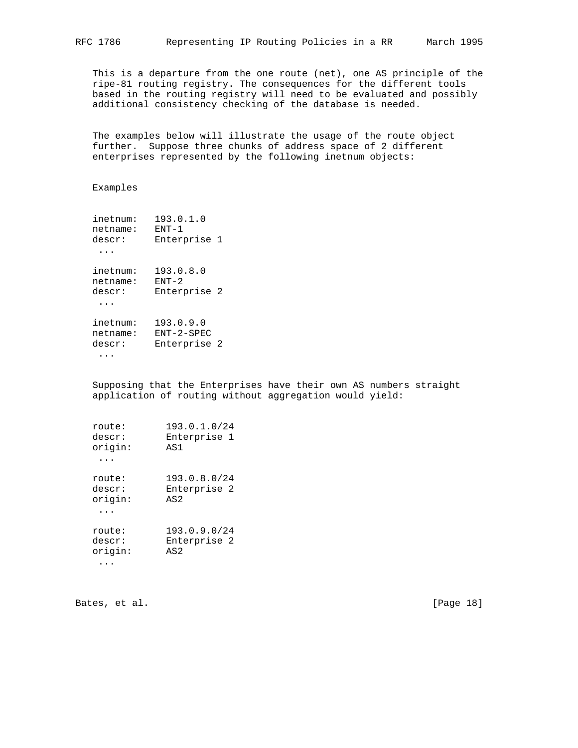This is a departure from the one route (net), one AS principle of the ripe-81 routing registry. The consequences for the different tools based in the routing registry will need to be evaluated and possibly additional consistency checking of the database is needed.

The examples below will illustrate the usage of the route object further. Suppose three chunks of address space of 2 different enterprises represented by the following inetnum objects:

Examples

```
inetnum:   193.0.1.0
netname:   ENT-1
descr:     Enterprise 1
 ...

inetnum:   193.0.8.0
netname:   ENT-2
descr:     Enterprise 2
 ...

inetnum:   193.0.9.0
netname:   ENT-2-SPEC
descr:     Enterprise 2
 ...
```

Supposing that the Enterprises have their own AS numbers straight application of routing without aggregation would yield:

```
route:       193.0.1.0/24
descr:       Enterprise 1
origin:      AS1
 ...

route:       193.0.8.0/24
descr:       Enterprise 2
origin:      AS2
 ...

route:       193.0.9.0/24
descr:       Enterprise 2
origin:      AS2
 ...
```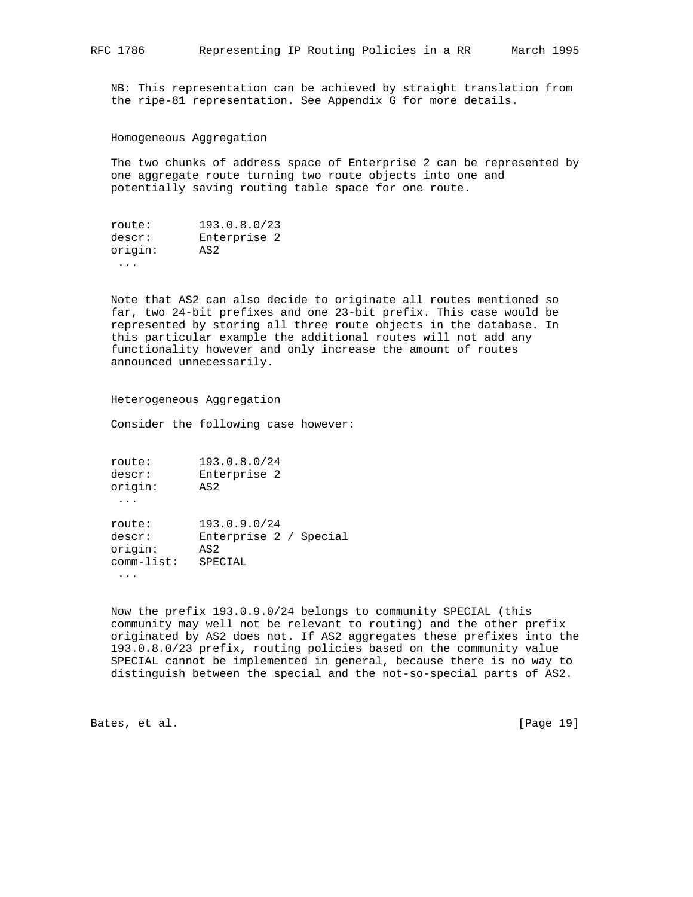NB: This representation can be achieved by straight translation from the ripe-81 representation. See Appendix G for more details.

### Homogeneous Aggregation

The two chunks of address space of Enterprise 2 can be represented by one aggregate route turning two route objects into one and potentially saving routing table space for one route.

```
route:       193.0.8.0/23
descr:       Enterprise 2
origin:      AS2
 ...
```

Note that AS2 can also decide to originate all routes mentioned so far, two 24-bit prefixes and one 23-bit prefix. This case would be represented by storing all three route objects in the database. In this particular example the additional routes will not add any functionality however and only increase the amount of routes announced unnecessarily.

### Heterogeneous Aggregation

Consider the following case however:

```
route:       193.0.8.0/24
descr:       Enterprise 2
origin:      AS2
 ...

route:       193.0.9.0/24
descr:       Enterprise 2 / Special
origin:      AS2
comm-list:   SPECIAL
 ...
```

Now the prefix 193.0.9.0/24 belongs to community SPECIAL (this community may well not be relevant to routing) and the other prefix originated by AS2 does not. If AS2 aggregates these prefixes into the 193.0.8.0/23 prefix, routing policies based on the community value SPECIAL cannot be implemented in general, because there is no way to distinguish between the special and the not-so-special parts of AS2.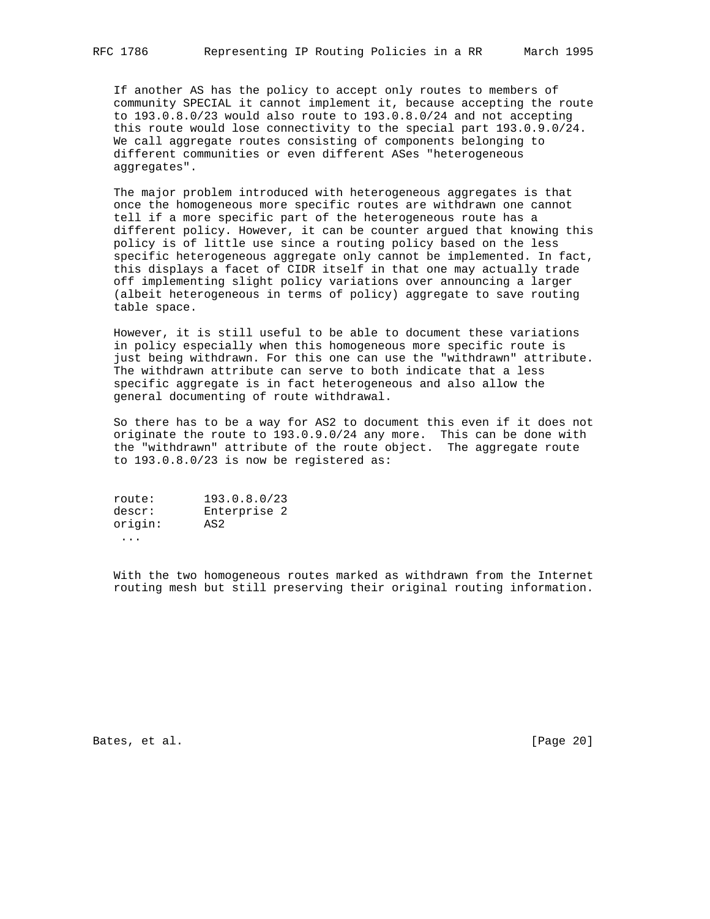If another AS has the policy to accept only routes to members of community SPECIAL it cannot implement it, because accepting the route to 193.0.8.0/23 would also route to 193.0.8.0/24 and not accepting this route would lose connectivity to the special part 193.0.9.0/24. We call aggregate routes consisting of components belonging to different communities or even different ASes "heterogeneous aggregates".

The major problem introduced with heterogeneous aggregates is that once the homogeneous more specific routes are withdrawn one cannot tell if a more specific part of the heterogeneous route has a different policy. However, it can be counter argued that knowing this policy is of little use since a routing policy based on the less specific heterogeneous aggregate only cannot be implemented. In fact, this displays a facet of CIDR itself in that one may actually trade off implementing slight policy variations over announcing a larger (albeit heterogeneous in terms of policy) aggregate to save routing table space.

However, it is still useful to be able to document these variations in policy especially when this homogeneous more specific route is just being withdrawn. For this one can use the "withdrawn" attribute. The withdrawn attribute can serve to both indicate that a less specific aggregate is in fact heterogeneous and also allow the general documenting of route withdrawal.

So there has to be a way for AS2 to document this even if it does not originate the route to 193.0.9.0/24 any more. This can be done with the "withdrawn" attribute of the route object. The aggregate route to 193.0.8.0/23 is now be registered as:

```
route:       193.0.8.0/23
descr:       Enterprise 2
origin:      AS2
 ...
```

With the two homogeneous routes marked as withdrawn from the Internet routing mesh but still preserving their original routing information.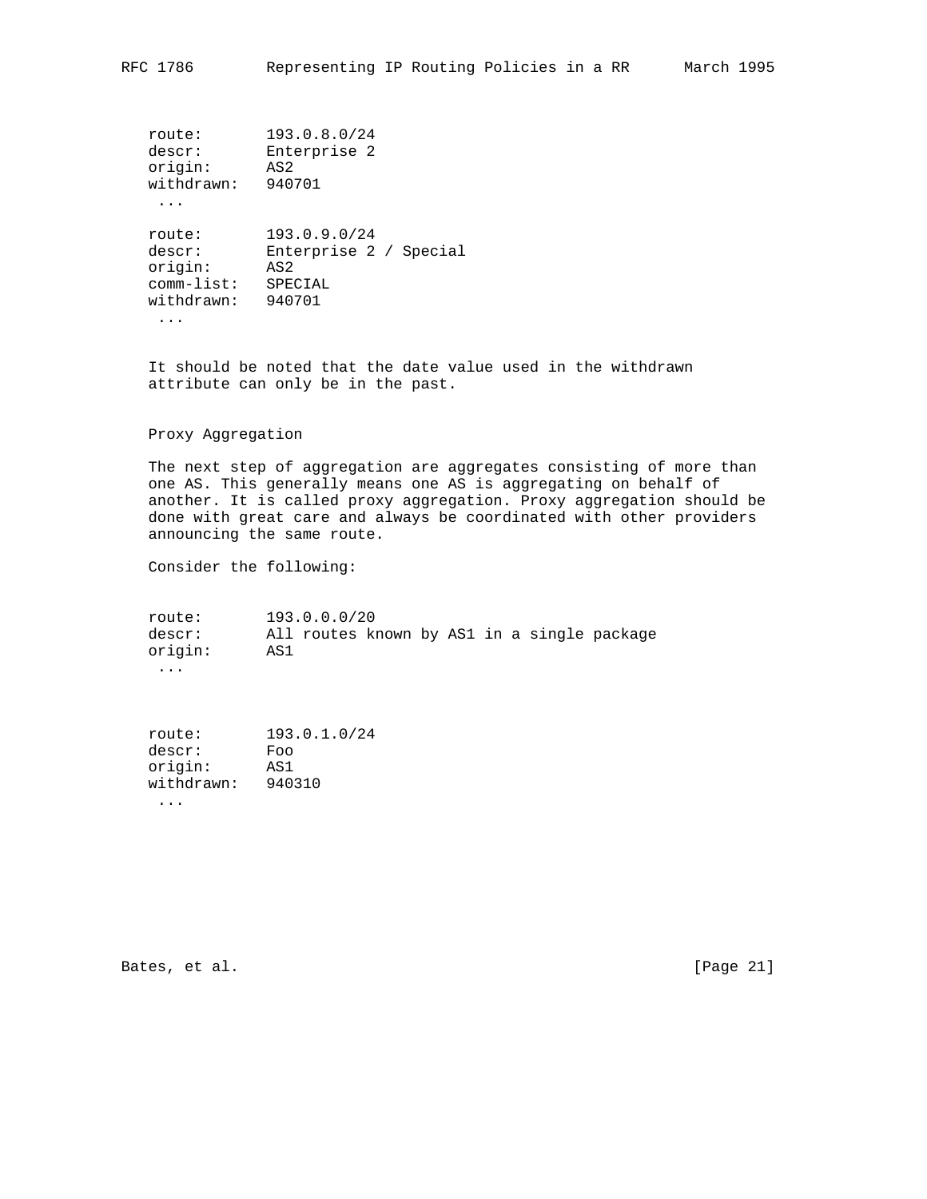```
route:       193.0.8.0/24
descr:       Enterprise 2
origin:      AS2
withdrawn:   940701
 ...

route:       193.0.9.0/24
descr:       Enterprise 2 / Special
origin:      AS2
comm-list:   SPECIAL
withdrawn:   940701
 ...
```

It should be noted that the date value used in the withdrawn attribute can only be in the past.

### Proxy Aggregation

The next step of aggregation are aggregates consisting of more than one AS. This generally means one AS is aggregating on behalf of another. It is called proxy aggregation. Proxy aggregation should be done with great care and always be coordinated with other providers announcing the same route.

Consider the following:

```
route:       193.0.0.0/20
descr:       All routes known by AS1 in a single package
origin:      AS1
 ...


route:       193.0.1.0/24
descr:       Foo
origin:      AS1
withdrawn:   940310
 ...
```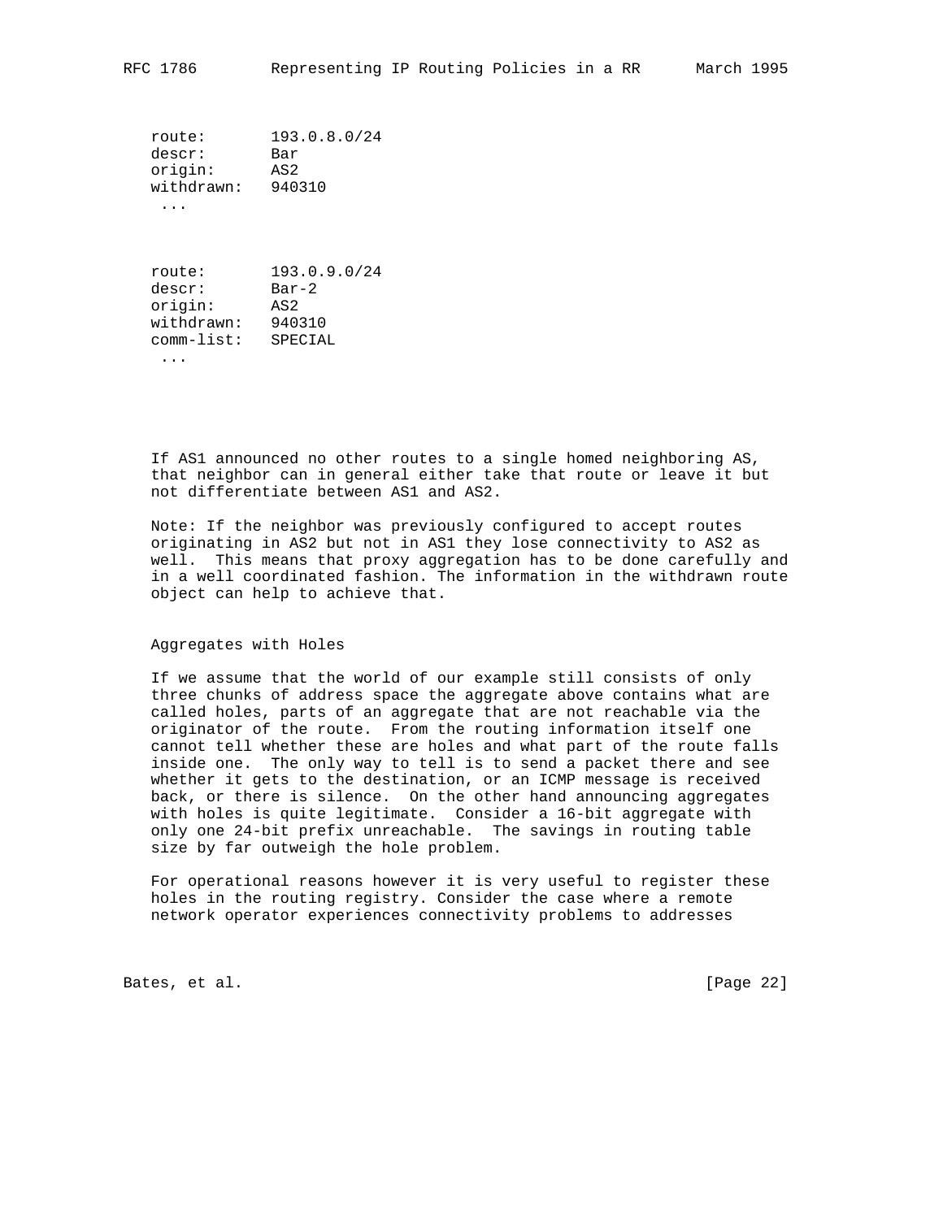```
route:       193.0.8.0/24
descr:       Bar
origin:      AS2
withdrawn:   940310
 ...
```

```
route:       193.0.9.0/24
descr:       Bar-2
origin:      AS2
withdrawn:   940310
comm-list:   SPECIAL
 ...
```

If AS1 announced no other routes to a single homed neighboring AS, that neighbor can in general either take that route or leave it but not differentiate between AS1 and AS2.

Note: If the neighbor was previously configured to accept routes originating in AS2 but not in AS1 they lose connectivity to AS2 as well. This means that proxy aggregation has to be done carefully and in a well coordinated fashion. The information in the withdrawn route object can help to achieve that.

Aggregates with Holes

If we assume that the world of our example still consists of only three chunks of address space the aggregate above contains what are called holes, parts of an aggregate that are not reachable via the originator of the route. From the routing information itself one cannot tell whether these are holes and what part of the route falls inside one. The only way to tell is to send a packet there and see whether it gets to the destination, or an ICMP message is received back, or there is silence. On the other hand announcing aggregates with holes is quite legitimate. Consider a 16-bit aggregate with only one 24-bit prefix unreachable. The savings in routing table size by far outweigh the hole problem.

For operational reasons however it is very useful to register these holes in the routing registry. Consider the case where a remote network operator experiences connectivity problems to addresses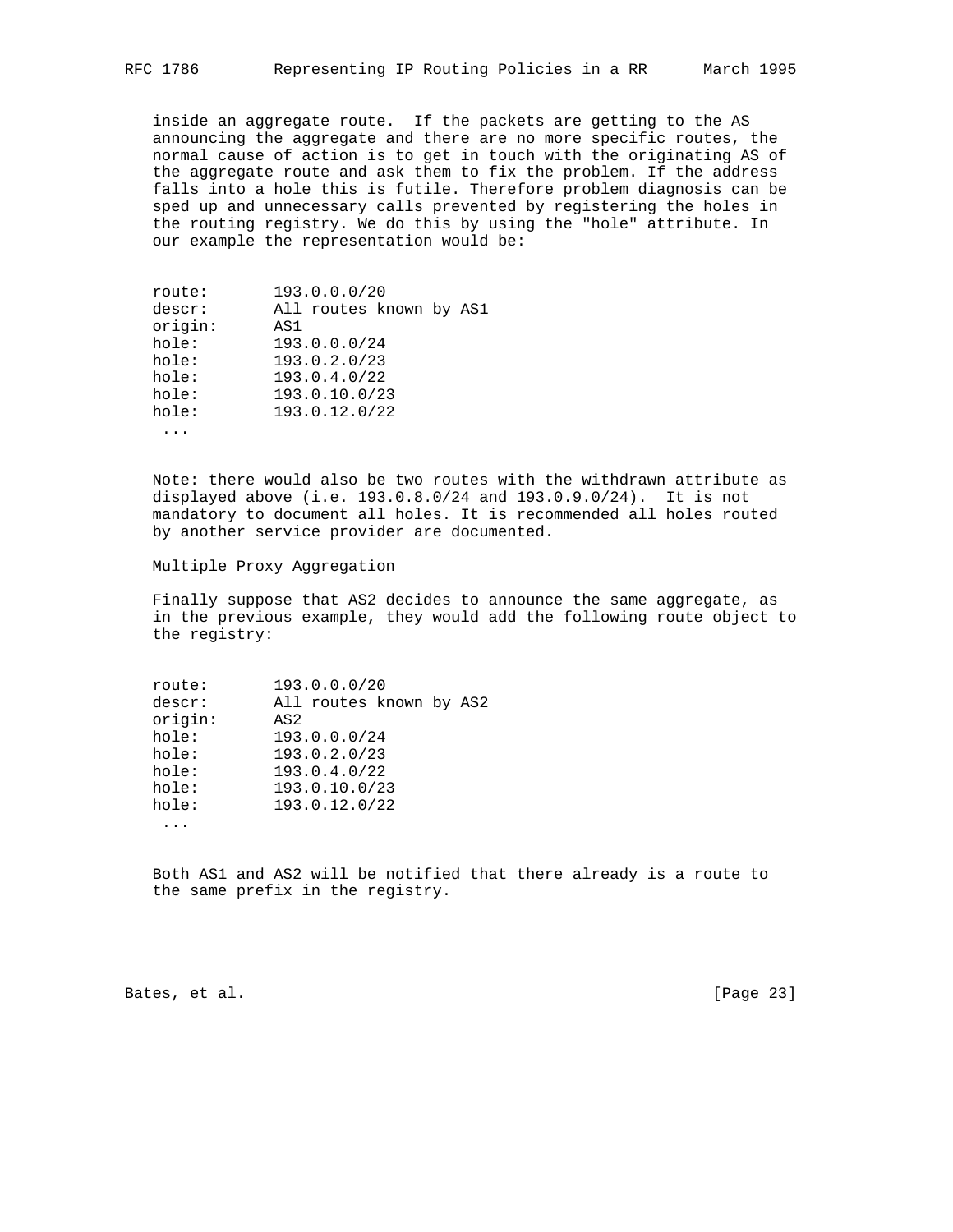inside an aggregate route. If the packets are getting to the AS announcing the aggregate and there are no more specific routes, the normal cause of action is to get in touch with the originating AS of the aggregate route and ask them to fix the problem. If the address falls into a hole this is futile. Therefore problem diagnosis can be sped up and unnecessary calls prevented by registering the holes in the routing registry. We do this by using the "hole" attribute. In our example the representation would be:

```
route:       193.0.0.0/20
descr:       All routes known by AS1
origin:      AS1
hole:        193.0.0.0/24
hole:        193.0.2.0/23
hole:        193.0.4.0/22
hole:        193.0.10.0/23
hole:        193.0.12.0/22
 ...
```

Note: there would also be two routes with the withdrawn attribute as displayed above (i.e. 193.0.8.0/24 and 193.0.9.0/24). It is not mandatory to document all holes. It is recommended all holes routed by another service provider are documented.

Multiple Proxy Aggregation

Finally suppose that AS2 decides to announce the same aggregate, as in the previous example, they would add the following route object to the registry:

```
route:       193.0.0.0/20
descr:       All routes known by AS2
origin:      AS2
hole:        193.0.0.0/24
hole:        193.0.2.0/23
hole:        193.0.4.0/22
hole:        193.0.10.0/23
hole:        193.0.12.0/22
 ...
```

Both AS1 and AS2 will be notified that there already is a route to the same prefix in the registry.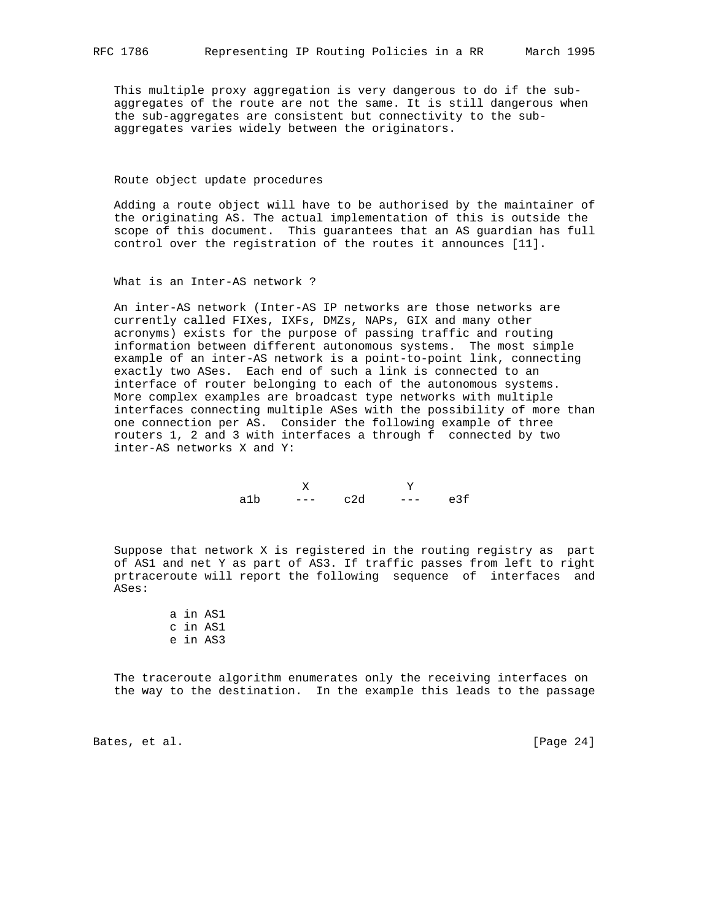This multiple proxy aggregation is very dangerous to do if the sub-aggregates of the route are not the same. It is still dangerous when the sub-aggregates are consistent but connectivity to the sub-aggregates varies widely between the originators.

## Route object update procedures

Adding a route object will have to be authorised by the maintainer of the originating AS. The actual implementation of this is outside the scope of this document. This guarantees that an AS guardian has full control over the registration of the routes it announces [11].

## What is an Inter-AS network ?

An inter-AS network (Inter-AS IP networks are those networks are currently called FIXes, IXFs, DMZs, NAPs, GIX and many other acronyms) exists for the purpose of passing traffic and routing information between different autonomous systems. The most simple example of an inter-AS network is a point-to-point link, connecting exactly two ASes. Each end of such a link is connected to an interface of router belonging to each of the autonomous systems. More complex examples are broadcast type networks with multiple interfaces connecting multiple ASes with the possibility of more than one connection per AS. Consider the following example of three routers 1, 2 and 3 with interfaces a through f connected by two inter-AS networks X and Y:

```
              X              Y
        a1b  ---    c2d     ---    e3f
```

Suppose that network X is registered in the routing registry as part of AS1 and net Y as part of AS3. If traffic passes from left to right prtraceroute will report the following sequence of interfaces and ASes:

```
a in AS1
c in AS1
e in AS3
```

The traceroute algorithm enumerates only the receiving interfaces on the way to the destination. In the example this leads to the passage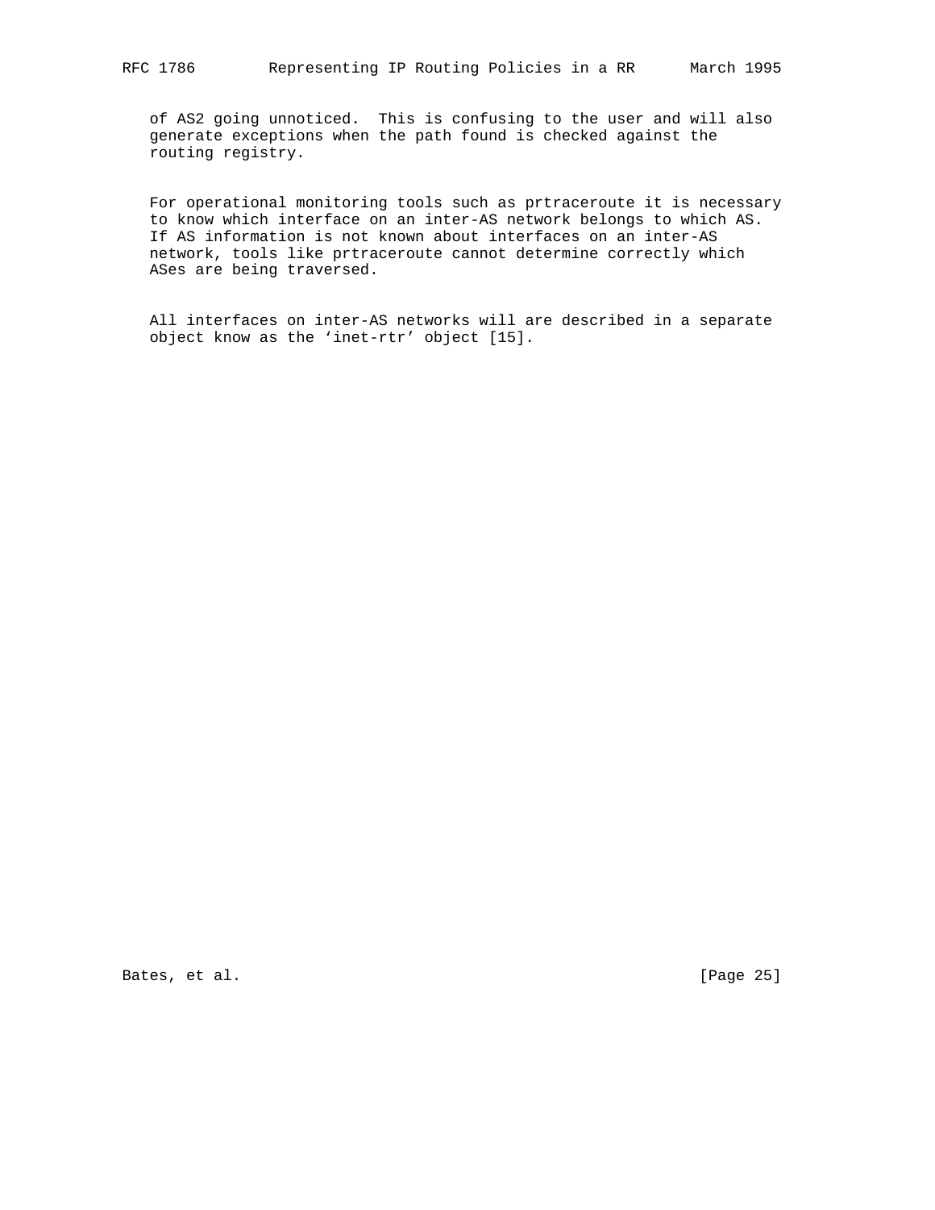of AS2 going unnoticed.  This is confusing to the user and will also generate exceptions when the path found is checked against the routing registry.

For operational monitoring tools such as prtraceroute it is necessary to know which interface on an inter-AS network belongs to which AS. If AS information is not known about interfaces on an inter-AS network, tools like prtraceroute cannot determine correctly which ASes are being traversed.

All interfaces on inter-AS networks will are described in a separate object know as the 'inet-rtr' object [15].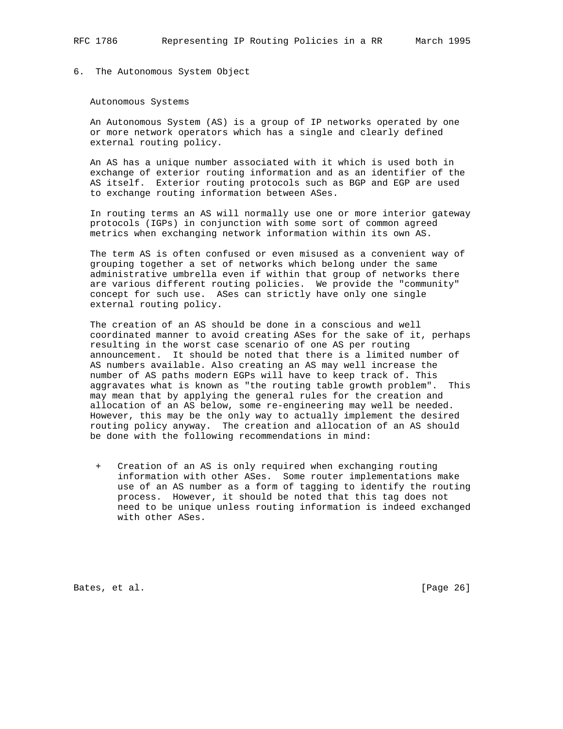## 6. The Autonomous System Object

### Autonomous Systems

An Autonomous System (AS) is a group of IP networks operated by one or more network operators which has a single and clearly defined external routing policy.

An AS has a unique number associated with it which is used both in exchange of exterior routing information and as an identifier of the AS itself. Exterior routing protocols such as BGP and EGP are used to exchange routing information between ASes.

In routing terms an AS will normally use one or more interior gateway protocols (IGPs) in conjunction with some sort of common agreed metrics when exchanging network information within its own AS.

The term AS is often confused or even misused as a convenient way of grouping together a set of networks which belong under the same administrative umbrella even if within that group of networks there are various different routing policies. We provide the "community" concept for such use. ASes can strictly have only one single external routing policy.

The creation of an AS should be done in a conscious and well coordinated manner to avoid creating ASes for the sake of it, perhaps resulting in the worst case scenario of one AS per routing announcement. It should be noted that there is a limited number of AS numbers available. Also creating an AS may well increase the number of AS paths modern EGPs will have to keep track of. This aggravates what is known as "the routing table growth problem". This may mean that by applying the general rules for the creation and allocation of an AS below, some re-engineering may well be needed. However, this may be the only way to actually implement the desired routing policy anyway. The creation and allocation of an AS should be done with the following recommendations in mind:

+ Creation of an AS is only required when exchanging routing information with other ASes. Some router implementations make use of an AS number as a form of tagging to identify the routing process. However, it should be noted that this tag does not need to be unique unless routing information is indeed exchanged with other ASes.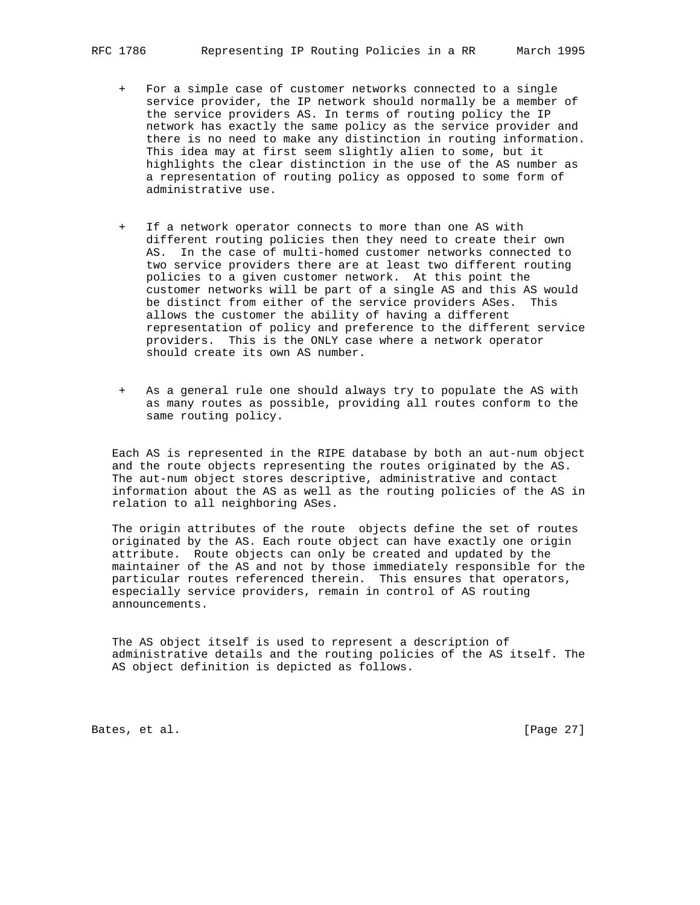- For a simple case of customer networks connected to a single service provider, the IP network should normally be a member of the service providers AS. In terms of routing policy the IP network has exactly the same policy as the service provider and there is no need to make any distinction in routing information. This idea may at first seem slightly alien to some, but it highlights the clear distinction in the use of the AS number as a representation of routing policy as opposed to some form of administrative use.

- If a network operator connects to more than one AS with different routing policies then they need to create their own AS. In the case of multi-homed customer networks connected to two service providers there are at least two different routing policies to a given customer network. At this point the customer networks will be part of a single AS and this AS would be distinct from either of the service providers ASes. This allows the customer the ability of having a different representation of policy and preference to the different service providers. This is the ONLY case where a network operator should create its own AS number.

- As a general rule one should always try to populate the AS with as many routes as possible, providing all routes conform to the same routing policy.

Each AS is represented in the RIPE database by both an aut-num object and the route objects representing the routes originated by the AS. The aut-num object stores descriptive, administrative and contact information about the AS as well as the routing policies of the AS in relation to all neighboring ASes.

The origin attributes of the route objects define the set of routes originated by the AS. Each route object can have exactly one origin attribute. Route objects can only be created and updated by the maintainer of the AS and not by those immediately responsible for the particular routes referenced therein. This ensures that operators, especially service providers, remain in control of AS routing announcements.

The AS object itself is used to represent a description of administrative details and the routing policies of the AS itself. The AS object definition is depicted as follows.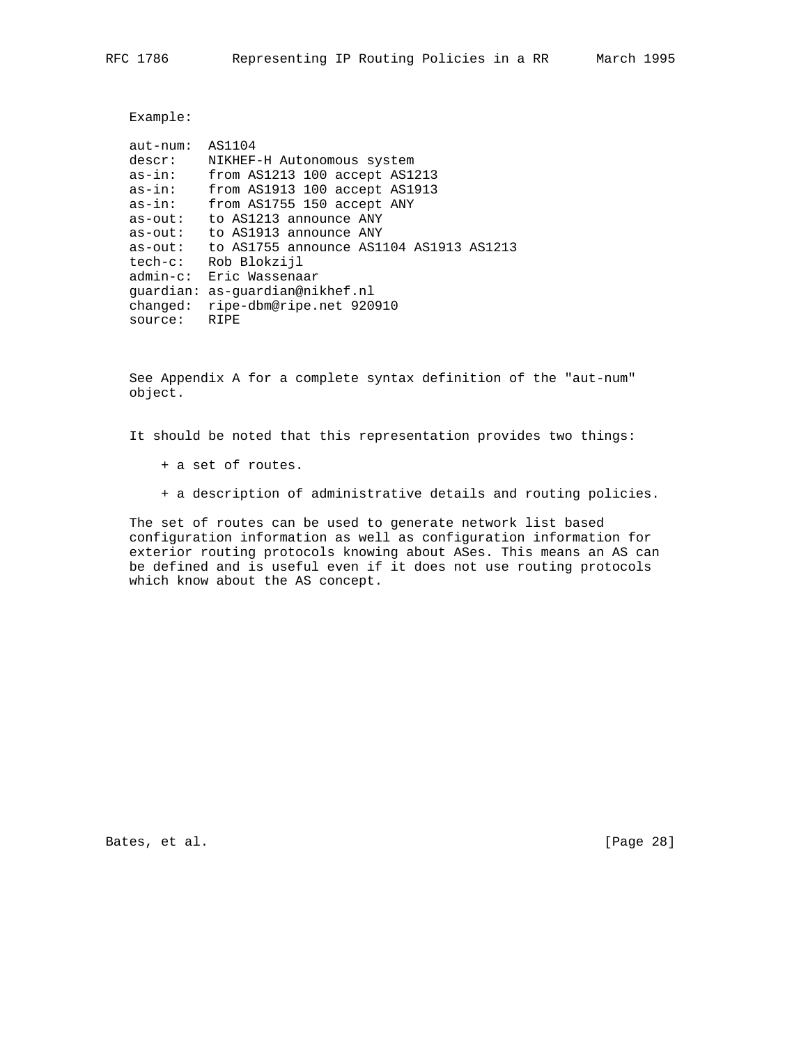Example:

```
aut-num:  AS1104
descr:    NIKHEF-H Autonomous system
as-in:    from AS1213 100 accept AS1213
as-in:    from AS1913 100 accept AS1913
as-in:    from AS1755 150 accept ANY
as-out:   to AS1213 announce ANY
as-out:   to AS1913 announce ANY
as-out:   to AS1755 announce AS1104 AS1913 AS1213
tech-c:   Rob Blokzijl
admin-c:  Eric Wassenaar
guardian: as-guardian@nikhef.nl
changed:  ripe-dbm@ripe.net 920910
source:   RIPE
```

See Appendix A for a complete syntax definition of the "aut-num" object.

It should be noted that this representation provides two things:

+ a set of routes.

+ a description of administrative details and routing policies.

The set of routes can be used to generate network list based configuration information as well as configuration information for exterior routing protocols knowing about ASes. This means an AS can be defined and is useful even if it does not use routing protocols which know about the AS concept.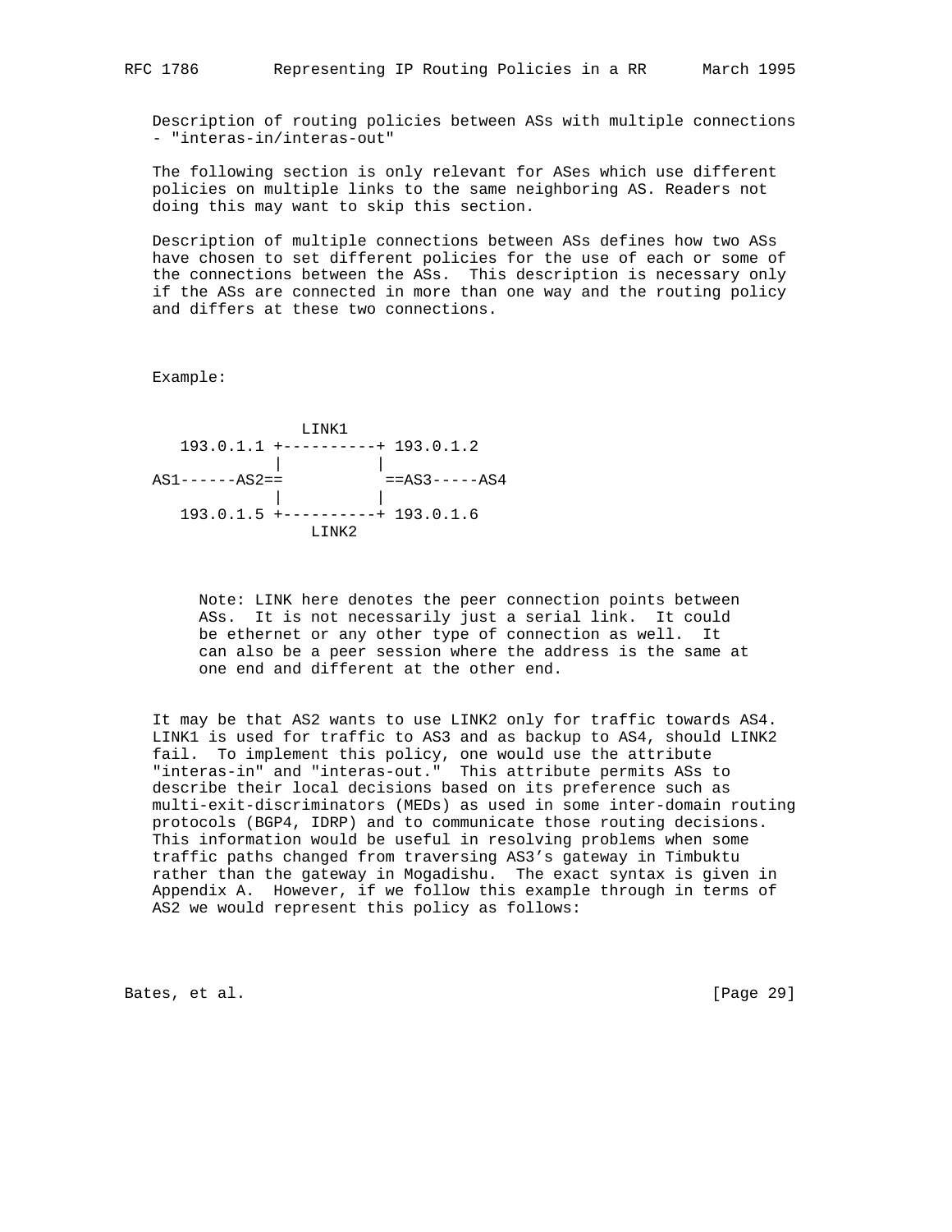Description of routing policies between ASs with multiple connections - "interas-in/interas-out"

The following section is only relevant for ASes which use different policies on multiple links to the same neighboring AS. Readers not doing this may want to skip this section.

Description of multiple connections between ASs defines how two ASs have chosen to set different policies for the use of each or some of the connections between the ASs. This description is necessary only if the ASs are connected in more than one way and the routing policy and differs at these two connections.

Example:

```
                 LINK1
   193.0.1.1 +----------+ 193.0.1.2
             |          |
AS1------AS2==           ==AS3-----AS4
             |          |
   193.0.1.5 +----------+ 193.0.1.6
                  LINK2
```

> Note: LINK here denotes the peer connection points between ASs. It is not necessarily just a serial link. It could be ethernet or any other type of connection as well. It can also be a peer session where the address is the same at one end and different at the other end.

It may be that AS2 wants to use LINK2 only for traffic towards AS4. LINK1 is used for traffic to AS3 and as backup to AS4, should LINK2 fail. To implement this policy, one would use the attribute "interas-in" and "interas-out." This attribute permits ASs to describe their local decisions based on its preference such as multi-exit-discriminators (MEDs) as used in some inter-domain routing protocols (BGP4, IDRP) and to communicate those routing decisions. This information would be useful in resolving problems when some traffic paths changed from traversing AS3's gateway in Timbuktu rather than the gateway in Mogadishu. The exact syntax is given in Appendix A. However, if we follow this example through in terms of AS2 we would represent this policy as follows: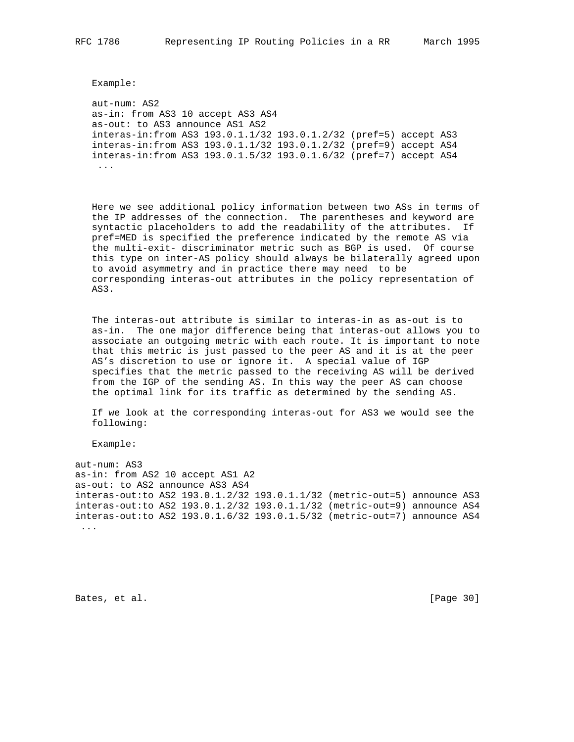Example:

```
aut-num: AS2
as-in: from AS3 10 accept AS3 AS4
as-out: to AS3 announce AS1 AS2
interas-in:from AS3 193.0.1.1/32 193.0.1.2/32 (pref=5) accept AS3
interas-in:from AS3 193.0.1.1/32 193.0.1.2/32 (pref=9) accept AS4
interas-in:from AS3 193.0.1.5/32 193.0.1.6/32 (pref=7) accept AS4
 ...
```

Here we see additional policy information between two ASs in terms of the IP addresses of the connection. The parentheses and keyword are syntactic placeholders to add the readability of the attributes. If pref=MED is specified the preference indicated by the remote AS via the multi-exit- discriminator metric such as BGP is used. Of course this type on inter-AS policy should always be bilaterally agreed upon to avoid asymmetry and in practice there may need to be corresponding interas-out attributes in the policy representation of AS3.

The interas-out attribute is similar to interas-in as as-out is to as-in. The one major difference being that interas-out allows you to associate an outgoing metric with each route. It is important to note that this metric is just passed to the peer AS and it is at the peer AS's discretion to use or ignore it. A special value of IGP specifies that the metric passed to the receiving AS will be derived from the IGP of the sending AS. In this way the peer AS can choose the optimal link for its traffic as determined by the sending AS.

If we look at the corresponding interas-out for AS3 we would see the following:

Example:

```
aut-num: AS3
as-in: from AS2 10 accept AS1 A2
as-out: to AS2 announce AS3 AS4
interas-out:to AS2 193.0.1.2/32 193.0.1.1/32 (metric-out=5) announce AS3
interas-out:to AS2 193.0.1.2/32 193.0.1.1/32 (metric-out=9) announce AS4
interas-out:to AS2 193.0.1.6/32 193.0.1.5/32 (metric-out=7) announce AS4
 ...
```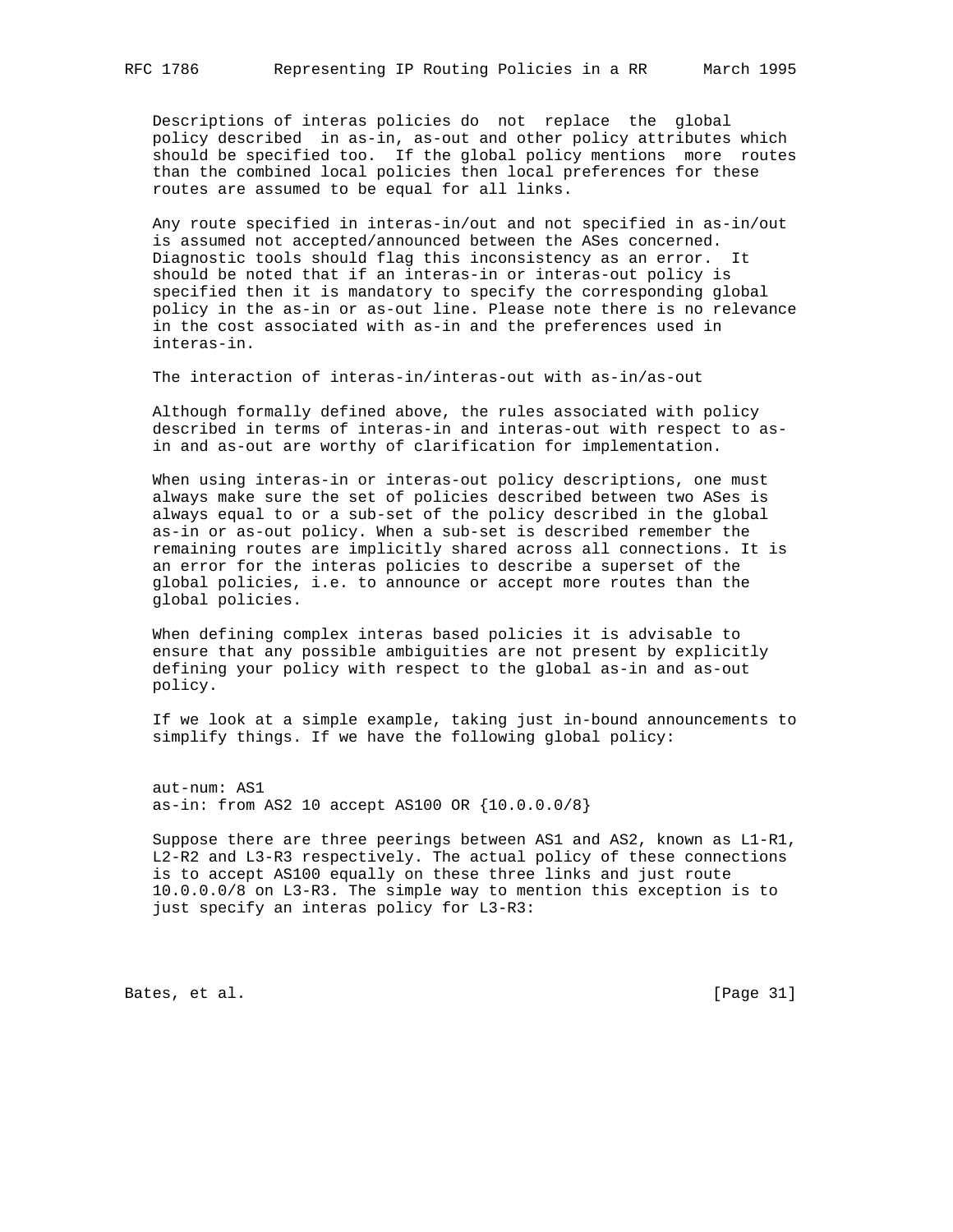Descriptions of interas policies do not replace the global policy described in as-in, as-out and other policy attributes which should be specified too. If the global policy mentions more routes than the combined local policies then local preferences for these routes are assumed to be equal for all links.

Any route specified in interas-in/out and not specified in as-in/out is assumed not accepted/announced between the ASes concerned. Diagnostic tools should flag this inconsistency as an error. It should be noted that if an interas-in or interas-out policy is specified then it is mandatory to specify the corresponding global policy in the as-in or as-out line. Please note there is no relevance in the cost associated with as-in and the preferences used in interas-in.

The interaction of interas-in/interas-out with as-in/as-out

Although formally defined above, the rules associated with policy described in terms of interas-in and interas-out with respect to as-in and as-out are worthy of clarification for implementation.

When using interas-in or interas-out policy descriptions, one must always make sure the set of policies described between two ASes is always equal to or a sub-set of the policy described in the global as-in or as-out policy. When a sub-set is described remember the remaining routes are implicitly shared across all connections. It is an error for the interas policies to describe a superset of the global policies, i.e. to announce or accept more routes than the global policies.

When defining complex interas based policies it is advisable to ensure that any possible ambiguities are not present by explicitly defining your policy with respect to the global as-in and as-out policy.

If we look at a simple example, taking just in-bound announcements to simplify things. If we have the following global policy:

```
aut-num: AS1
as-in: from AS2 10 accept AS100 OR {10.0.0.0/8}
```

Suppose there are three peerings between AS1 and AS2, known as L1-R1, L2-R2 and L3-R3 respectively. The actual policy of these connections is to accept AS100 equally on these three links and just route 10.0.0.0/8 on L3-R3. The simple way to mention this exception is to just specify an interas policy for L3-R3: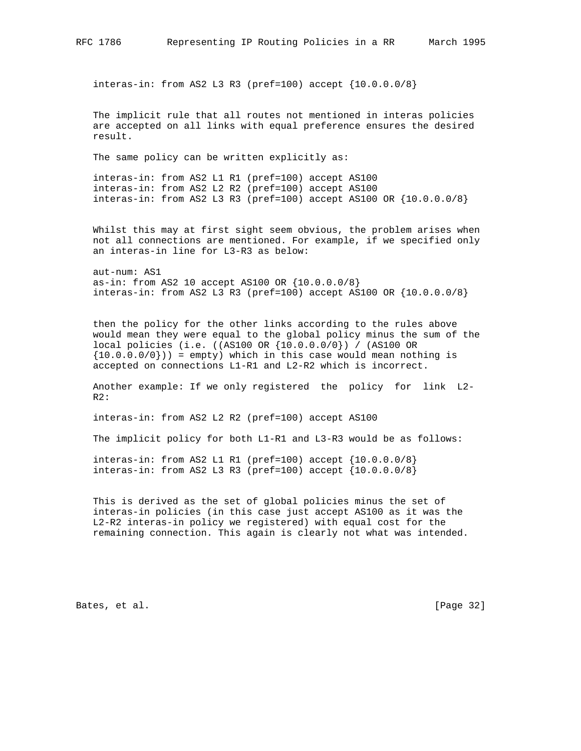```
interas-in: from AS2 L3 R3 (pref=100) accept {10.0.0.0/8}
```

The implicit rule that all routes not mentioned in interas policies are accepted on all links with equal preference ensures the desired result.

The same policy can be written explicitly as:

```
interas-in: from AS2 L1 R1 (pref=100) accept AS100
interas-in: from AS2 L2 R2 (pref=100) accept AS100
interas-in: from AS2 L3 R3 (pref=100) accept AS100 OR {10.0.0.0/8}
```

Whilst this may at first sight seem obvious, the problem arises when not all connections are mentioned. For example, if we specified only an interas-in line for L3-R3 as below:

```
aut-num: AS1
as-in: from AS2 10 accept AS100 OR {10.0.0.0/8}
interas-in: from AS2 L3 R3 (pref=100) accept AS100 OR {10.0.0.0/8}
```

then the policy for the other links according to the rules above would mean they were equal to the global policy minus the sum of the local policies (i.e. ((AS100 OR {10.0.0.0/0}) / (AS100 OR {10.0.0.0/0})) = empty) which in this case would mean nothing is accepted on connections L1-R1 and L2-R2 which is incorrect.

Another example: If we only registered the policy for link L2-R2:

```
interas-in: from AS2 L2 R2 (pref=100) accept AS100
```

The implicit policy for both L1-R1 and L3-R3 would be as follows:

```
interas-in: from AS2 L1 R1 (pref=100) accept {10.0.0.0/8}
interas-in: from AS2 L3 R3 (pref=100) accept {10.0.0.0/8}
```

This is derived as the set of global policies minus the set of interas-in policies (in this case just accept AS100 as it was the L2-R2 interas-in policy we registered) with equal cost for the remaining connection. This again is clearly not what was intended.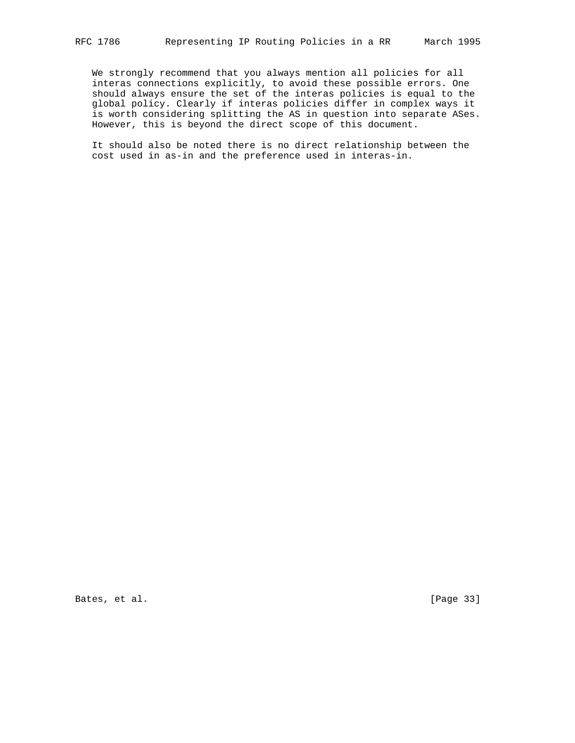We strongly recommend that you always mention all policies for all interas connections explicitly, to avoid these possible errors. One should always ensure the set of the interas policies is equal to the global policy. Clearly if interas policies differ in complex ways it is worth considering splitting the AS in question into separate ASes. However, this is beyond the direct scope of this document.

It should also be noted there is no direct relationship between the cost used in as-in and the preference used in interas-in.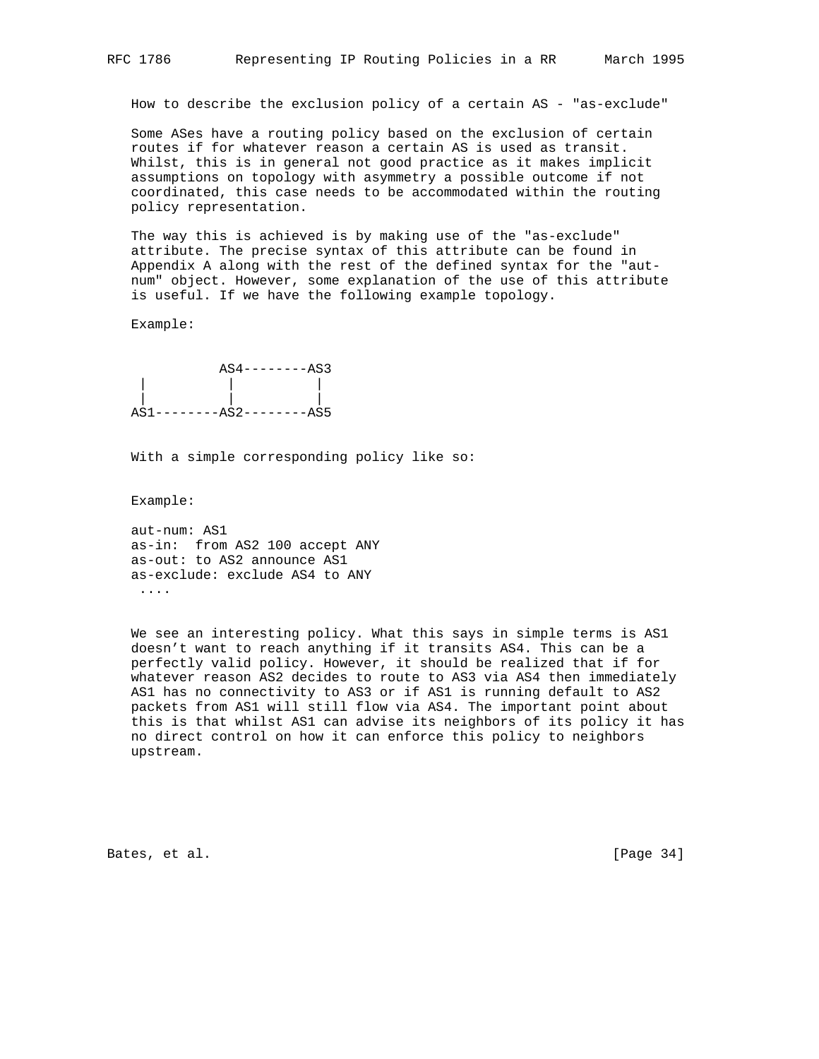How to describe the exclusion policy of a certain AS - "as-exclude"

Some ASes have a routing policy based on the exclusion of certain routes if for whatever reason a certain AS is used as transit. Whilst, this is in general not good practice as it makes implicit assumptions on topology with asymmetry a possible outcome if not coordinated, this case needs to be accommodated within the routing policy representation.

The way this is achieved is by making use of the "as-exclude" attribute. The precise syntax of this attribute can be found in Appendix A along with the rest of the defined syntax for the "aut-num" object. However, some explanation of the use of this attribute is useful. If we have the following example topology.

Example:

```
           AS4--------AS3
 |          |          |
 |          |          |
AS1--------AS2--------AS5
```

With a simple corresponding policy like so:

Example:

```
aut-num: AS1
as-in:  from AS2 100 accept ANY
as-out: to AS2 announce AS1
as-exclude: exclude AS4 to ANY
 ....
```

We see an interesting policy. What this says in simple terms is AS1 doesn't want to reach anything if it transits AS4. This can be a perfectly valid policy. However, it should be realized that if for whatever reason AS2 decides to route to AS3 via AS4 then immediately AS1 has no connectivity to AS3 or if AS1 is running default to AS2 packets from AS1 will still flow via AS4. The important point about this is that whilst AS1 can advise its neighbors of its policy it has no direct control on how it can enforce this policy to neighbors upstream.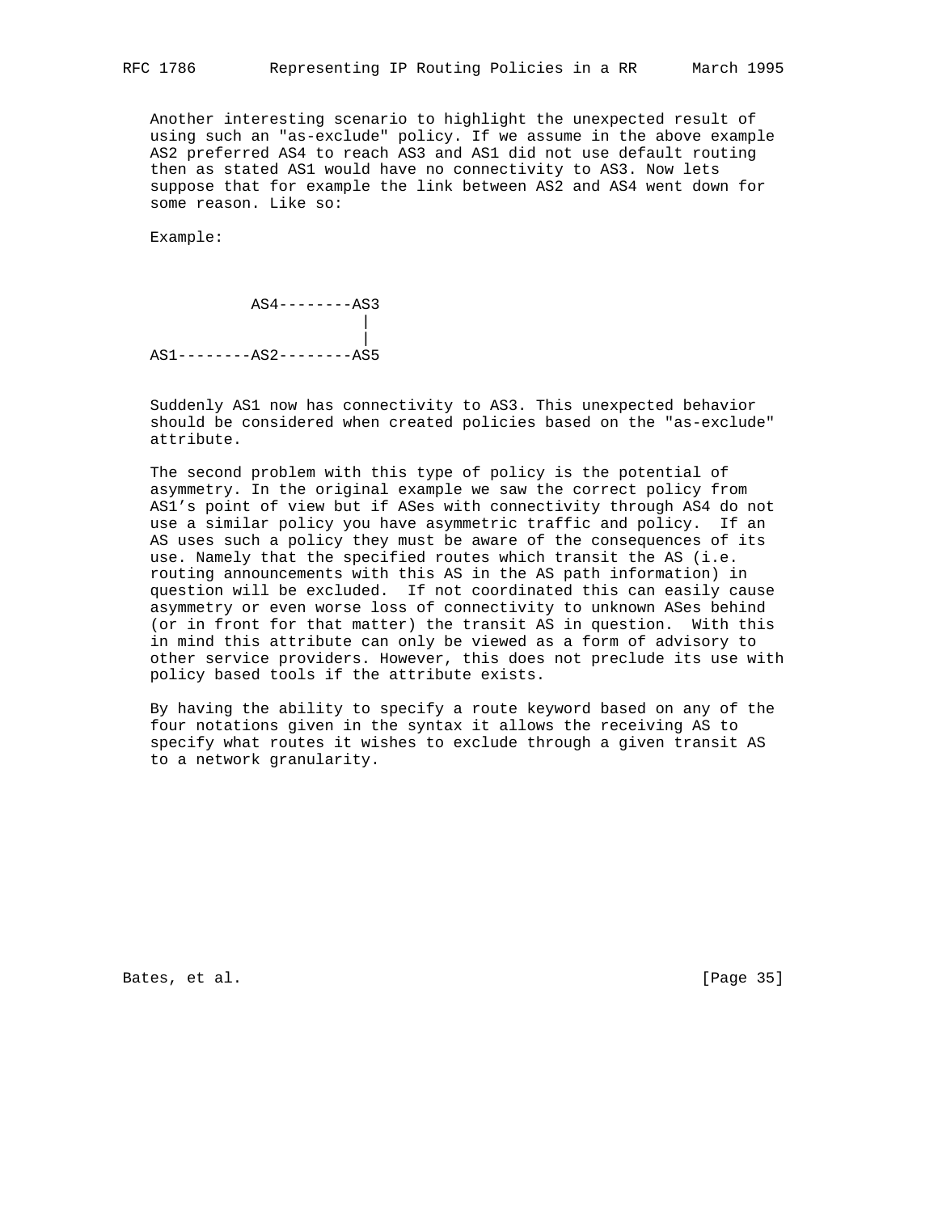Another interesting scenario to highlight the unexpected result of using such an "as-exclude" policy. If we assume in the above example AS2 preferred AS4 to reach AS3 and AS1 did not use default routing then as stated AS1 would have no connectivity to AS3. Now lets suppose that for example the link between AS2 and AS4 went down for some reason. Like so:

Example:

```
          AS4--------AS3
                      |
                      |
AS1--------AS2--------AS5
```

Suddenly AS1 now has connectivity to AS3. This unexpected behavior should be considered when created policies based on the "as-exclude" attribute.

The second problem with this type of policy is the potential of asymmetry. In the original example we saw the correct policy from AS1's point of view but if ASes with connectivity through AS4 do not use a similar policy you have asymmetric traffic and policy. If an AS uses such a policy they must be aware of the consequences of its use. Namely that the specified routes which transit the AS (i.e. routing announcements with this AS in the AS path information) in question will be excluded. If not coordinated this can easily cause asymmetry or even worse loss of connectivity to unknown ASes behind (or in front for that matter) the transit AS in question. With this in mind this attribute can only be viewed as a form of advisory to other service providers. However, this does not preclude its use with policy based tools if the attribute exists.

By having the ability to specify a route keyword based on any of the four notations given in the syntax it allows the receiving AS to specify what routes it wishes to exclude through a given transit AS to a network granularity.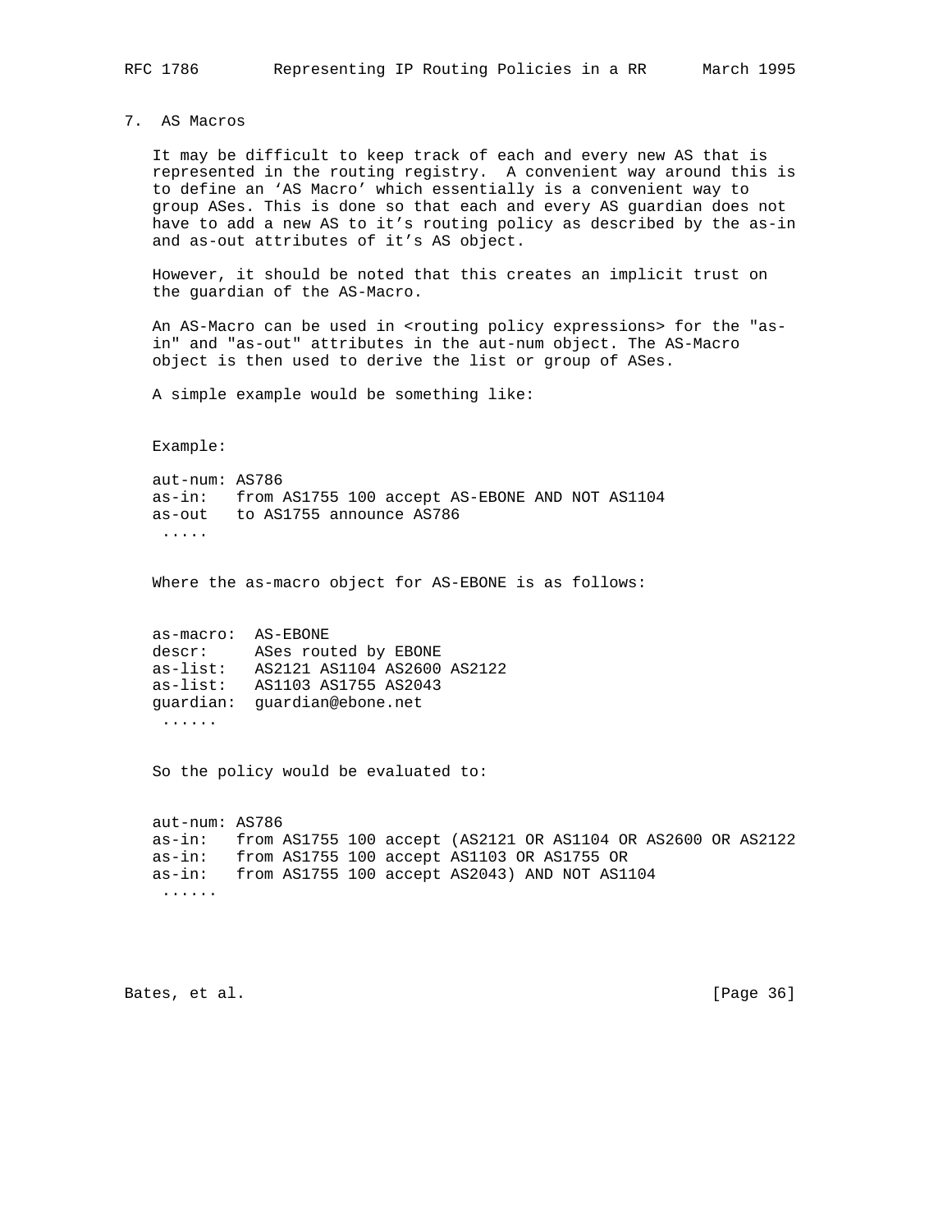## 7. AS Macros

It may be difficult to keep track of each and every new AS that is represented in the routing registry. A convenient way around this is to define an 'AS Macro' which essentially is a convenient way to group ASes. This is done so that each and every AS guardian does not have to add a new AS to it's routing policy as described by the as-in and as-out attributes of it's AS object.

However, it should be noted that this creates an implicit trust on the guardian of the AS-Macro.

An AS-Macro can be used in <routing policy expressions> for the "as-in" and "as-out" attributes in the aut-num object. The AS-Macro object is then used to derive the list or group of ASes.

A simple example would be something like:

Example:

```
aut-num: AS786
as-in:   from AS1755 100 accept AS-EBONE AND NOT AS1104
as-out   to AS1755 announce AS786
 .....
```

Where the as-macro object for AS-EBONE is as follows:

```
as-macro:  AS-EBONE
descr:     ASes routed by EBONE
as-list:   AS2121 AS1104 AS2600 AS2122
as-list:   AS1103 AS1755 AS2043
guardian:  guardian@ebone.net
 ......
```

So the policy would be evaluated to:

```
aut-num: AS786
as-in:   from AS1755 100 accept (AS2121 OR AS1104 OR AS2600 OR AS2122
as-in:   from AS1755 100 accept AS1103 OR AS1755 OR
as-in:   from AS1755 100 accept AS2043) AND NOT AS1104
 ......
```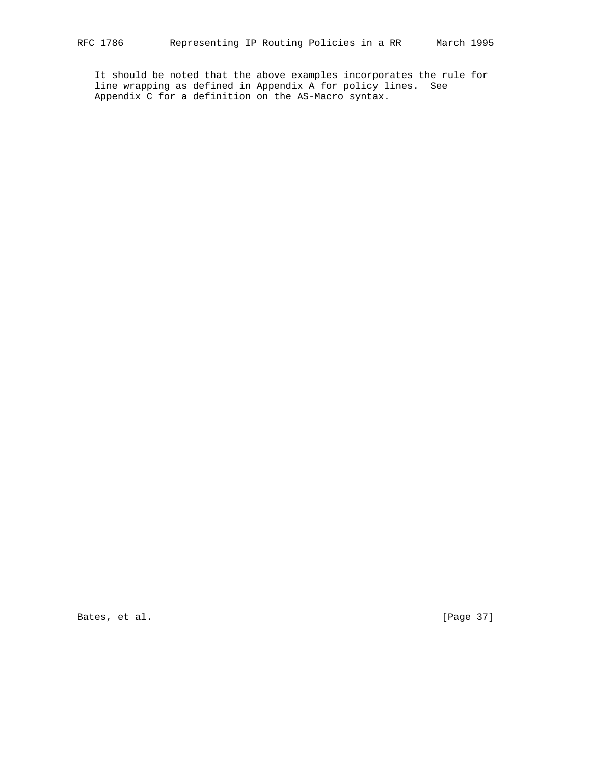It should be noted that the above examples incorporates the rule for line wrapping as defined in Appendix A for policy lines.  See Appendix C for a definition on the AS-Macro syntax.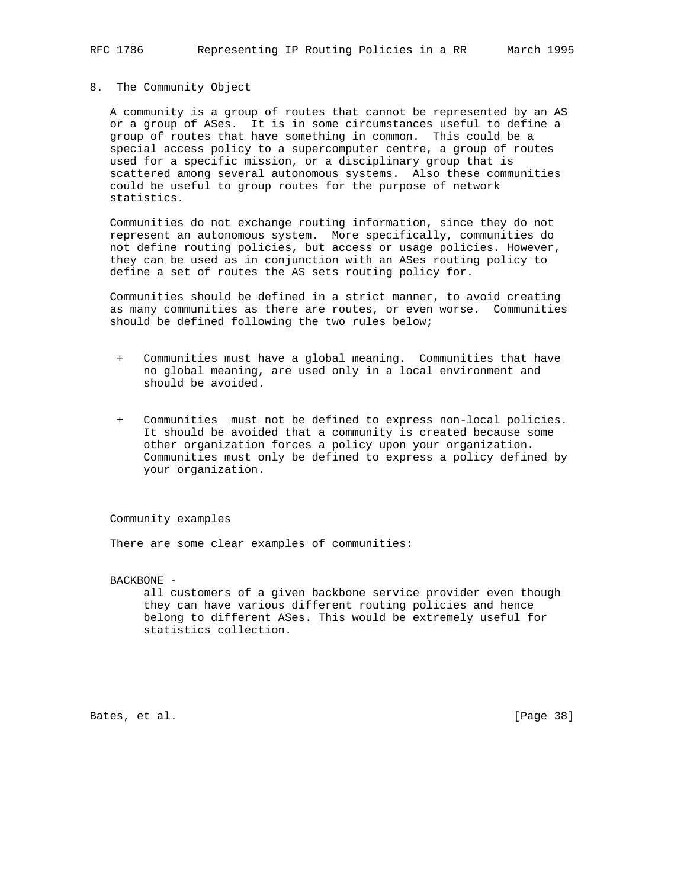## 8. The Community Object

A community is a group of routes that cannot be represented by an AS or a group of ASes. It is in some circumstances useful to define a group of routes that have something in common. This could be a special access policy to a supercomputer centre, a group of routes used for a specific mission, or a disciplinary group that is scattered among several autonomous systems. Also these communities could be useful to group routes for the purpose of network statistics.

Communities do not exchange routing information, since they do not represent an autonomous system. More specifically, communities do not define routing policies, but access or usage policies. However, they can be used as in conjunction with an ASes routing policy to define a set of routes the AS sets routing policy for.

Communities should be defined in a strict manner, to avoid creating as many communities as there are routes, or even worse. Communities should be defined following the two rules below;

+ Communities must have a global meaning. Communities that have no global meaning, are used only in a local environment and should be avoided.

+ Communities must not be defined to express non-local policies. It should be avoided that a community is created because some other organization forces a policy upon your organization. Communities must only be defined to express a policy defined by your organization.

Community examples

There are some clear examples of communities:

BACKBONE -
all customers of a given backbone service provider even though they can have various different routing policies and hence belong to different ASes. This would be extremely useful for statistics collection.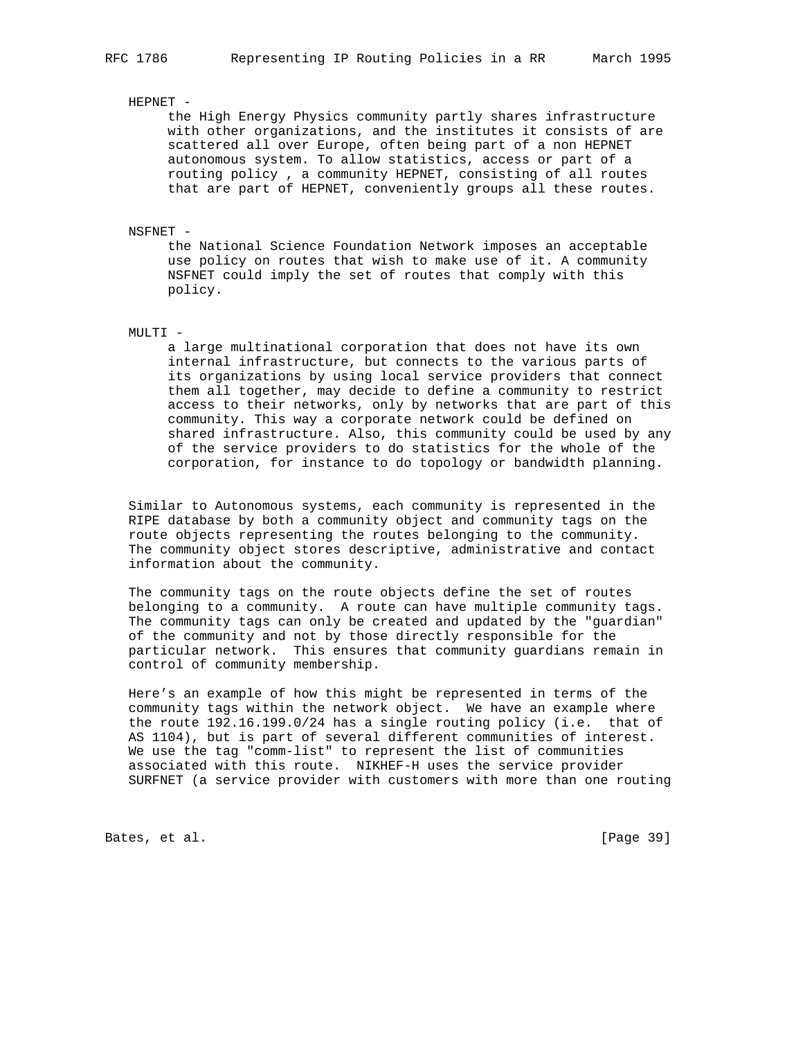HEPNET -

the High Energy Physics community partly shares infrastructure with other organizations, and the institutes it consists of are scattered all over Europe, often being part of a non HEPNET autonomous system. To allow statistics, access or part of a routing policy , a community HEPNET, consisting of all routes that are part of HEPNET, conveniently groups all these routes.

NSFNET -

the National Science Foundation Network imposes an acceptable use policy on routes that wish to make use of it. A community NSFNET could imply the set of routes that comply with this policy.

MULTI -

a large multinational corporation that does not have its own internal infrastructure, but connects to the various parts of its organizations by using local service providers that connect them all together, may decide to define a community to restrict access to their networks, only by networks that are part of this community. This way a corporate network could be defined on shared infrastructure. Also, this community could be used by any of the service providers to do statistics for the whole of the corporation, for instance to do topology or bandwidth planning.

Similar to Autonomous systems, each community is represented in the RIPE database by both a community object and community tags on the route objects representing the routes belonging to the community. The community object stores descriptive, administrative and contact information about the community.

The community tags on the route objects define the set of routes belonging to a community. A route can have multiple community tags. The community tags can only be created and updated by the "guardian" of the community and not by those directly responsible for the particular network. This ensures that community guardians remain in control of community membership.

Here's an example of how this might be represented in terms of the community tags within the network object. We have an example where the route 192.16.199.0/24 has a single routing policy (i.e. that of AS 1104), but is part of several different communities of interest. We use the tag "comm-list" to represent the list of communities associated with this route. NIKHEF-H uses the service provider SURFNET (a service provider with customers with more than one routing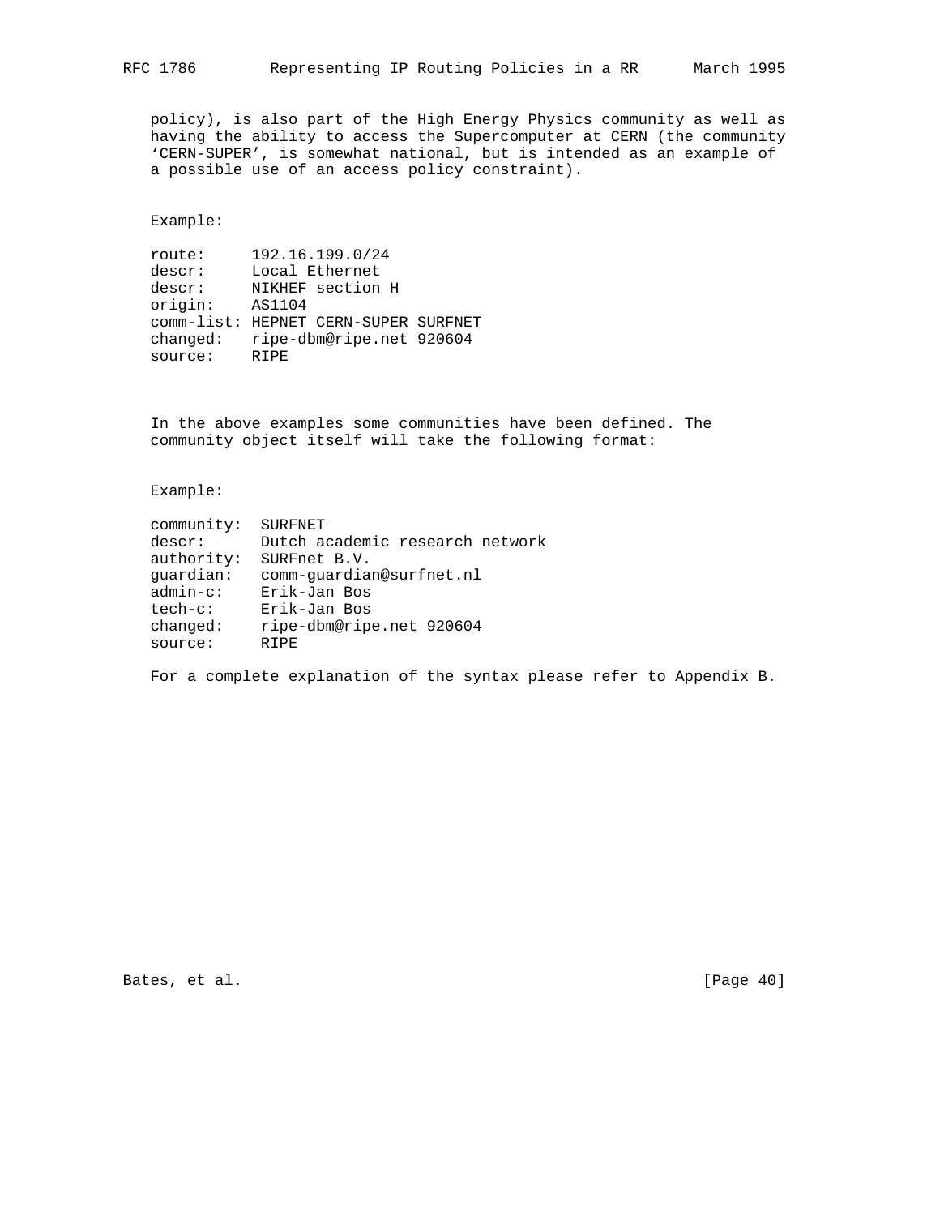policy), is also part of the High Energy Physics community as well as having the ability to access the Supercomputer at CERN (the community 'CERN-SUPER', is somewhat national, but is intended as an example of a possible use of an access policy constraint).

Example:

```
route:     192.16.199.0/24
descr:     Local Ethernet
descr:     NIKHEF section H
origin:    AS1104
comm-list: HEPNET CERN-SUPER SURFNET
changed:   ripe-dbm@ripe.net 920604
source:    RIPE
```

In the above examples some communities have been defined. The community object itself will take the following format:

Example:

```
community:  SURFNET
descr:      Dutch academic research network
authority:  SURFnet B.V.
guardian:   comm-guardian@surfnet.nl
admin-c:    Erik-Jan Bos
tech-c:     Erik-Jan Bos
changed:    ripe-dbm@ripe.net 920604
source:     RIPE
```

For a complete explanation of the syntax please refer to Appendix B.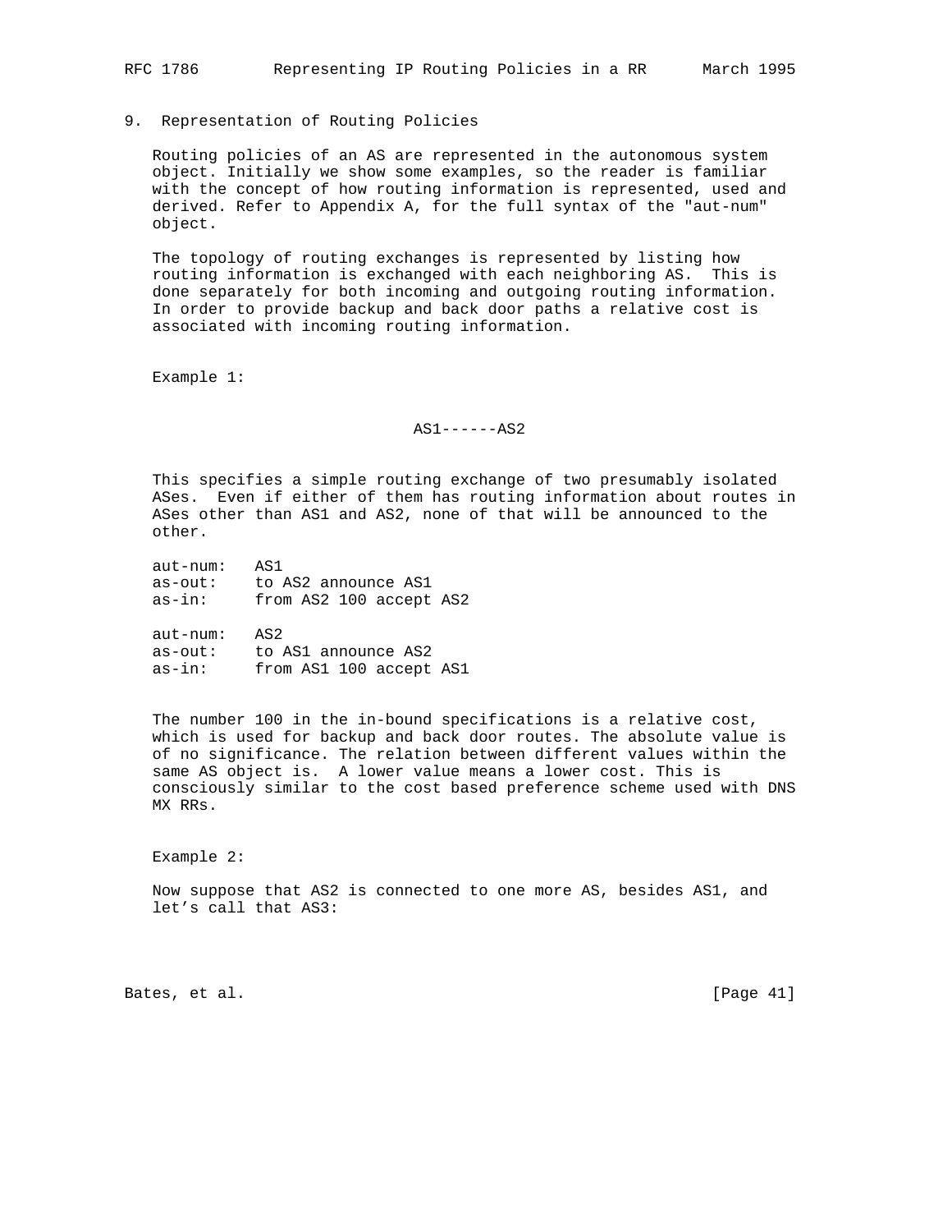## 9. Representation of Routing Policies

Routing policies of an AS are represented in the autonomous system object. Initially we show some examples, so the reader is familiar with the concept of how routing information is represented, used and derived. Refer to Appendix A, for the full syntax of the "aut-num" object.

The topology of routing exchanges is represented by listing how routing information is exchanged with each neighboring AS. This is done separately for both incoming and outgoing routing information. In order to provide backup and back door paths a relative cost is associated with incoming routing information.

Example 1:

```
                      AS1------AS2
```

This specifies a simple routing exchange of two presumably isolated ASes. Even if either of them has routing information about routes in ASes other than AS1 and AS2, none of that will be announced to the other.

```
aut-num:   AS1
as-out:    to AS2 announce AS1
as-in:     from AS2 100 accept AS2

aut-num:   AS2
as-out:    to AS1 announce AS2
as-in:     from AS1 100 accept AS1
```

The number 100 in the in-bound specifications is a relative cost, which is used for backup and back door routes. The absolute value is of no significance. The relation between different values within the same AS object is. A lower value means a lower cost. This is consciously similar to the cost based preference scheme used with DNS MX RRs.

Example 2:

Now suppose that AS2 is connected to one more AS, besides AS1, and let's call that AS3: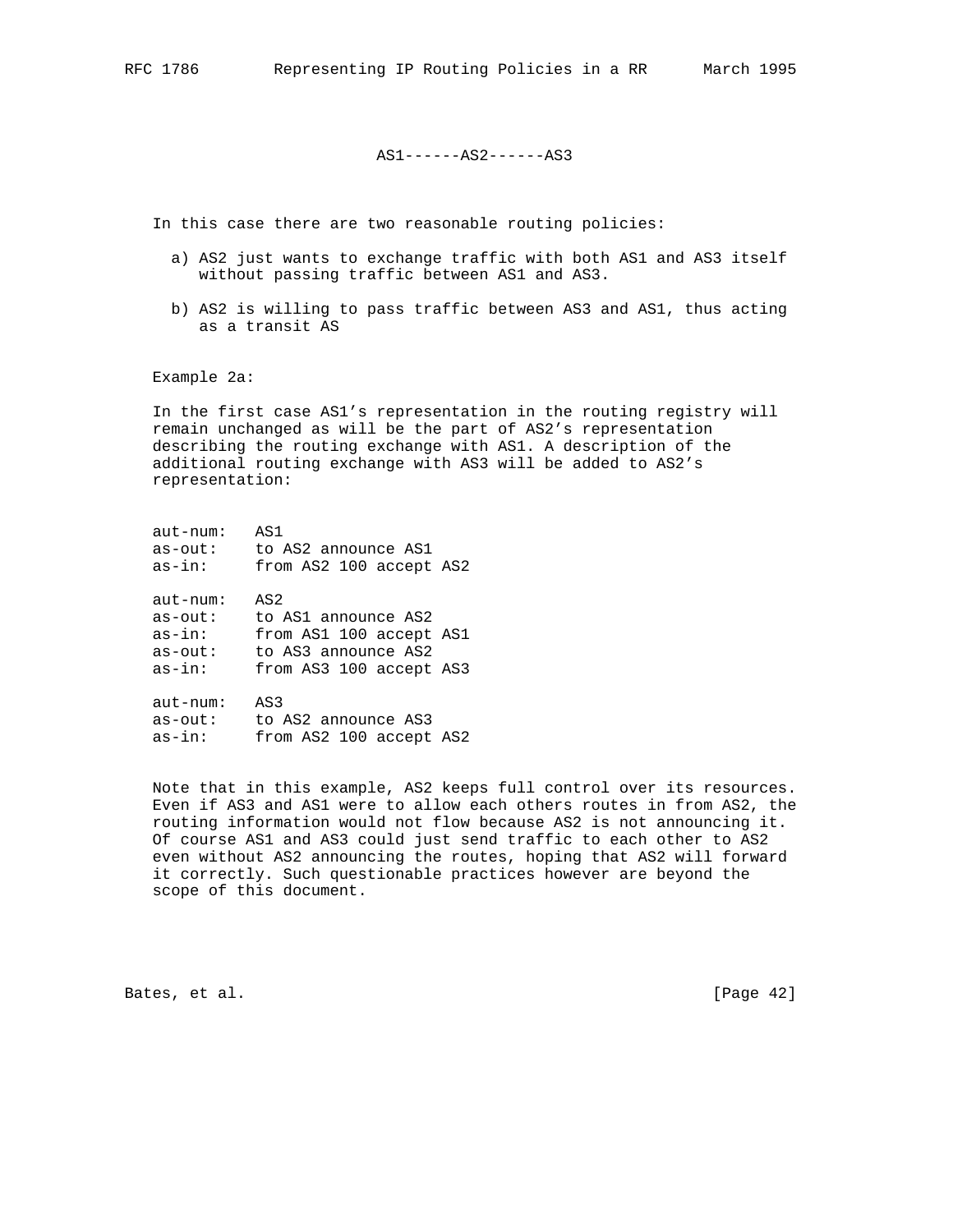```
AS1------AS2------AS3
```

In this case there are two reasonable routing policies:

a) AS2 just wants to exchange traffic with both AS1 and AS3 itself without passing traffic between AS1 and AS3.

b) AS2 is willing to pass traffic between AS3 and AS1, thus acting as a transit AS

Example 2a:

In the first case AS1's representation in the routing registry will remain unchanged as will be the part of AS2's representation describing the routing exchange with AS1. A description of the additional routing exchange with AS3 will be added to AS2's representation:

```
aut-num:   AS1
as-out:    to AS2 announce AS1
as-in:     from AS2 100 accept AS2

aut-num:   AS2
as-out:    to AS1 announce AS2
as-in:     from AS1 100 accept AS1
as-out:    to AS3 announce AS2
as-in:     from AS3 100 accept AS3

aut-num:   AS3
as-out:    to AS2 announce AS3
as-in:     from AS2 100 accept AS2
```

Note that in this example, AS2 keeps full control over its resources. Even if AS3 and AS1 were to allow each others routes in from AS2, the routing information would not flow because AS2 is not announcing it. Of course AS1 and AS3 could just send traffic to each other to AS2 even without AS2 announcing the routes, hoping that AS2 will forward it correctly. Such questionable practices however are beyond the scope of this document.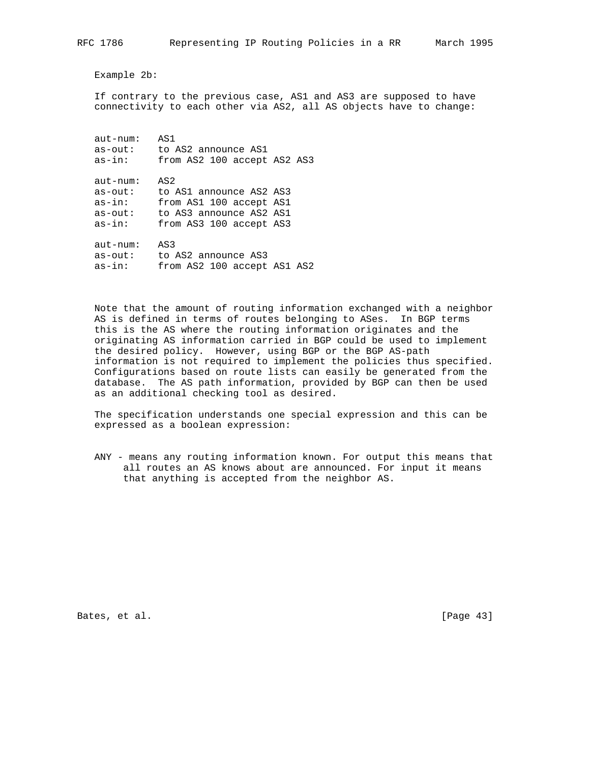Example 2b:

If contrary to the previous case, AS1 and AS3 are supposed to have connectivity to each other via AS2, all AS objects have to change:

```
aut-num:   AS1
as-out:    to AS2 announce AS1
as-in:     from AS2 100 accept AS2 AS3

aut-num:   AS2
as-out:    to AS1 announce AS2 AS3
as-in:     from AS1 100 accept AS1
as-out:    to AS3 announce AS2 AS1
as-in:     from AS3 100 accept AS3

aut-num:   AS3
as-out:    to AS2 announce AS3
as-in:     from AS2 100 accept AS1 AS2
```

Note that the amount of routing information exchanged with a neighbor AS is defined in terms of routes belonging to ASes. In BGP terms this is the AS where the routing information originates and the originating AS information carried in BGP could be used to implement the desired policy. However, using BGP or the BGP AS-path information is not required to implement the policies thus specified. Configurations based on route lists can easily be generated from the database. The AS path information, provided by BGP can then be used as an additional checking tool as desired.

The specification understands one special expression and this can be expressed as a boolean expression:

ANY - means any routing information known. For output this means that all routes an AS knows about are announced. For input it means that anything is accepted from the neighbor AS.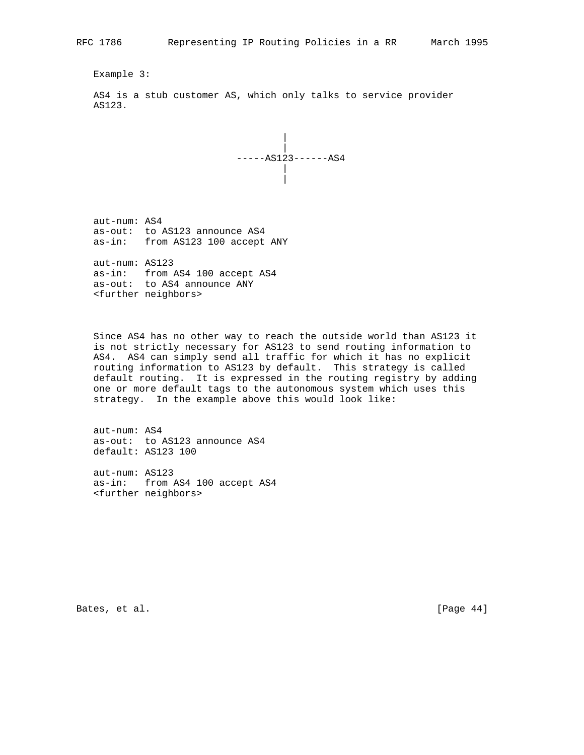Example 3:

AS4 is a stub customer AS, which only talks to service provider AS123.

```
                         |
                         |
                -----AS123------AS4
                         |
                         |
```

```
aut-num: AS4
as-out:  to AS123 announce AS4
as-in:   from AS123 100 accept ANY

aut-num: AS123
as-in:   from AS4 100 accept AS4
as-out:  to AS4 announce ANY
<further neighbors>
```

Since AS4 has no other way to reach the outside world than AS123 it is not strictly necessary for AS123 to send routing information to AS4. AS4 can simply send all traffic for which it has no explicit routing information to AS123 by default. This strategy is called default routing. It is expressed in the routing registry by adding one or more default tags to the autonomous system which uses this strategy. In the example above this would look like:

```
aut-num: AS4
as-out:  to AS123 announce AS4
default: AS123 100

aut-num: AS123
as-in:   from AS4 100 accept AS4
<further neighbors>
```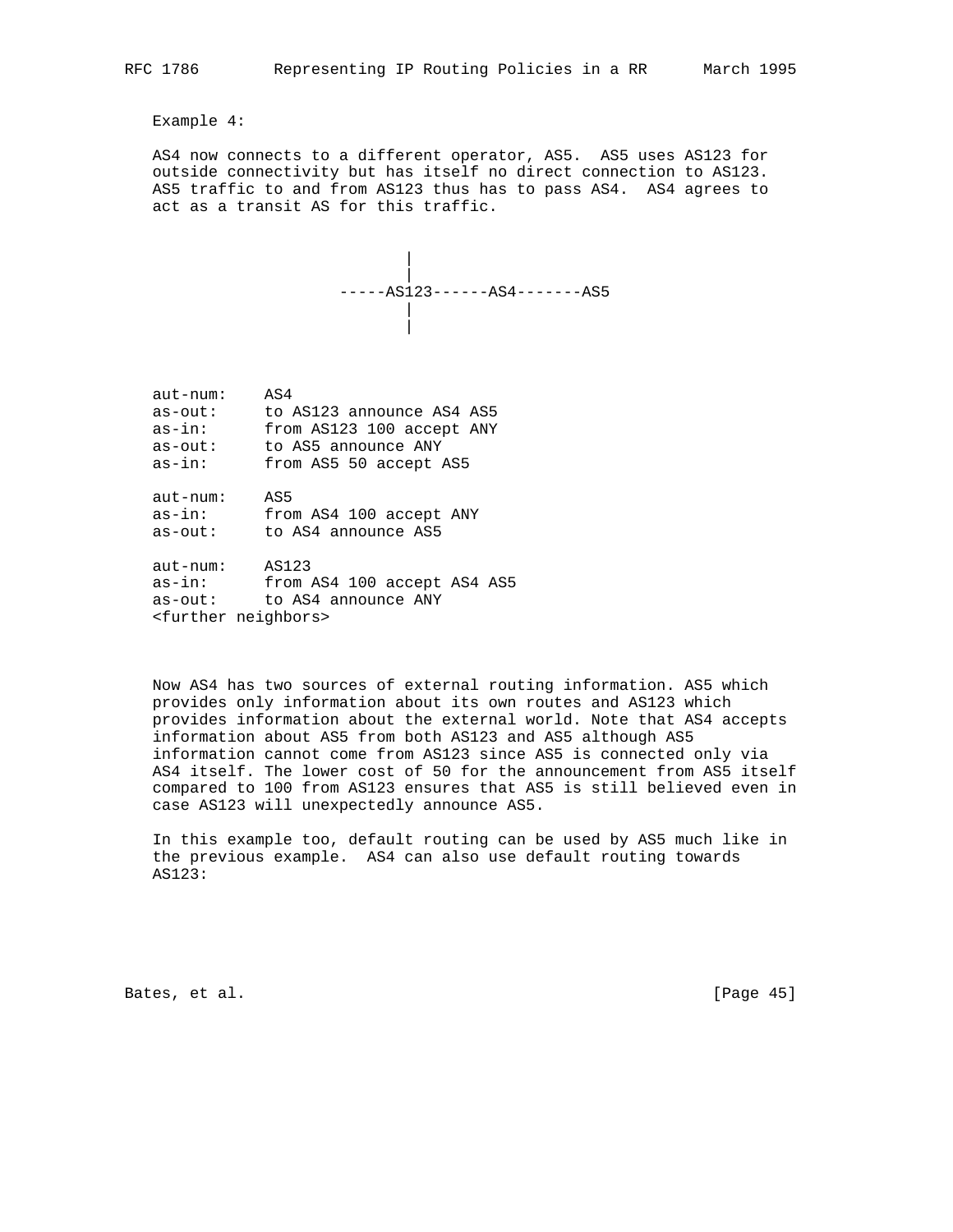Example 4:

AS4 now connects to a different operator, AS5. AS5 uses AS123 for outside connectivity but has itself no direct connection to AS123. AS5 traffic to and from AS123 thus has to pass AS4. AS4 agrees to act as a transit AS for this traffic.

```
                   |
                   |
              -----AS123------AS4-------AS5
                   |
                   |
```

```
aut-num:    AS4
as-out:     to AS123 announce AS4 AS5
as-in:      from AS123 100 accept ANY
as-out:     to AS5 announce ANY
as-in:      from AS5 50 accept AS5

aut-num:    AS5
as-in:      from AS4 100 accept ANY
as-out:     to AS4 announce AS5

aut-num:    AS123
as-in:      from AS4 100 accept AS4 AS5
as-out:     to AS4 announce ANY
<further neighbors>
```

Now AS4 has two sources of external routing information. AS5 which provides only information about its own routes and AS123 which provides information about the external world. Note that AS4 accepts information about AS5 from both AS123 and AS5 although AS5 information cannot come from AS123 since AS5 is connected only via AS4 itself. The lower cost of 50 for the announcement from AS5 itself compared to 100 from AS123 ensures that AS5 is still believed even in case AS123 will unexpectedly announce AS5.

In this example too, default routing can be used by AS5 much like in the previous example. AS4 can also use default routing towards AS123: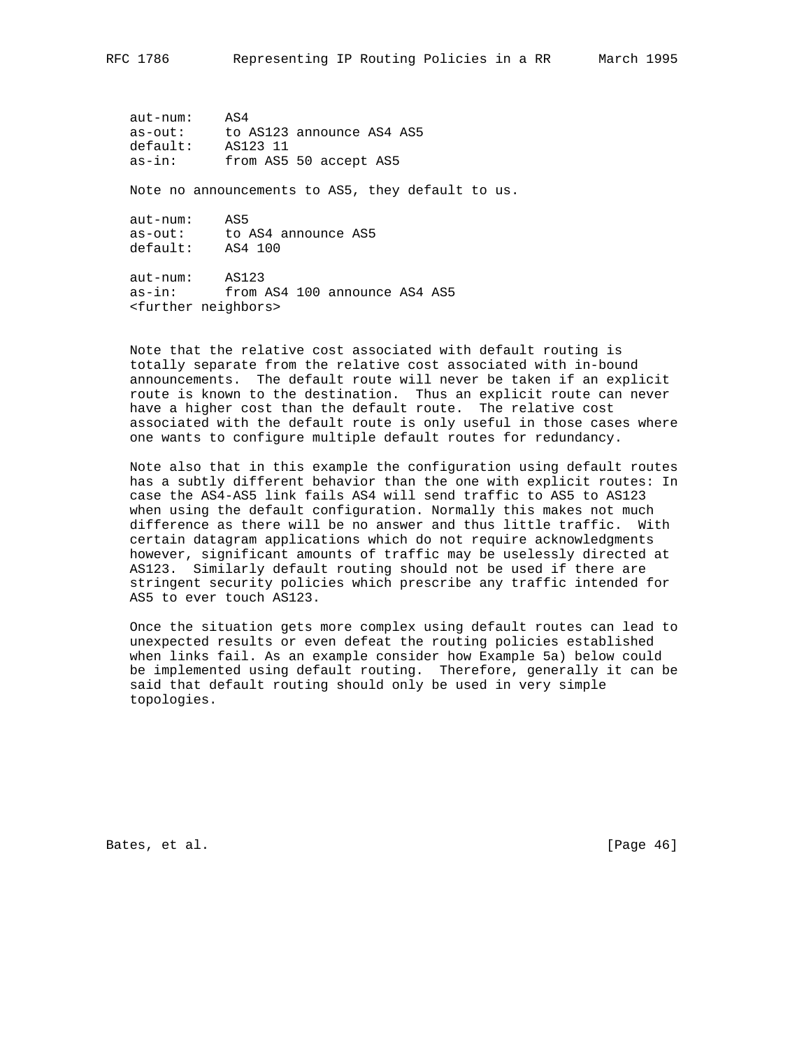```
aut-num:    AS4
as-out:     to AS123 announce AS4 AS5
default:    AS123 11
as-in:      from AS5 50 accept AS5
```

Note no announcements to AS5, they default to us.

```
aut-num:    AS5
as-out:     to AS4 announce AS5
default:    AS4 100

aut-num:    AS123
as-in:      from AS4 100 announce AS4 AS5
<further neighbors>
```

Note that the relative cost associated with default routing is totally separate from the relative cost associated with in-bound announcements. The default route will never be taken if an explicit route is known to the destination. Thus an explicit route can never have a higher cost than the default route. The relative cost associated with the default route is only useful in those cases where one wants to configure multiple default routes for redundancy.

Note also that in this example the configuration using default routes has a subtly different behavior than the one with explicit routes: In case the AS4-AS5 link fails AS4 will send traffic to AS5 to AS123 when using the default configuration. Normally this makes not much difference as there will be no answer and thus little traffic. With certain datagram applications which do not require acknowledgments however, significant amounts of traffic may be uselessly directed at AS123. Similarly default routing should not be used if there are stringent security policies which prescribe any traffic intended for AS5 to ever touch AS123.

Once the situation gets more complex using default routes can lead to unexpected results or even defeat the routing policies established when links fail. As an example consider how Example 5a) below could be implemented using default routing. Therefore, generally it can be said that default routing should only be used in very simple topologies.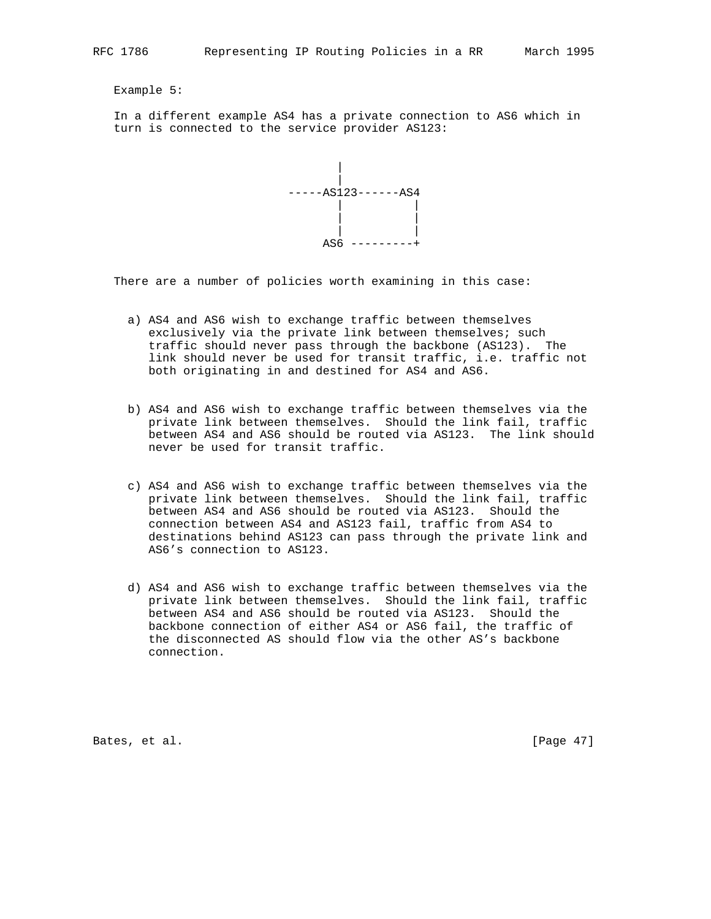Example 5:

In a different example AS4 has a private connection to AS6 which in turn is connected to the service provider AS123:

```
                  |
                  |
             -----AS123------AS4
                  |          |
                  |          |
                  |          |
                 AS6 ---------+
```

There are a number of policies worth examining in this case:

a) AS4 and AS6 wish to exchange traffic between themselves exclusively via the private link between themselves; such traffic should never pass through the backbone (AS123). The link should never be used for transit traffic, i.e. traffic not both originating in and destined for AS4 and AS6.

b) AS4 and AS6 wish to exchange traffic between themselves via the private link between themselves. Should the link fail, traffic between AS4 and AS6 should be routed via AS123. The link should never be used for transit traffic.

c) AS4 and AS6 wish to exchange traffic between themselves via the private link between themselves. Should the link fail, traffic between AS4 and AS6 should be routed via AS123. Should the connection between AS4 and AS123 fail, traffic from AS4 to destinations behind AS123 can pass through the private link and AS6's connection to AS123.

d) AS4 and AS6 wish to exchange traffic between themselves via the private link between themselves. Should the link fail, traffic between AS4 and AS6 should be routed via AS123. Should the backbone connection of either AS4 or AS6 fail, the traffic of the disconnected AS should flow via the other AS's backbone connection.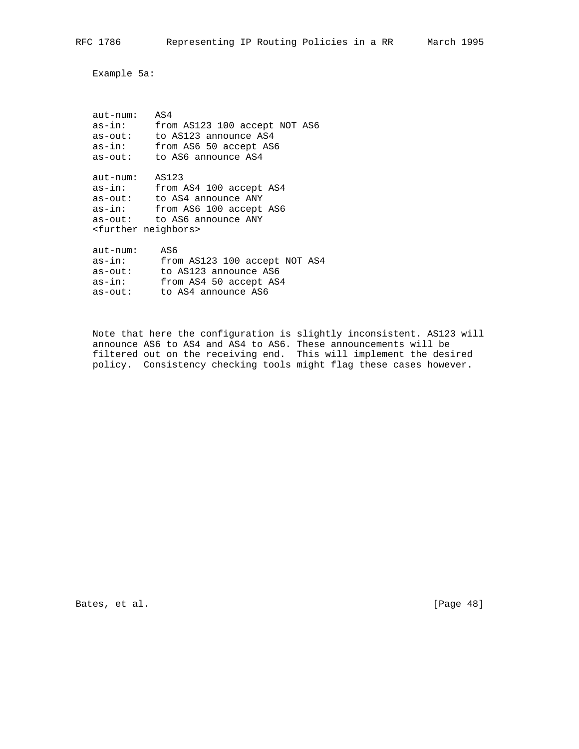Example 5a:

```
aut-num:   AS4
as-in:     from AS123 100 accept NOT AS6
as-out:    to AS123 announce AS4
as-in:     from AS6 50 accept AS6
as-out:    to AS6 announce AS4

aut-num:   AS123
as-in:     from AS4 100 accept AS4
as-out:    to AS4 announce ANY
as-in:     from AS6 100 accept AS6
as-out:    to AS6 announce ANY
<further neighbors>

aut-num:    AS6
as-in:      from AS123 100 accept NOT AS4
as-out:     to AS123 announce AS6
as-in:      from AS4 50 accept AS4
as-out:     to AS4 announce AS6
```

Note that here the configuration is slightly inconsistent. AS123 will announce AS6 to AS4 and AS4 to AS6. These announcements will be filtered out on the receiving end. This will implement the desired policy. Consistency checking tools might flag these cases however.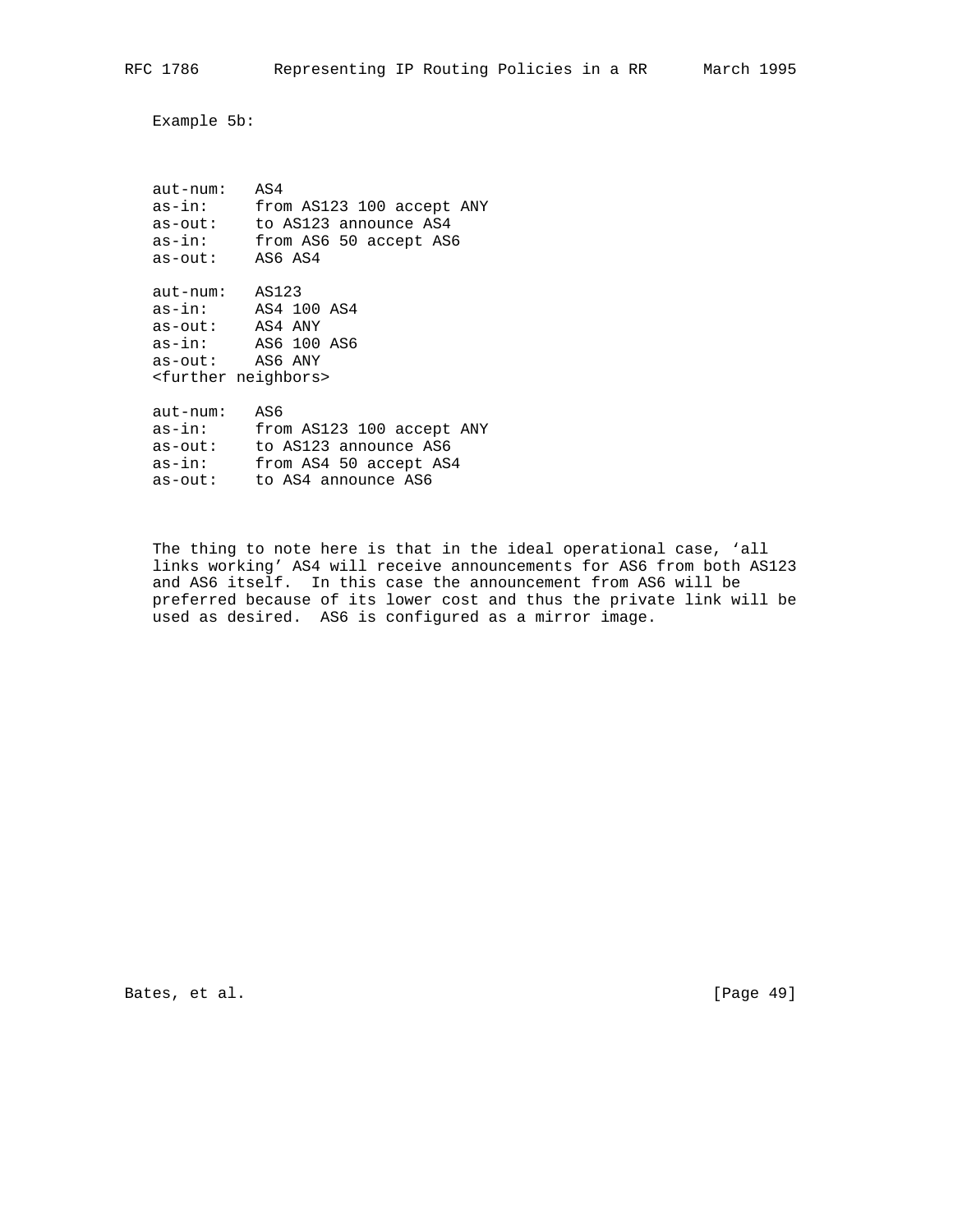Example 5b:

```
aut-num:   AS4
as-in:     from AS123 100 accept ANY
as-out:    to AS123 announce AS4
as-in:     from AS6 50 accept AS6
as-out:    AS6 AS4

aut-num:   AS123
as-in:     AS4 100 AS4
as-out:    AS4 ANY
as-in:     AS6 100 AS6
as-out:    AS6 ANY
<further neighbors>

aut-num:   AS6
as-in:     from AS123 100 accept ANY
as-out:    to AS123 announce AS6
as-in:     from AS4 50 accept AS4
as-out:    to AS4 announce AS6
```

The thing to note here is that in the ideal operational case, 'all links working' AS4 will receive announcements for AS6 from both AS123 and AS6 itself. In this case the announcement from AS6 will be preferred because of its lower cost and thus the private link will be used as desired. AS6 is configured as a mirror image.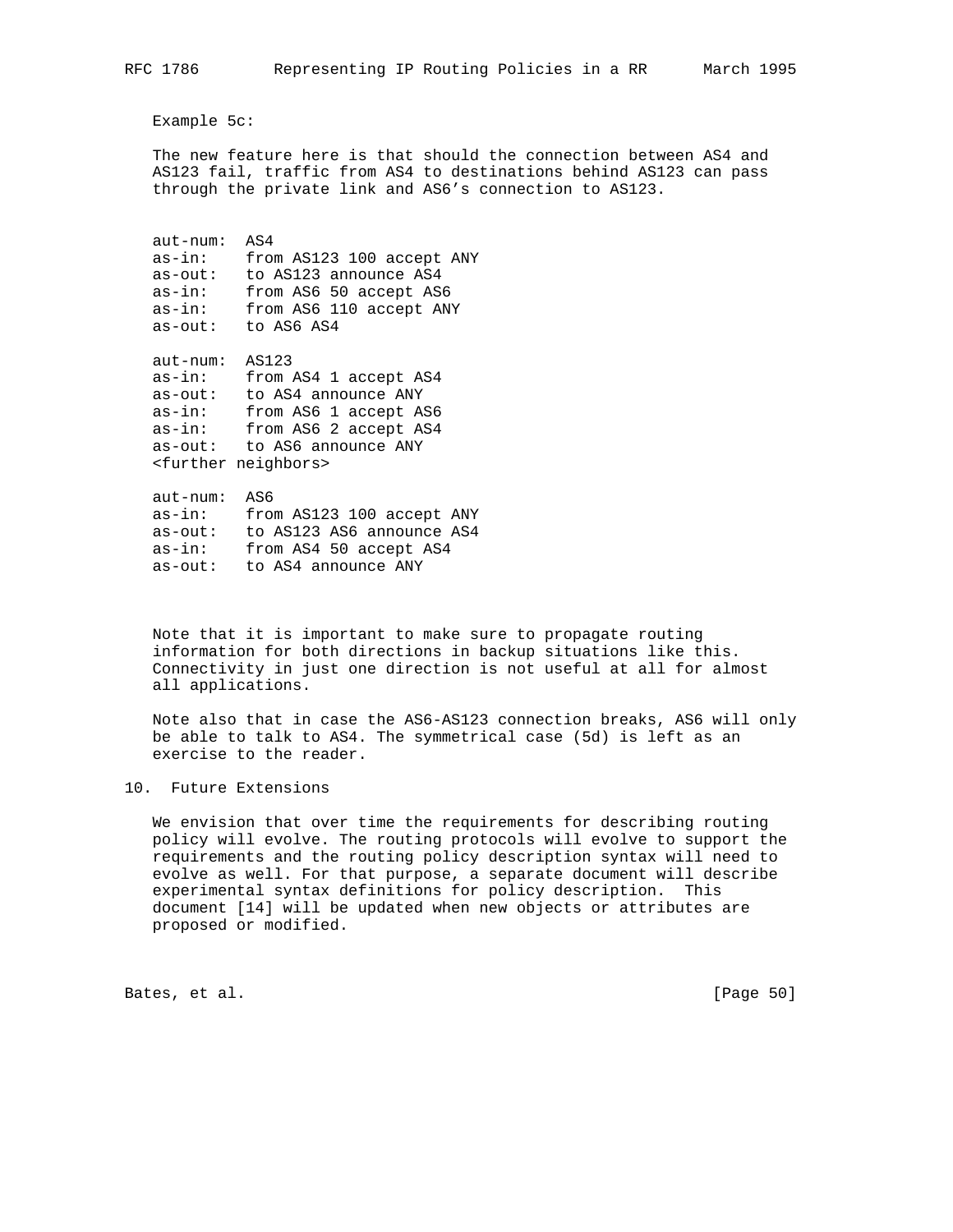Example 5c:

The new feature here is that should the connection between AS4 and AS123 fail, traffic from AS4 to destinations behind AS123 can pass through the private link and AS6's connection to AS123.

```
aut-num:  AS4
as-in:    from AS123 100 accept ANY
as-out:   to AS123 announce AS4
as-in:    from AS6 50 accept AS6
as-in:    from AS6 110 accept ANY
as-out:   to AS6 AS4

aut-num:  AS123
as-in:    from AS4 1 accept AS4
as-out:   to AS4 announce ANY
as-in:    from AS6 1 accept AS6
as-in:    from AS6 2 accept AS4
as-out:   to AS6 announce ANY
<further neighbors>

aut-num:  AS6
as-in:    from AS123 100 accept ANY
as-out:   to AS123 AS6 announce AS4
as-in:    from AS4 50 accept AS4
as-out:   to AS4 announce ANY
```

Note that it is important to make sure to propagate routing information for both directions in backup situations like this. Connectivity in just one direction is not useful at all for almost all applications.

Note also that in case the AS6-AS123 connection breaks, AS6 will only be able to talk to AS4. The symmetrical case (5d) is left as an exercise to the reader.

## 10. Future Extensions

We envision that over time the requirements for describing routing policy will evolve. The routing protocols will evolve to support the requirements and the routing policy description syntax will need to evolve as well. For that purpose, a separate document will describe experimental syntax definitions for policy description. This document [14] will be updated when new objects or attributes are proposed or modified.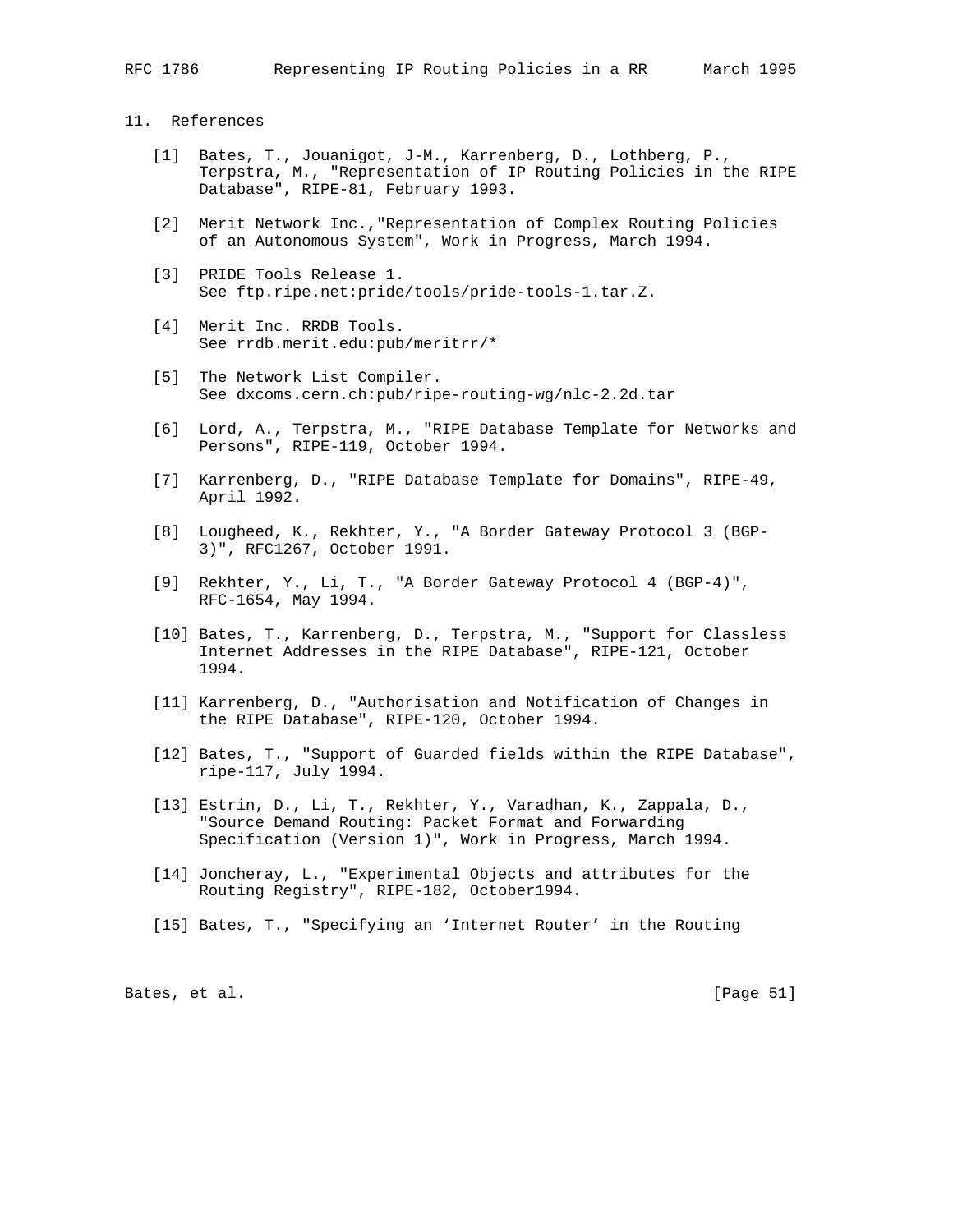## 11. References

[1] Bates, T., Jouanigot, J-M., Karrenberg, D., Lothberg, P., Terpstra, M., "Representation of IP Routing Policies in the RIPE Database", RIPE-81, February 1993.

[2] Merit Network Inc.,"Representation of Complex Routing Policies of an Autonomous System", Work in Progress, March 1994.

[3] PRIDE Tools Release 1. See ftp.ripe.net:pride/tools/pride-tools-1.tar.Z.

[4] Merit Inc. RRDB Tools. See rrdb.merit.edu:pub/meritrr/*

[5] The Network List Compiler. See dxcoms.cern.ch:pub/ripe-routing-wg/nlc-2.2d.tar

[6] Lord, A., Terpstra, M., "RIPE Database Template for Networks and Persons", RIPE-119, October 1994.

[7] Karrenberg, D., "RIPE Database Template for Domains", RIPE-49, April 1992.

[8] Lougheed, K., Rekhter, Y., "A Border Gateway Protocol 3 (BGP-3)", RFC1267, October 1991.

[9] Rekhter, Y., Li, T., "A Border Gateway Protocol 4 (BGP-4)", RFC-1654, May 1994.

[10] Bates, T., Karrenberg, D., Terpstra, M., "Support for Classless Internet Addresses in the RIPE Database", RIPE-121, October 1994.

[11] Karrenberg, D., "Authorisation and Notification of Changes in the RIPE Database", RIPE-120, October 1994.

[12] Bates, T., "Support of Guarded fields within the RIPE Database", ripe-117, July 1994.

[13] Estrin, D., Li, T., Rekhter, Y., Varadhan, K., Zappala, D., "Source Demand Routing: Packet Format and Forwarding Specification (Version 1)", Work in Progress, March 1994.

[14] Joncheray, L., "Experimental Objects and attributes for the Routing Registry", RIPE-182, October1994.

[15] Bates, T., "Specifying an 'Internet Router' in the Routing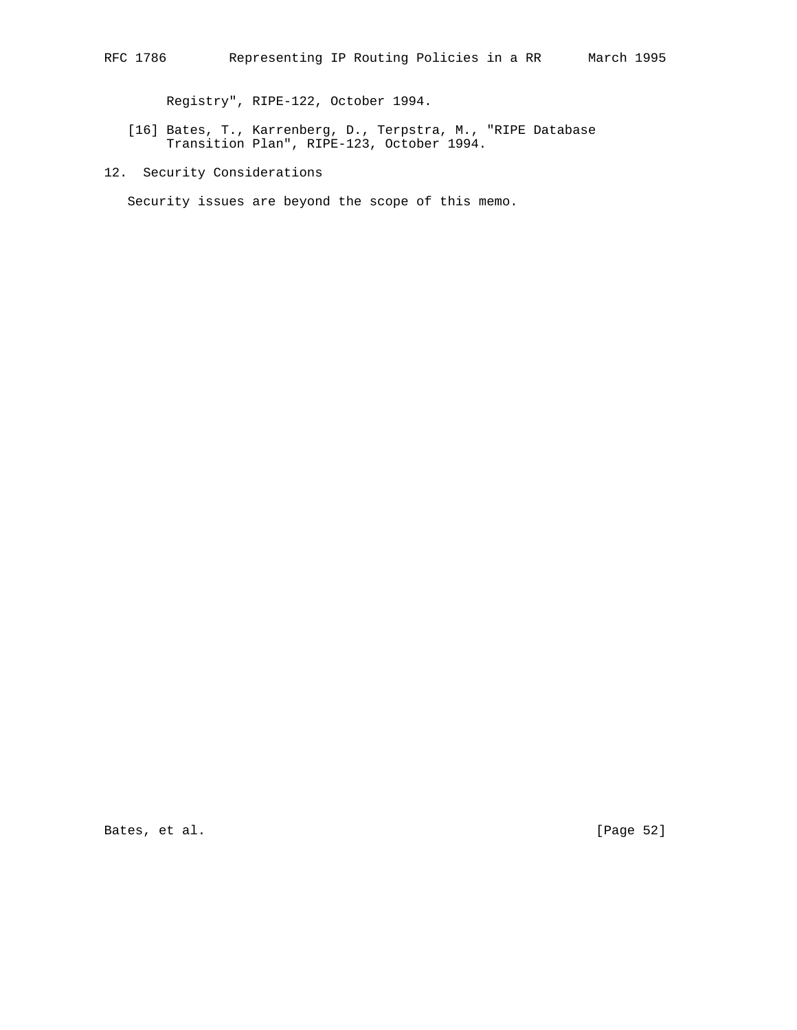Registry", RIPE-122, October 1994.

[16] Bates, T., Karrenberg, D., Terpstra, M., "RIPE Database Transition Plan", RIPE-123, October 1994.

## 12. Security Considerations

Security issues are beyond the scope of this memo.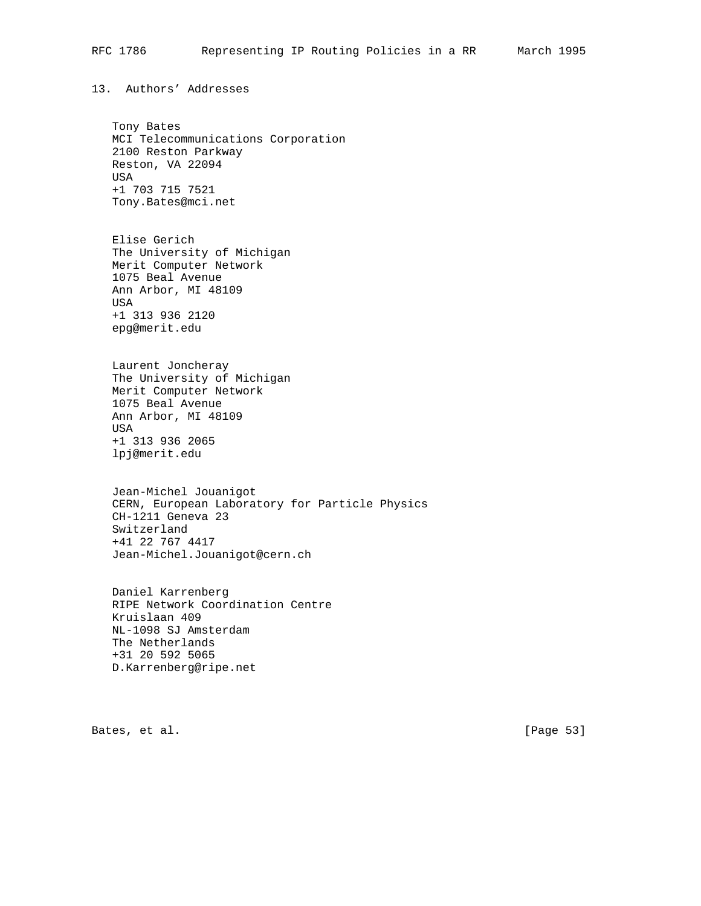## 13. Authors' Addresses

Tony Bates
MCI Telecommunications Corporation
2100 Reston Parkway
Reston, VA 22094
USA
+1 703 715 7521
Tony.Bates@mci.net

Elise Gerich
The University of Michigan
Merit Computer Network
1075 Beal Avenue
Ann Arbor, MI 48109
USA
+1 313 936 2120
epg@merit.edu

Laurent Joncheray
The University of Michigan
Merit Computer Network
1075 Beal Avenue
Ann Arbor, MI 48109
USA
+1 313 936 2065
lpj@merit.edu

Jean-Michel Jouanigot
CERN, European Laboratory for Particle Physics
CH-1211 Geneva 23
Switzerland
+41 22 767 4417
Jean-Michel.Jouanigot@cern.ch

Daniel Karrenberg
RIPE Network Coordination Centre
Kruislaan 409
NL-1098 SJ Amsterdam
The Netherlands
+31 20 592 5065
D.Karrenberg@ripe.net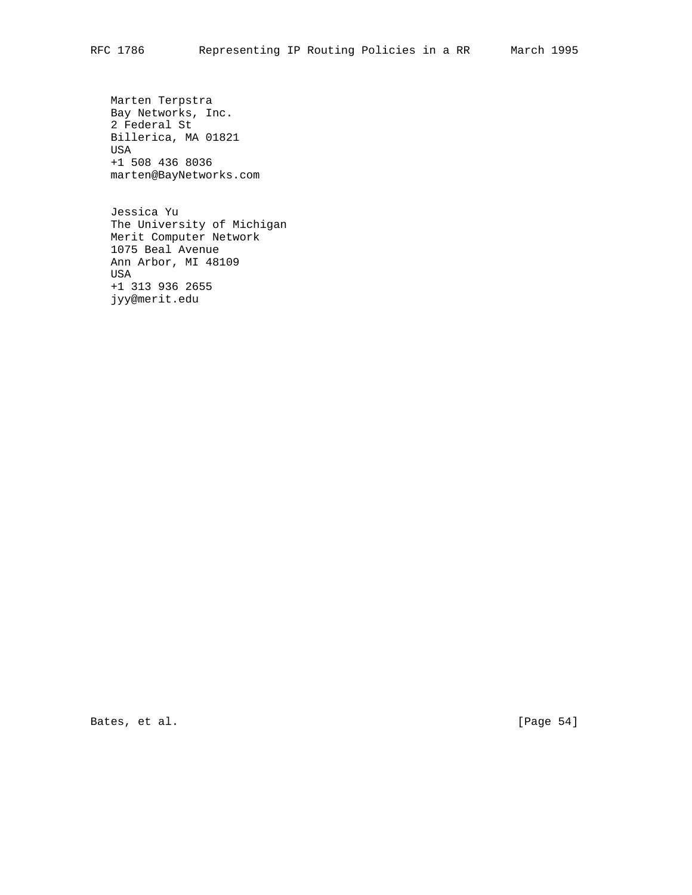Marten Terpstra
Bay Networks, Inc.
2 Federal St
Billerica, MA 01821
USA
+1 508 436 8036
marten@BayNetworks.com

Jessica Yu
The University of Michigan
Merit Computer Network
1075 Beal Avenue
Ann Arbor, MI 48109
USA
+1 313 936 2655
jyy@merit.edu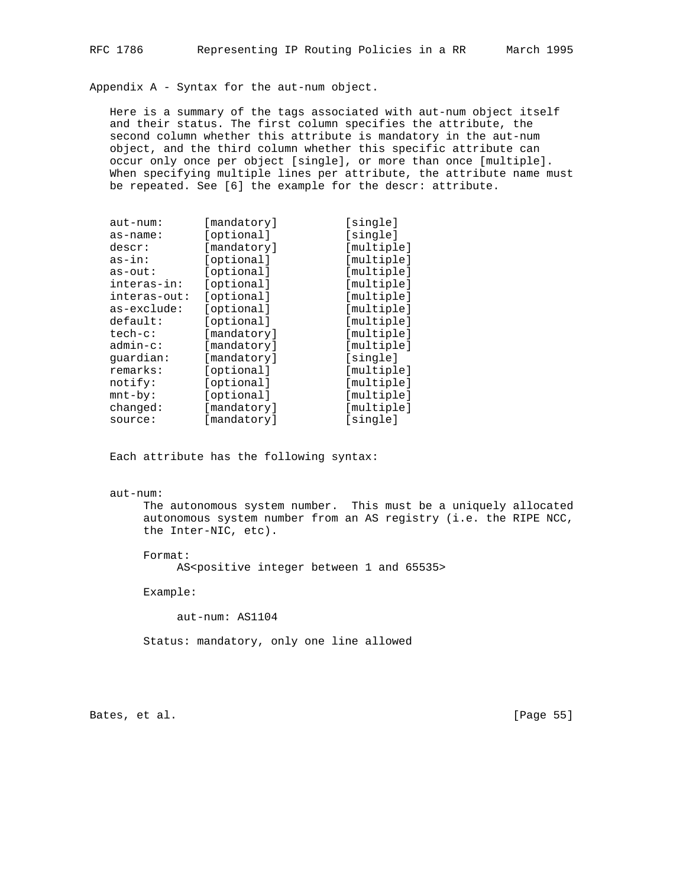## Appendix A - Syntax for the aut-num object.

Here is a summary of the tags associated with aut-num object itself and their status. The first column specifies the attribute, the second column whether this attribute is mandatory in the aut-num object, and the third column whether this specific attribute can occur only once per object [single], or more than once [multiple]. When specifying multiple lines per attribute, the attribute name must be repeated. See [6] the example for the descr: attribute.

```
aut-num:      [mandatory]        [single]
as-name:      [optional]         [single]
descr:        [mandatory]        [multiple]
as-in:        [optional]         [multiple]
as-out:       [optional]         [multiple]
interas-in:   [optional]         [multiple]
interas-out:  [optional]         [multiple]
as-exclude:   [optional]         [multiple]
default:      [optional]         [multiple]
tech-c:       [mandatory]        [multiple]
admin-c:      [mandatory]        [multiple]
guardian:     [mandatory]        [single]
remarks:      [optional]         [multiple]
notify:       [optional]         [multiple]
mnt-by:       [optional]         [multiple]
changed:      [mandatory]        [multiple]
source:       [mandatory]        [single]
```

Each attribute has the following syntax:

aut-num:

The autonomous system number. This must be a uniquely allocated autonomous system number from an AS registry (i.e. the RIPE NCC, the Inter-NIC, etc).

Format:

AS<positive integer between 1 and 65535>

Example:

```
aut-num: AS1104
```

Status: mandatory, only one line allowed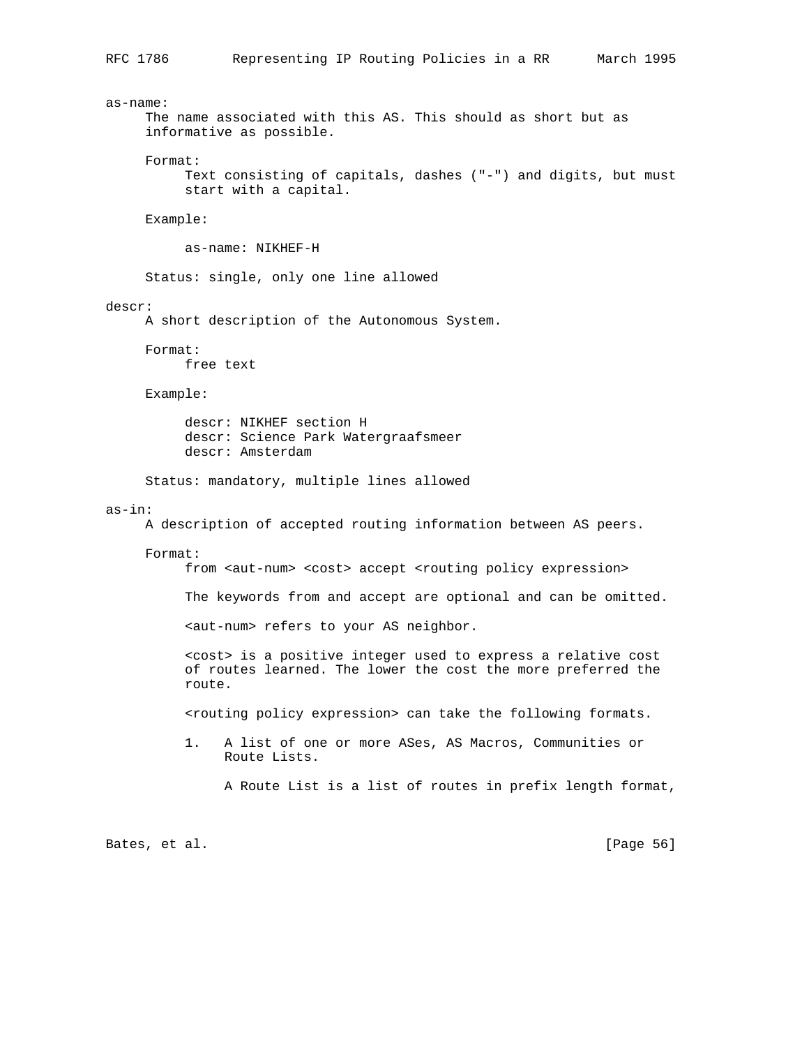as-name:

The name associated with this AS. This should as short but as informative as possible.

Format:

Text consisting of capitals, dashes ("-") and digits, but must start with a capital.

Example:

```
as-name: NIKHEF-H
```

Status: single, only one line allowed

descr:

A short description of the Autonomous System.

Format:

free text

Example:

```
descr: NIKHEF section H
descr: Science Park Watergraafsmeer
descr: Amsterdam
```

Status: mandatory, multiple lines allowed

as-in:

A description of accepted routing information between AS peers.

Format:

from <aut-num> <cost> accept <routing policy expression>

The keywords from and accept are optional and can be omitted.

<aut-num> refers to your AS neighbor.

<cost> is a positive integer used to express a relative cost of routes learned. The lower the cost the more preferred the route.

<routing policy expression> can take the following formats.

1. A list of one or more ASes, AS Macros, Communities or Route Lists.

   A Route List is a list of routes in prefix length format,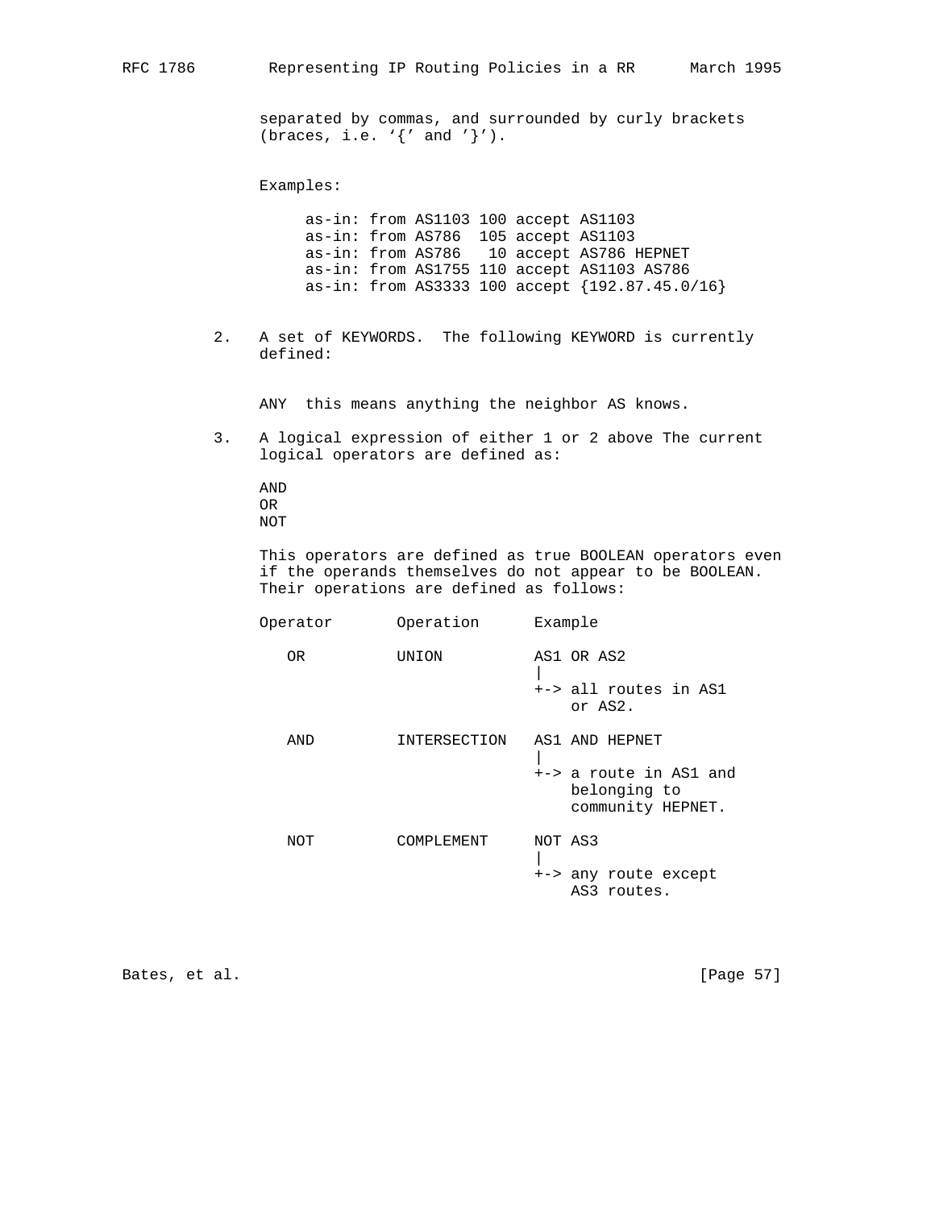separated by commas, and surrounded by curly brackets (braces, i.e. '{' and '}').

Examples:

```
as-in: from AS1103 100 accept AS1103
as-in: from AS786  105 accept AS1103
as-in: from AS786   10 accept AS786 HEPNET
as-in: from AS1755 110 accept AS1103 AS786
as-in: from AS3333 100 accept {192.87.45.0/16}
```

2. A set of KEYWORDS. The following KEYWORD is currently defined:

   ANY  this means anything the neighbor AS knows.

3. A logical expression of either 1 or 2 above The current logical operators are defined as:

   AND
   OR
   NOT

   This operators are defined as true BOOLEAN operators even if the operands themselves do not appear to be BOOLEAN. Their operations are defined as follows:

```
Operator       Operation      Example

   OR          UNION          AS1 OR AS2
                              |
                              +-> all routes in AS1
                                  or AS2.

   AND         INTERSECTION   AS1 AND HEPNET
                              |
                              +-> a route in AS1 and
                                  belonging to
                                  community HEPNET.

   NOT         COMPLEMENT     NOT AS3
                              |
                              +-> any route except
                                  AS3 routes.
```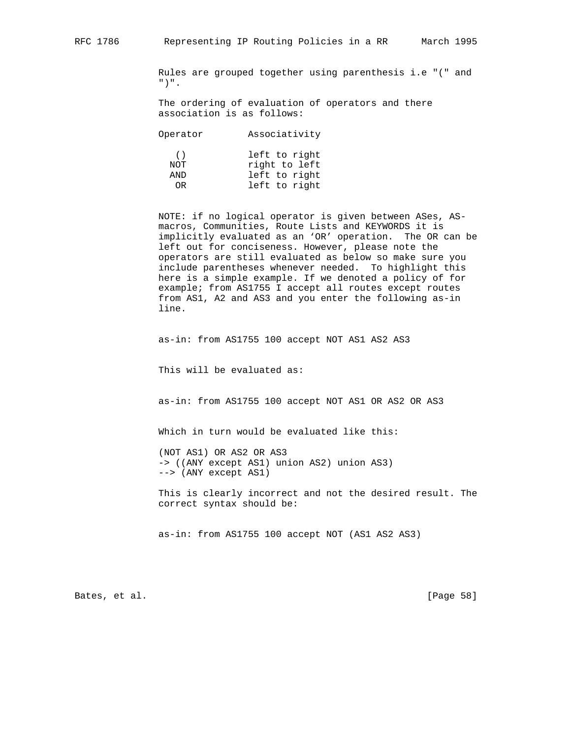Rules are grouped together using parenthesis i.e "(" and ")".

The ordering of evaluation of operators and there association is as follows:

| Operator | Associativity |
|---|---|
| () | left to right |
| NOT | right to left |
| AND | left to right |
| OR | left to right |

NOTE: if no logical operator is given between ASes, AS-macros, Communities, Route Lists and KEYWORDS it is implicitly evaluated as an 'OR' operation. The OR can be left out for conciseness. However, please note the operators are still evaluated as below so make sure you include parentheses whenever needed. To highlight this here is a simple example. If we denoted a policy of for example; from AS1755 I accept all routes except routes from AS1, A2 and AS3 and you enter the following as-in line.

```
as-in: from AS1755 100 accept NOT AS1 AS2 AS3
```

This will be evaluated as:

```
as-in: from AS1755 100 accept NOT AS1 OR AS2 OR AS3
```

Which in turn would be evaluated like this:

```
(NOT AS1) OR AS2 OR AS3
-> ((ANY except AS1) union AS2) union AS3)
--> (ANY except AS1)
```

This is clearly incorrect and not the desired result. The correct syntax should be:

```
as-in: from AS1755 100 accept NOT (AS1 AS2 AS3)
```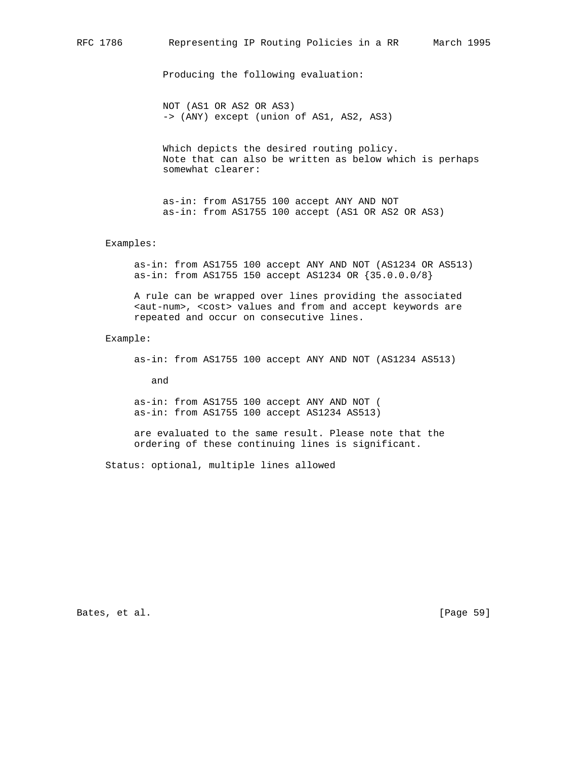Producing the following evaluation:

```
NOT (AS1 OR AS2 OR AS3)
-> (ANY) except (union of AS1, AS2, AS3)
```

Which depicts the desired routing policy.
Note that can also be written as below which is perhaps somewhat clearer:

```
as-in: from AS1755 100 accept ANY AND NOT
as-in: from AS1755 100 accept (AS1 OR AS2 OR AS3)
```

Examples:

```
as-in: from AS1755 100 accept ANY AND NOT (AS1234 OR AS513)
as-in: from AS1755 150 accept AS1234 OR {35.0.0.0/8}
```

A rule can be wrapped over lines providing the associated <aut-num>, <cost> values and from and accept keywords are repeated and occur on consecutive lines.

Example:

```
as-in: from AS1755 100 accept ANY AND NOT (AS1234 AS513)
```

and

```
as-in: from AS1755 100 accept ANY AND NOT (
as-in: from AS1755 100 accept AS1234 AS513)
```

are evaluated to the same result. Please note that the ordering of these continuing lines is significant.

Status: optional, multiple lines allowed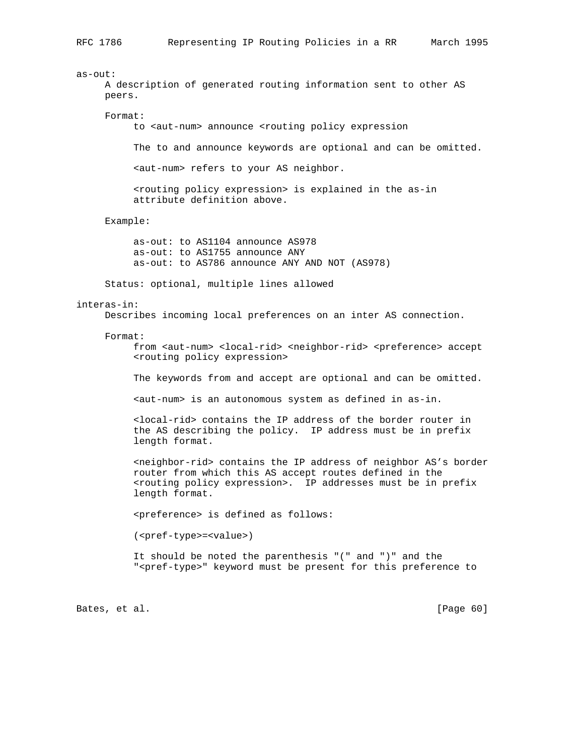as-out:

A description of generated routing information sent to other AS peers.

Format:

to <aut-num> announce <routing policy expression

The to and announce keywords are optional and can be omitted.

<aut-num> refers to your AS neighbor.

<routing policy expression> is explained in the as-in attribute definition above.

Example:

```
as-out: to AS1104 announce AS978
as-out: to AS1755 announce ANY
as-out: to AS786 announce ANY AND NOT (AS978)
```

Status: optional, multiple lines allowed

interas-in:

Describes incoming local preferences on an inter AS connection.

Format:

from <aut-num> <local-rid> <neighbor-rid> <preference> accept <routing policy expression>

The keywords from and accept are optional and can be omitted.

<aut-num> is an autonomous system as defined in as-in.

<local-rid> contains the IP address of the border router in the AS describing the policy. IP address must be in prefix length format.

<neighbor-rid> contains the IP address of neighbor AS's border router from which this AS accept routes defined in the <routing policy expression>. IP addresses must be in prefix length format.

<preference> is defined as follows:

(<pref-type>=<value>)

It should be noted the parenthesis "(" and ")" and the "<pref-type>" keyword must be present for this preference to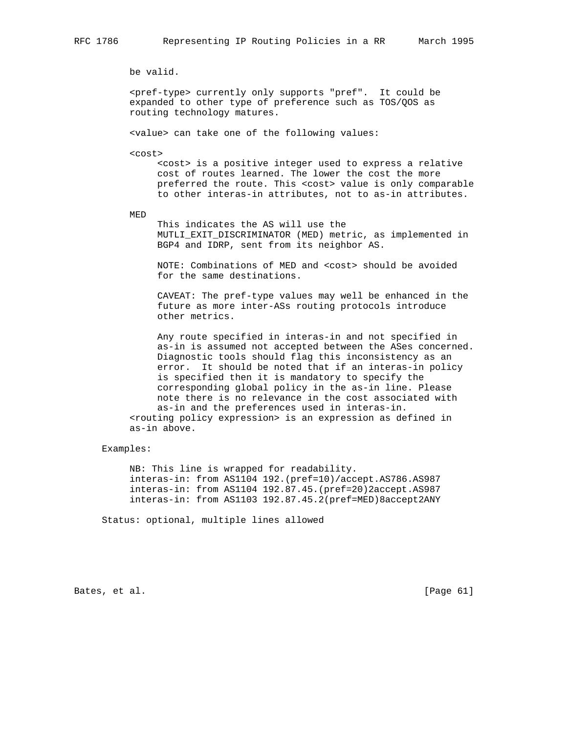be valid.

<pref-type> currently only supports "pref".  It could be expanded to other type of preference such as TOS/QOS as routing technology matures.

<value> can take one of the following values:

<cost>
: <cost> is a positive integer used to express a relative cost of routes learned. The lower the cost the more preferred the route. This <cost> value is only comparable to other interas-in attributes, not to as-in attributes.

MED
: This indicates the AS will use the MUTLI_EXIT_DISCRIMINATOR (MED) metric, as implemented in BGP4 and IDRP, sent from its neighbor AS.

  NOTE: Combinations of MED and <cost> should be avoided for the same destinations.

  CAVEAT: The pref-type values may well be enhanced in the future as more inter-ASs routing protocols introduce other metrics.

  Any route specified in interas-in and not specified in as-in is assumed not accepted between the ASes concerned. Diagnostic tools should flag this inconsistency as an error.  It should be noted that if an interas-in policy is specified then it is mandatory to specify the corresponding global policy in the as-in line. Please note there is no relevance in the cost associated with as-in and the preferences used in interas-in.

<routing policy expression> is an expression as defined in as-in above.

Examples:

```
NB: This line is wrapped for readability.
interas-in: from AS1104 192.(pref=10)/accept.AS786.AS987
interas-in: from AS1104 192.87.45.(pref=20)2accept.AS987
interas-in: from AS1103 192.87.45.2(pref=MED)8accept2ANY
```

Status: optional, multiple lines allowed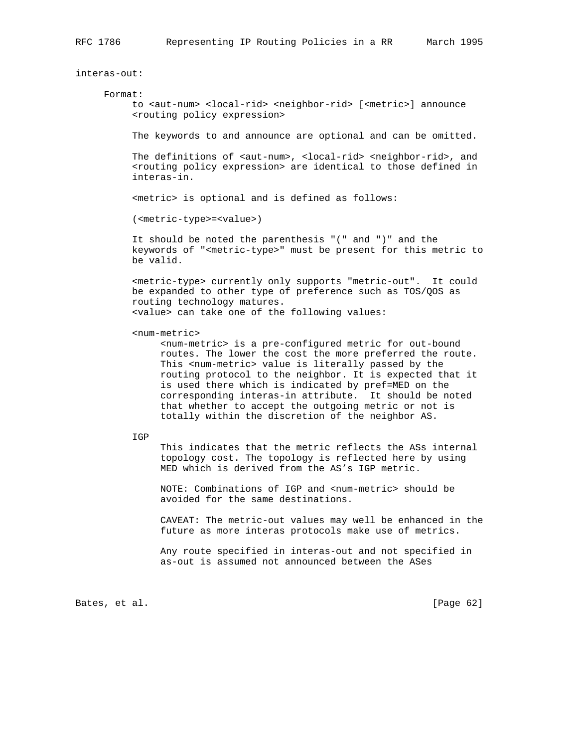interas-out:

Format:

to <aut-num> <local-rid> <neighbor-rid> [<metric>] announce <routing policy expression>

The keywords to and announce are optional and can be omitted.

The definitions of <aut-num>, <local-rid> <neighbor-rid>, and <routing policy expression> are identical to those defined in interas-in.

<metric> is optional and is defined as follows:

(<metric-type>=<value>)

It should be noted the parenthesis "(" and ")" and the keywords of "<metric-type>" must be present for this metric to be valid.

<metric-type> currently only supports "metric-out". It could be expanded to other type of preference such as TOS/QOS as routing technology matures.
<value> can take one of the following values:

<num-metric>

<num-metric> is a pre-configured metric for out-bound routes. The lower the cost the more preferred the route. This <num-metric> value is literally passed by the routing protocol to the neighbor. It is expected that it is used there which is indicated by pref=MED on the corresponding interas-in attribute. It should be noted that whether to accept the outgoing metric or not is totally within the discretion of the neighbor AS.

IGP

This indicates that the metric reflects the ASs internal topology cost. The topology is reflected here by using MED which is derived from the AS's IGP metric.

NOTE: Combinations of IGP and <num-metric> should be avoided for the same destinations.

CAVEAT: The metric-out values may well be enhanced in the future as more interas protocols make use of metrics.

Any route specified in interas-out and not specified in as-out is assumed not announced between the ASes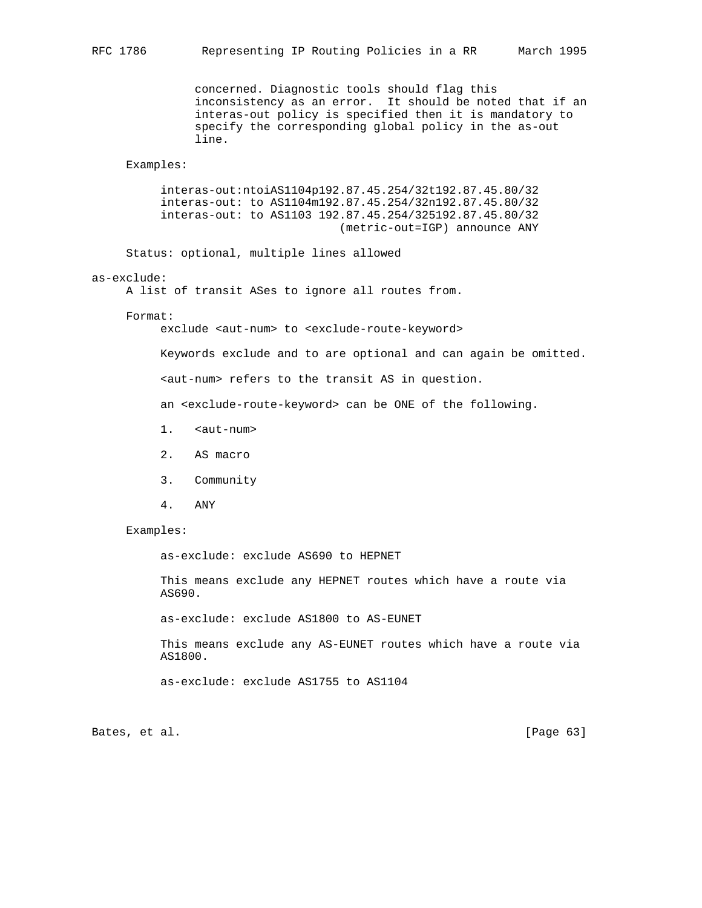concerned. Diagnostic tools should flag this inconsistency as an error. It should be noted that if an interas-out policy is specified then it is mandatory to specify the corresponding global policy in the as-out line.

Examples:

```
interas-out:ntoiAS1104p192.87.45.254/32t192.87.45.80/32
interas-out: to AS1104m192.87.45.254/32n192.87.45.80/32
interas-out: to AS1103 192.87.45.254/325192.87.45.80/32
                              (metric-out=IGP) announce ANY
```

Status: optional, multiple lines allowed

as-exclude:
A list of transit ASes to ignore all routes from.

Format:

```
exclude <aut-num> to <exclude-route-keyword>
```

Keywords exclude and to are optional and can again be omitted.

<aut-num> refers to the transit AS in question.

an <exclude-route-keyword> can be ONE of the following.

1. <aut-num>
2. AS macro
3. Community
4. ANY

Examples:

```
as-exclude: exclude AS690 to HEPNET
```

This means exclude any HEPNET routes which have a route via AS690.

```
as-exclude: exclude AS1800 to AS-EUNET
```

This means exclude any AS-EUNET routes which have a route via AS1800.

```
as-exclude: exclude AS1755 to AS1104
```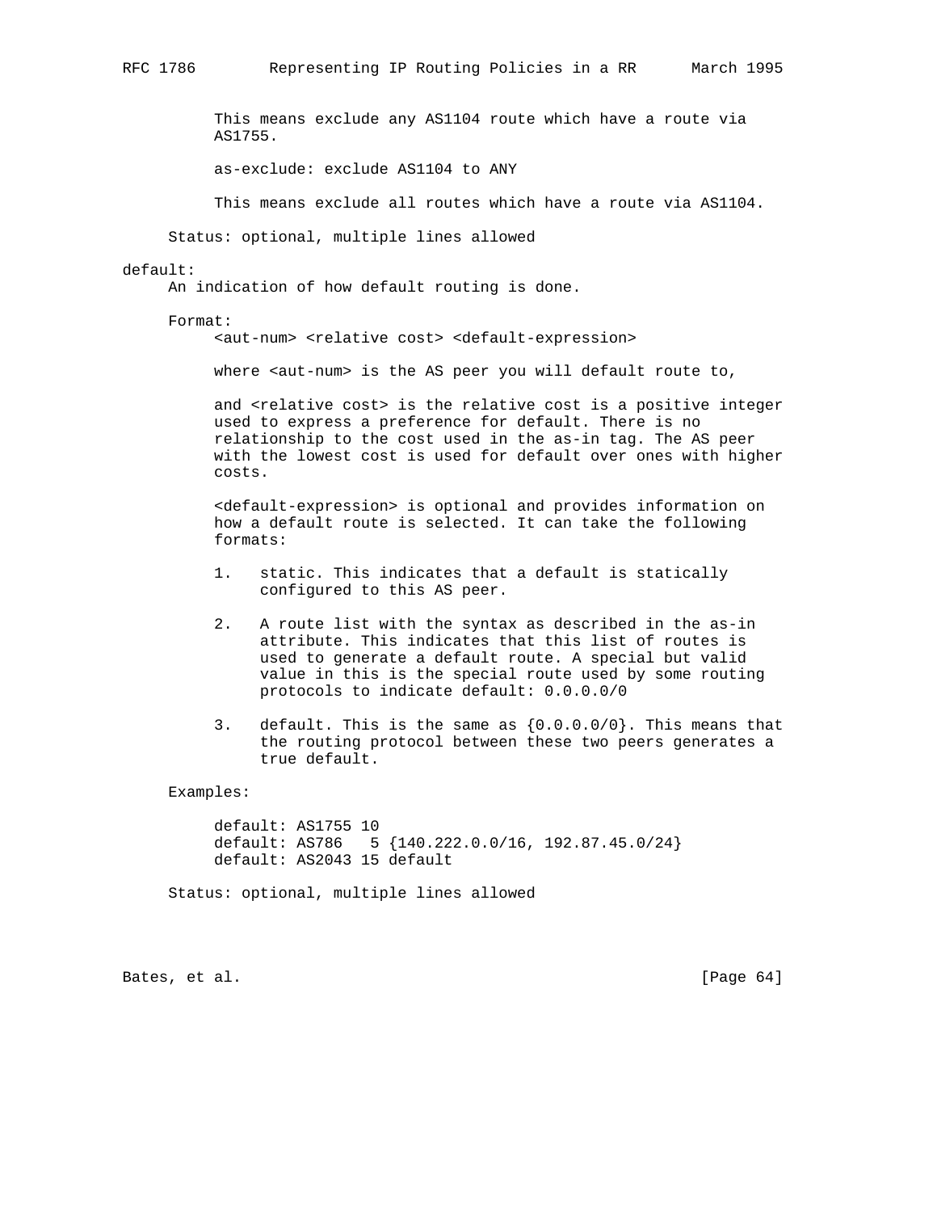This means exclude any AS1104 route which have a route via AS1755.

as-exclude: exclude AS1104 to ANY

This means exclude all routes which have a route via AS1104.

Status: optional, multiple lines allowed

default:

An indication of how default routing is done.

Format:

<aut-num> <relative cost> <default-expression>

where <aut-num> is the AS peer you will default route to,

and <relative cost> is the relative cost is a positive integer used to express a preference for default. There is no relationship to the cost used in the as-in tag. The AS peer with the lowest cost is used for default over ones with higher costs.

<default-expression> is optional and provides information on how a default route is selected. It can take the following formats:

1. static. This indicates that a default is statically configured to this AS peer.

2. A route list with the syntax as described in the as-in attribute. This indicates that this list of routes is used to generate a default route. A special but valid value in this is the special route used by some routing protocols to indicate default: 0.0.0.0/0

3. default. This is the same as {0.0.0.0/0}. This means that the routing protocol between these two peers generates a true default.

Examples:

```
default: AS1755 10
default: AS786   5 {140.222.0.0/16, 192.87.45.0/24}
default: AS2043 15 default
```

Status: optional, multiple lines allowed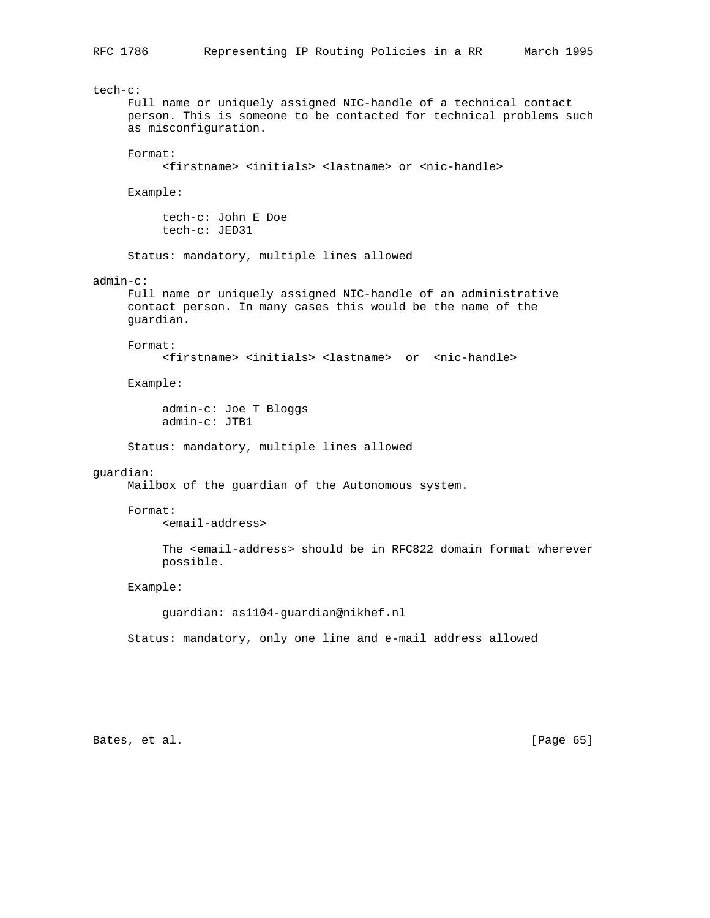tech-c:

Full name or uniquely assigned NIC-handle of a technical contact person. This is someone to be contacted for technical problems such as misconfiguration.

Format:

```
<firstname> <initials> <lastname> or <nic-handle>
```

Example:

```
tech-c: John E Doe
tech-c: JED31
```

Status: mandatory, multiple lines allowed

admin-c:

Full name or uniquely assigned NIC-handle of an administrative contact person. In many cases this would be the name of the guardian.

Format:

```
<firstname> <initials> <lastname>  or  <nic-handle>
```

Example:

```
admin-c: Joe T Bloggs
admin-c: JTB1
```

Status: mandatory, multiple lines allowed

guardian:

Mailbox of the guardian of the Autonomous system.

Format:

```
<email-address>
```

The <email-address> should be in RFC822 domain format wherever possible.

Example:

```
guardian: as1104-guardian@nikhef.nl
```

Status: mandatory, only one line and e-mail address allowed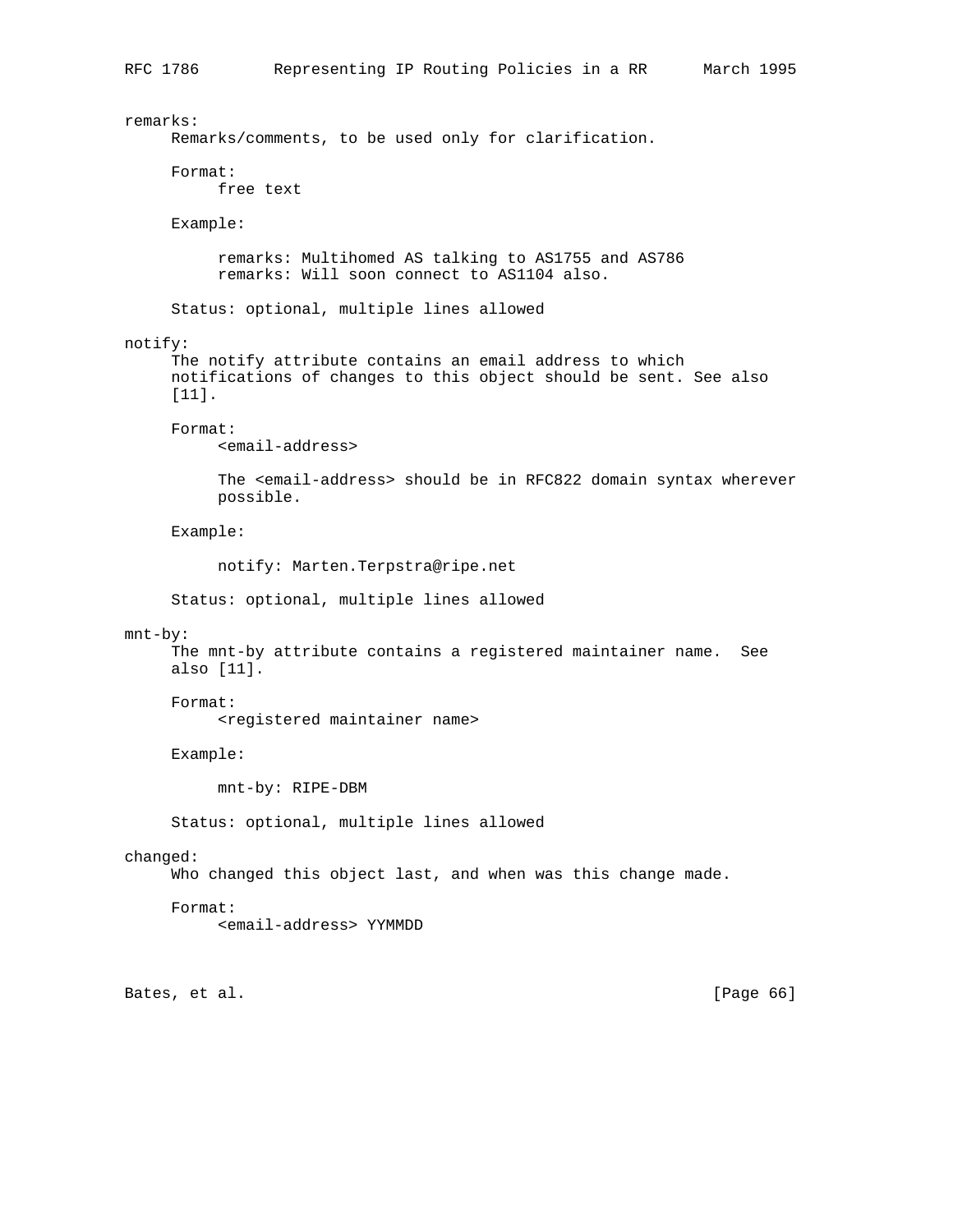remarks:
     Remarks/comments, to be used only for clarification.

     Format:
          free text

     Example:

```
          remarks: Multihomed AS talking to AS1755 and AS786
          remarks: Will soon connect to AS1104 also.
```

     Status: optional, multiple lines allowed

notify:
     The notify attribute contains an email address to which
     notifications of changes to this object should be sent. See also
     [11].

     Format:
          <email-address>

          The <email-address> should be in RFC822 domain syntax wherever
          possible.

     Example:

```
          notify: Marten.Terpstra@ripe.net
```

     Status: optional, multiple lines allowed

mnt-by:
     The mnt-by attribute contains a registered maintainer name.  See
     also [11].

     Format:
          <registered maintainer name>

     Example:

```
          mnt-by: RIPE-DBM
```

     Status: optional, multiple lines allowed

changed:
     Who changed this object last, and when was this change made.

     Format:
          <email-address> YYMMDD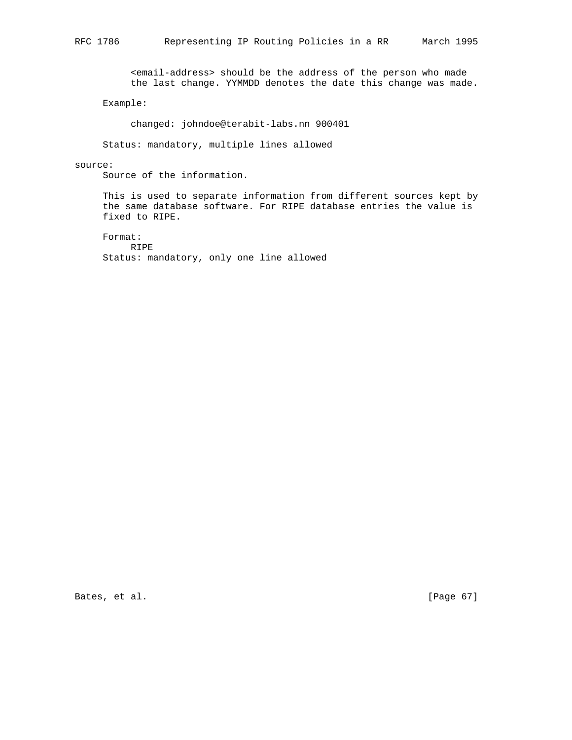<email-address> should be the address of the person who made the last change. YYMMDD denotes the date this change was made.

Example:

```
changed: johndoe@terabit-labs.nn 900401
```

Status: mandatory, multiple lines allowed

source:

Source of the information.

This is used to separate information from different sources kept by the same database software. For RIPE database entries the value is fixed to RIPE.

Format:

```
RIPE
```

Status: mandatory, only one line allowed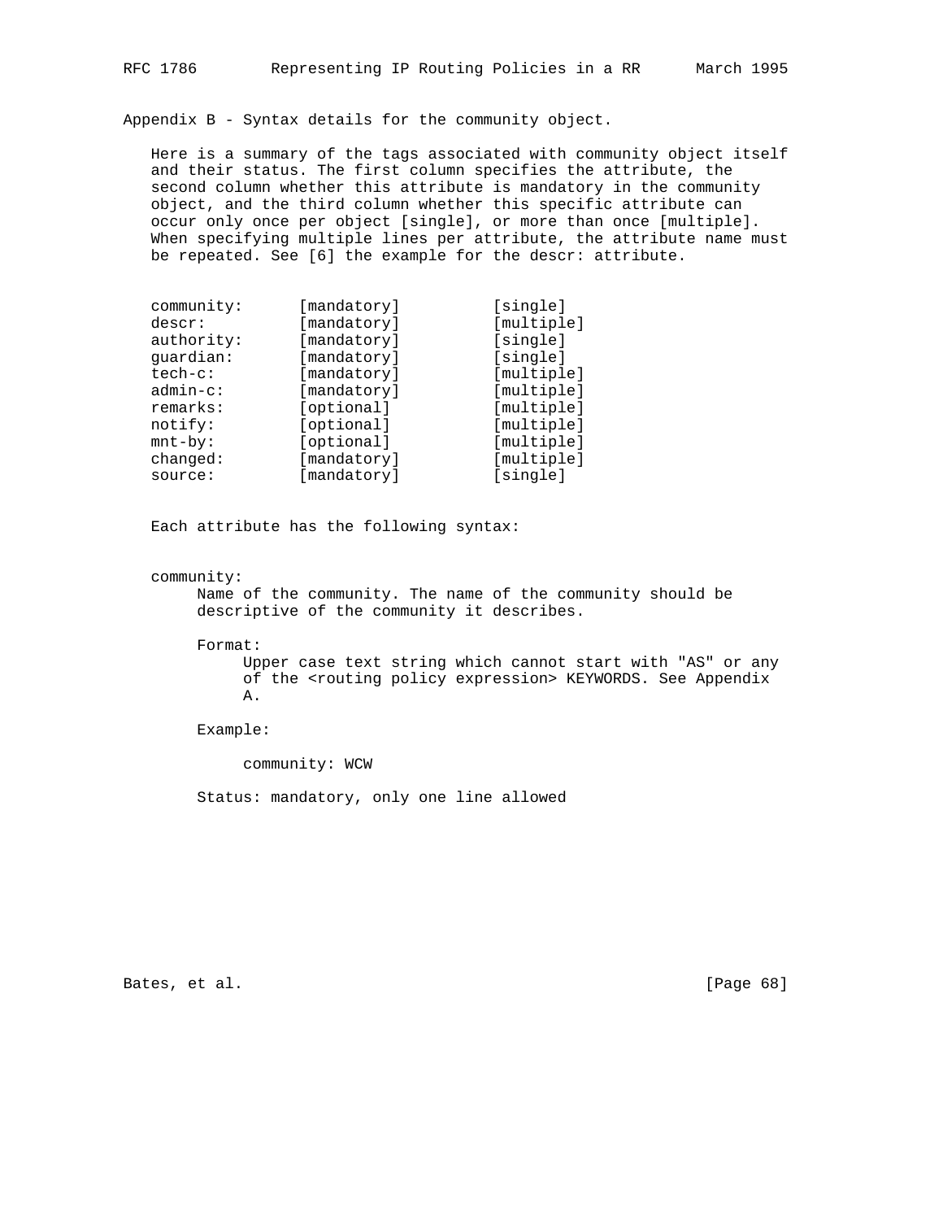## Appendix B - Syntax details for the community object.

Here is a summary of the tags associated with community object itself and their status. The first column specifies the attribute, the second column whether this attribute is mandatory in the community object, and the third column whether this specific attribute can occur only once per object [single], or more than once [multiple]. When specifying multiple lines per attribute, the attribute name must be repeated. See [6] the example for the descr: attribute.

```
community:      [mandatory]         [single]
descr:          [mandatory]         [multiple]
authority:      [mandatory]         [single]
guardian:       [mandatory]         [single]
tech-c:         [mandatory]         [multiple]
admin-c:        [mandatory]         [multiple]
remarks:        [optional]          [multiple]
notify:         [optional]          [multiple]
mnt-by:         [optional]          [multiple]
changed:        [mandatory]         [multiple]
source:         [mandatory]         [single]
```

Each attribute has the following syntax:

community:

Name of the community. The name of the community should be descriptive of the community it describes.

Format:

Upper case text string which cannot start with "AS" or any of the <routing policy expression> KEYWORDS. See Appendix A.

Example:

```
community: WCW
```

Status: mandatory, only one line allowed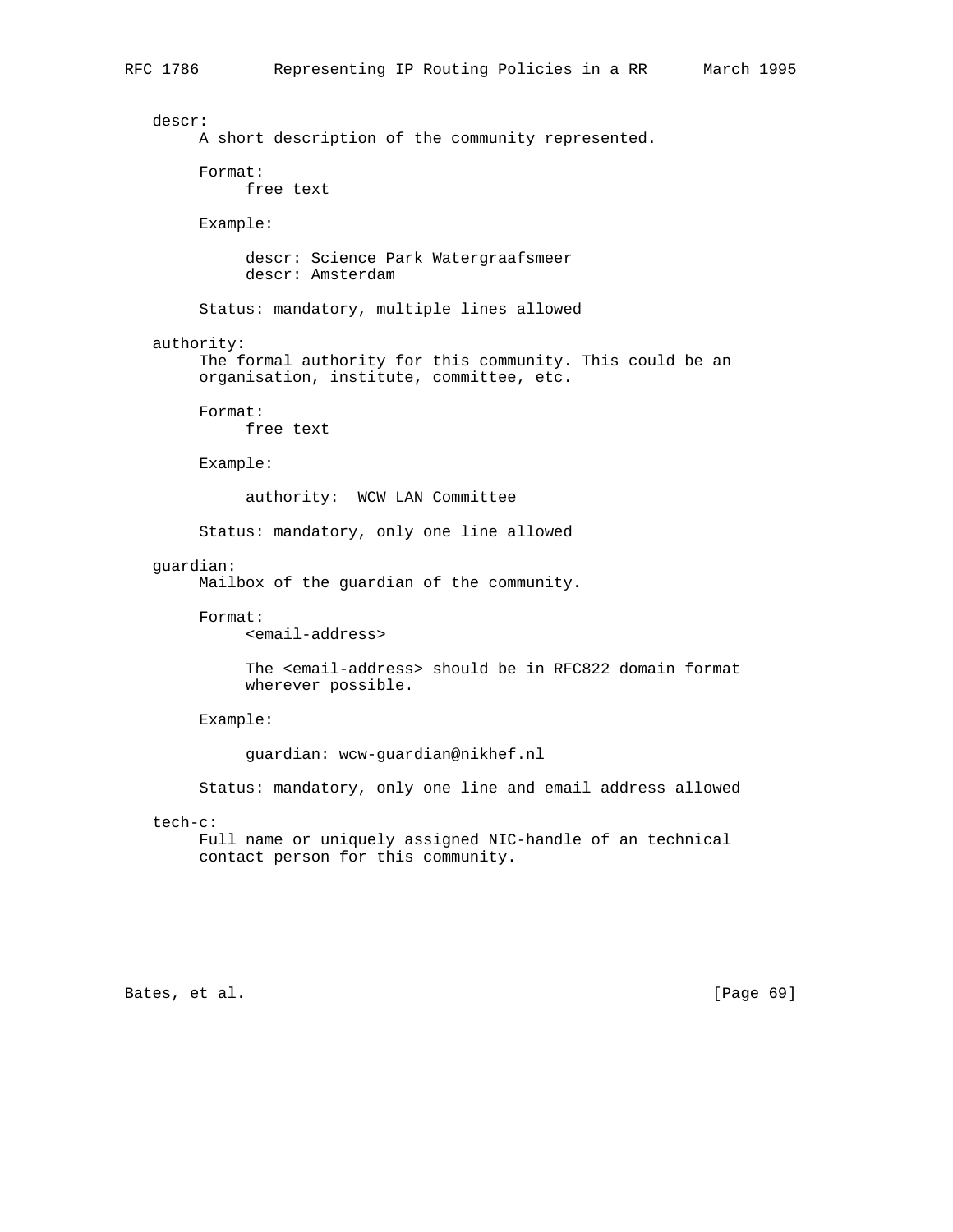descr:
A short description of the community represented.

Format:
free text

Example:

```
descr: Science Park Watergraafsmeer
descr: Amsterdam
```

Status: mandatory, multiple lines allowed

authority:
The formal authority for this community. This could be an organisation, institute, committee, etc.

Format:
free text

Example:

```
authority:  WCW LAN Committee
```

Status: mandatory, only one line allowed

guardian:
Mailbox of the guardian of the community.

Format:
<email-address>

The <email-address> should be in RFC822 domain format wherever possible.

Example:

```
guardian: wcw-guardian@nikhef.nl
```

Status: mandatory, only one line and email address allowed

tech-c:
Full name or uniquely assigned NIC-handle of an technical contact person for this community.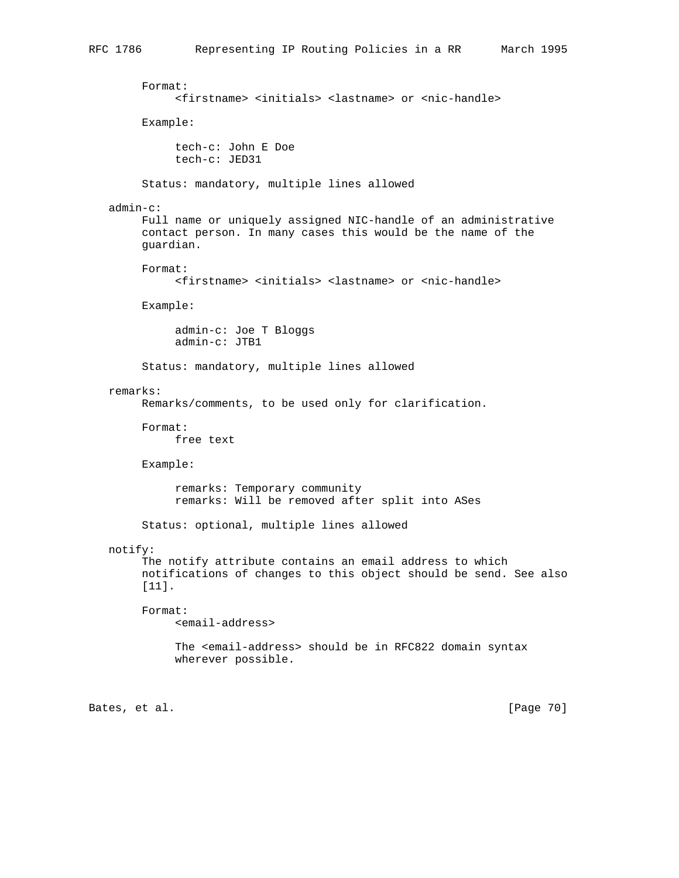Format:
    <firstname> <initials> <lastname> or <nic-handle>

Example:

```
tech-c: John E Doe
tech-c: JED31
```

Status: mandatory, multiple lines allowed

admin-c:

Full name or uniquely assigned NIC-handle of an administrative contact person. In many cases this would be the name of the guardian.

Format:
    <firstname> <initials> <lastname> or <nic-handle>

Example:

```
admin-c: Joe T Bloggs
admin-c: JTB1
```

Status: mandatory, multiple lines allowed

remarks:

Remarks/comments, to be used only for clarification.

Format:
    free text

Example:

```
remarks: Temporary community
remarks: Will be removed after split into ASes
```

Status: optional, multiple lines allowed

notify:

The notify attribute contains an email address to which notifications of changes to this object should be send. See also [11].

Format:
    <email-address>

The <email-address> should be in RFC822 domain syntax wherever possible.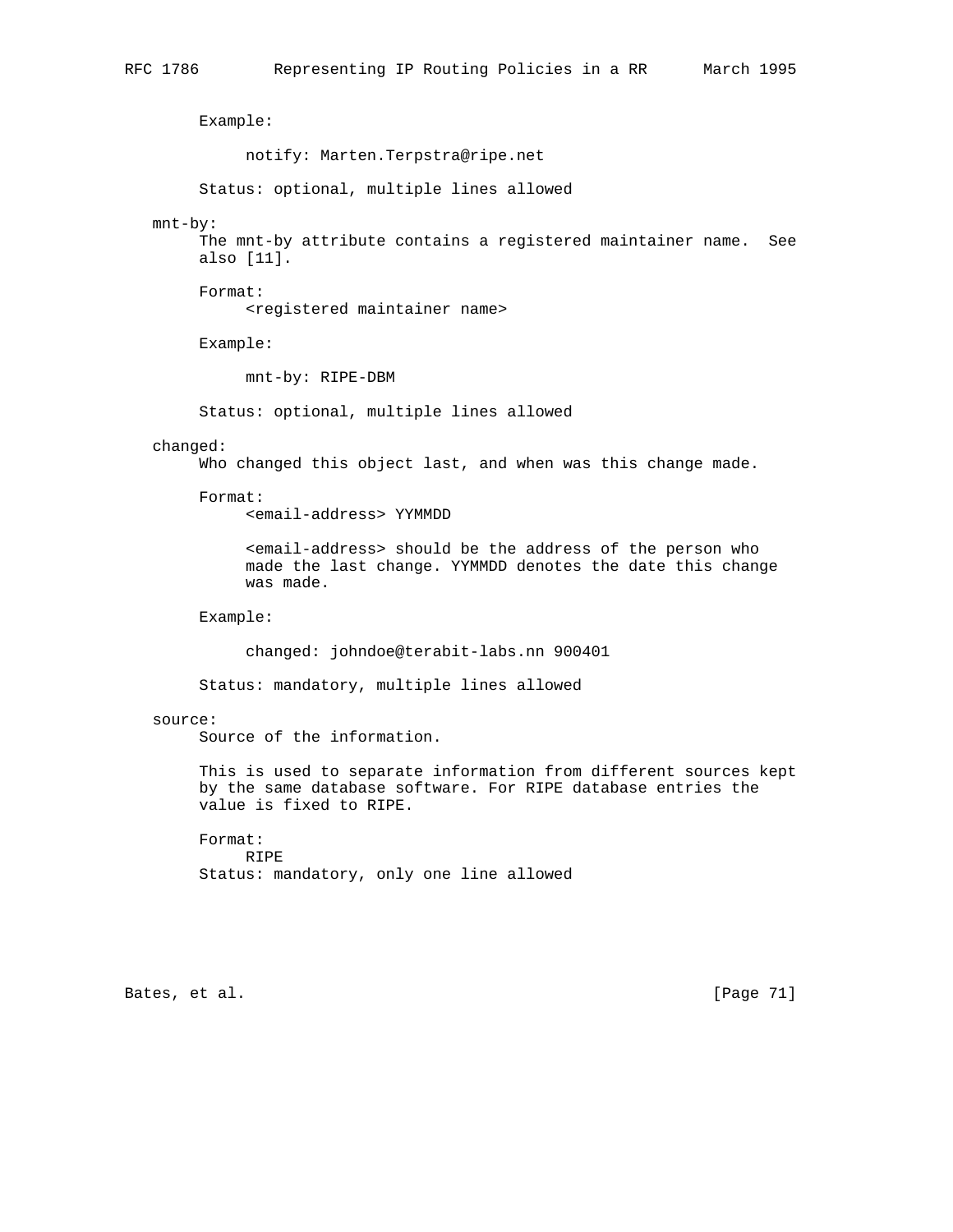Example:

```
notify: Marten.Terpstra@ripe.net
```

Status: optional, multiple lines allowed

mnt-by:

The mnt-by attribute contains a registered maintainer name. See also [11].

Format:

```
<registered maintainer name>
```

Example:

```
mnt-by: RIPE-DBM
```

Status: optional, multiple lines allowed

changed:

Who changed this object last, and when was this change made.

Format:

```
<email-address> YYMMDD
```

<email-address> should be the address of the person who made the last change. YYMMDD denotes the date this change was made.

Example:

```
changed: johndoe@terabit-labs.nn 900401
```

Status: mandatory, multiple lines allowed

source:

Source of the information.

This is used to separate information from different sources kept by the same database software. For RIPE database entries the value is fixed to RIPE.

Format:

```
RIPE
```

Status: mandatory, only one line allowed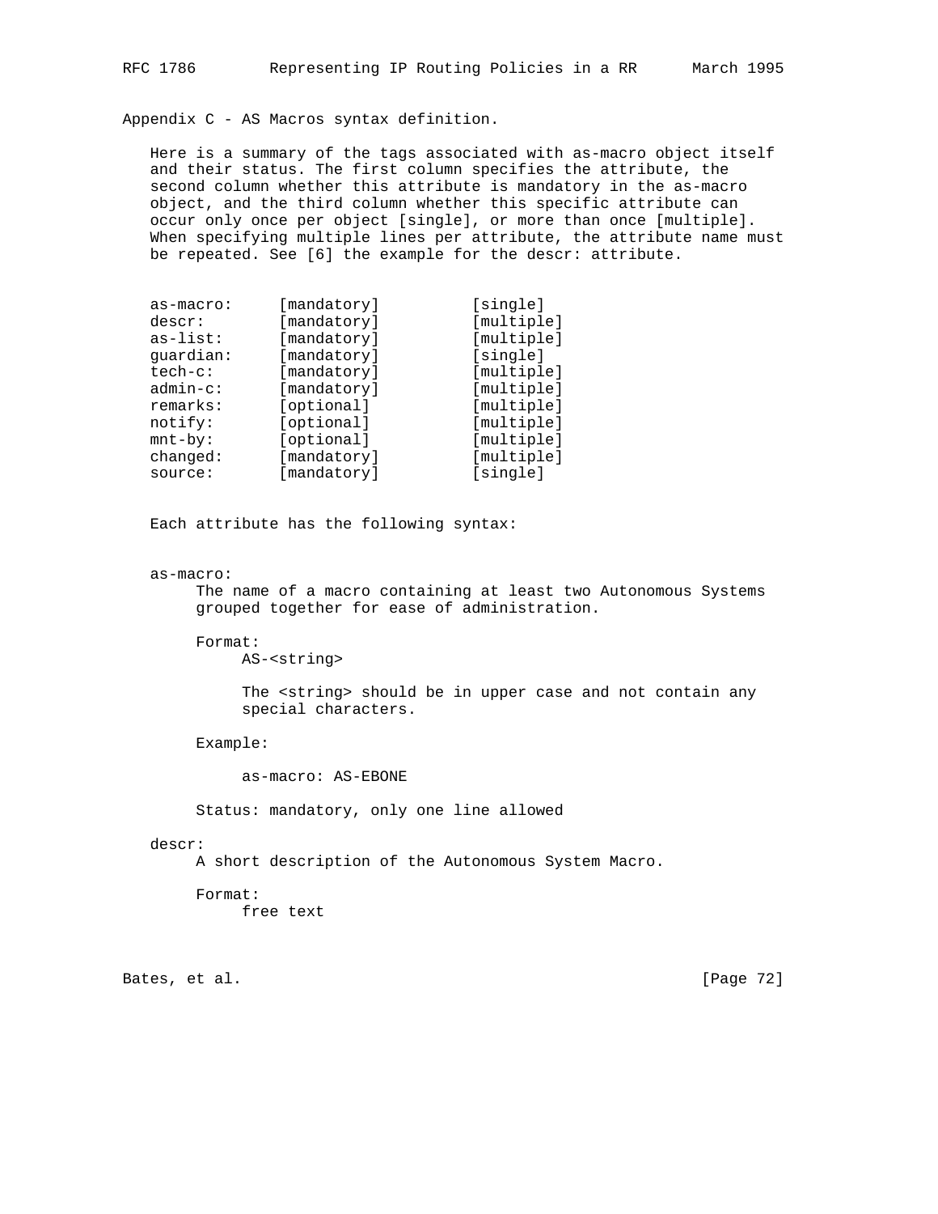## Appendix C - AS Macros syntax definition.

Here is a summary of the tags associated with as-macro object itself and their status. The first column specifies the attribute, the second column whether this attribute is mandatory in the as-macro object, and the third column whether this specific attribute can occur only once per object [single], or more than once [multiple]. When specifying multiple lines per attribute, the attribute name must be repeated. See [6] the example for the descr: attribute.

```
as-macro:     [mandatory]         [single]
descr:        [mandatory]         [multiple]
as-list:      [mandatory]         [multiple]
guardian:     [mandatory]         [single]
tech-c:       [mandatory]         [multiple]
admin-c:      [mandatory]         [multiple]
remarks:      [optional]          [multiple]
notify:       [optional]          [multiple]
mnt-by:       [optional]          [multiple]
changed:      [mandatory]         [multiple]
source:       [mandatory]         [single]
```

Each attribute has the following syntax:

**as-macro:**

The name of a macro containing at least two Autonomous Systems grouped together for ease of administration.

Format:

AS-<string>

The <string> should be in upper case and not contain any special characters.

Example:

```
as-macro: AS-EBONE
```

Status: mandatory, only one line allowed

**descr:**

A short description of the Autonomous System Macro.

Format:

free text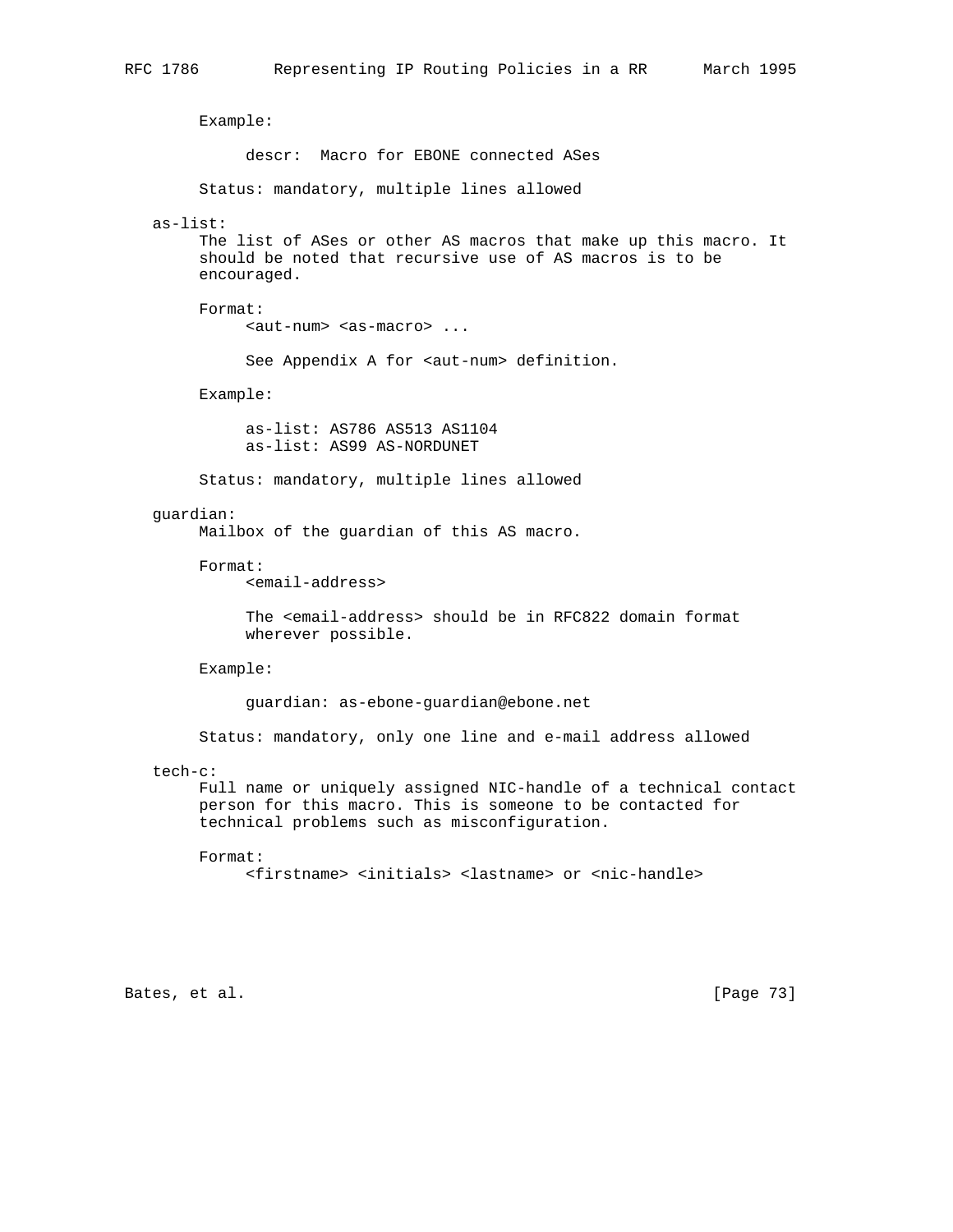Example:

```
descr:  Macro for EBONE connected ASes
```

Status: mandatory, multiple lines allowed

as-list:

The list of ASes or other AS macros that make up this macro. It should be noted that recursive use of AS macros is to be encouraged.

Format:

```
<aut-num> <as-macro> ...
```

See Appendix A for <aut-num> definition.

Example:

```
as-list: AS786 AS513 AS1104
as-list: AS99 AS-NORDUNET
```

Status: mandatory, multiple lines allowed

guardian:

Mailbox of the guardian of this AS macro.

Format:

```
<email-address>
```

The <email-address> should be in RFC822 domain format wherever possible.

Example:

```
guardian: as-ebone-guardian@ebone.net
```

Status: mandatory, only one line and e-mail address allowed

tech-c:

Full name or uniquely assigned NIC-handle of a technical contact person for this macro. This is someone to be contacted for technical problems such as misconfiguration.

Format:

```
<firstname> <initials> <lastname> or <nic-handle>
```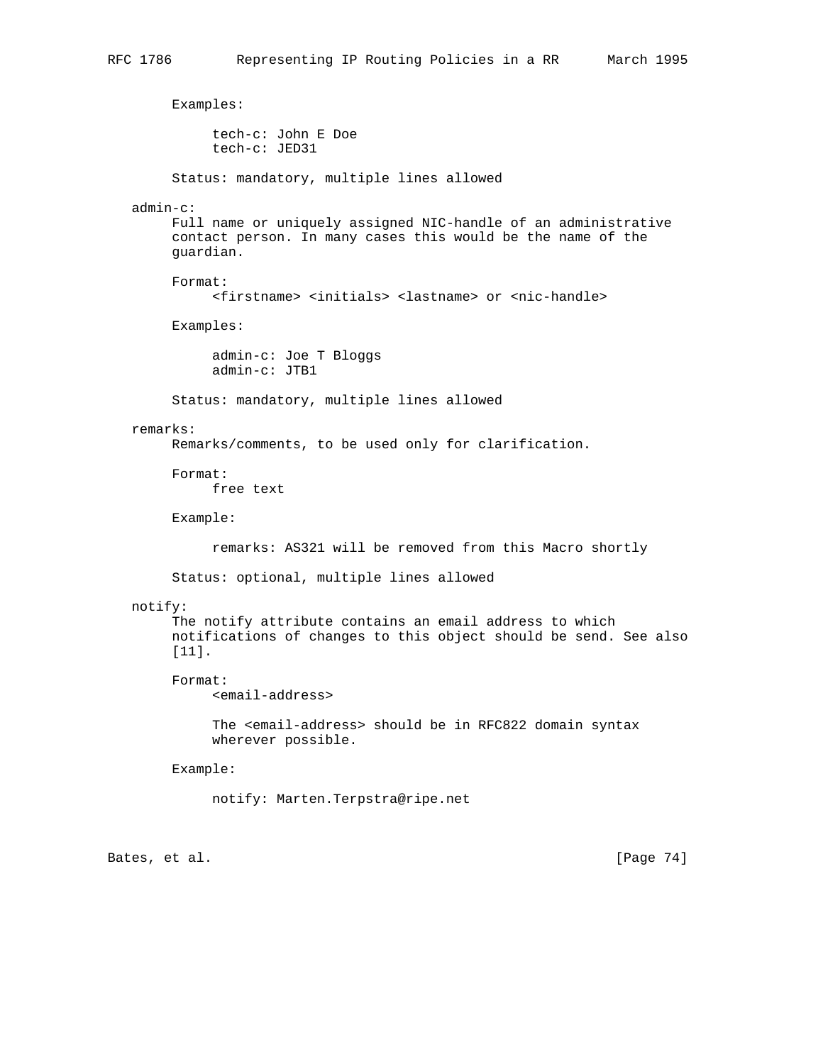Examples:

```
tech-c: John E Doe
tech-c: JED31
```

Status: mandatory, multiple lines allowed

admin-c:
Full name or uniquely assigned NIC-handle of an administrative contact person. In many cases this would be the name of the guardian.

Format:
```
<firstname> <initials> <lastname> or <nic-handle>
```

Examples:

```
admin-c: Joe T Bloggs
admin-c: JTB1
```

Status: mandatory, multiple lines allowed

remarks:
Remarks/comments, to be used only for clarification.

Format:
free text

Example:

```
remarks: AS321 will be removed from this Macro shortly
```

Status: optional, multiple lines allowed

notify:
The notify attribute contains an email address to which notifications of changes to this object should be send. See also [11].

Format:
```
<email-address>
```

The <email-address> should be in RFC822 domain syntax wherever possible.

Example:

```
notify: Marten.Terpstra@ripe.net
```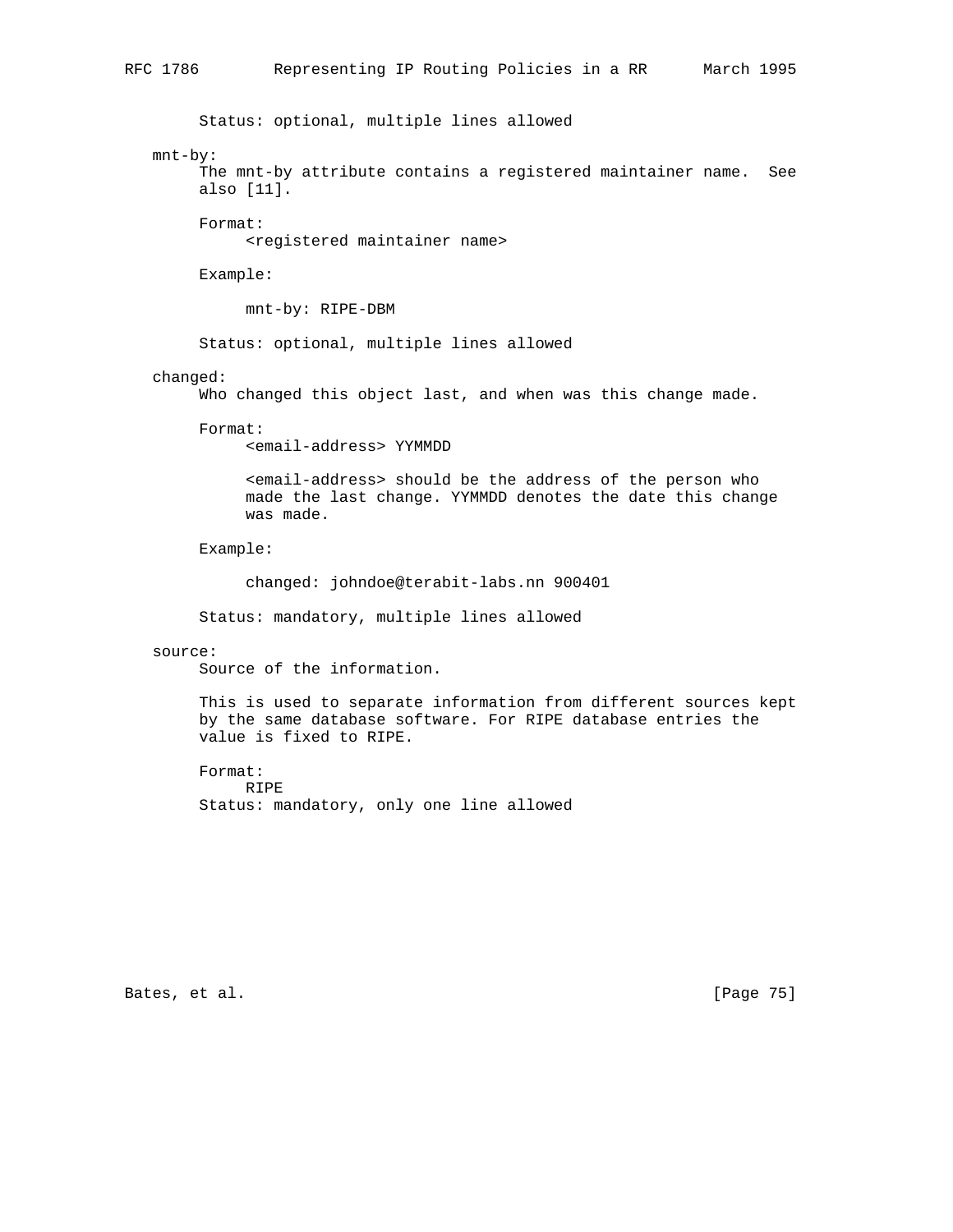Status: optional, multiple lines allowed

mnt-by:

The mnt-by attribute contains a registered maintainer name. See also [11].

Format:

<registered maintainer name>

Example:

```
mnt-by: RIPE-DBM
```

Status: optional, multiple lines allowed

changed:

Who changed this object last, and when was this change made.

Format:

<email-address> YYMMDD

<email-address> should be the address of the person who made the last change. YYMMDD denotes the date this change was made.

Example:

```
changed: johndoe@terabit-labs.nn 900401
```

Status: mandatory, multiple lines allowed

source:

Source of the information.

This is used to separate information from different sources kept by the same database software. For RIPE database entries the value is fixed to RIPE.

Format:

RIPE

Status: mandatory, only one line allowed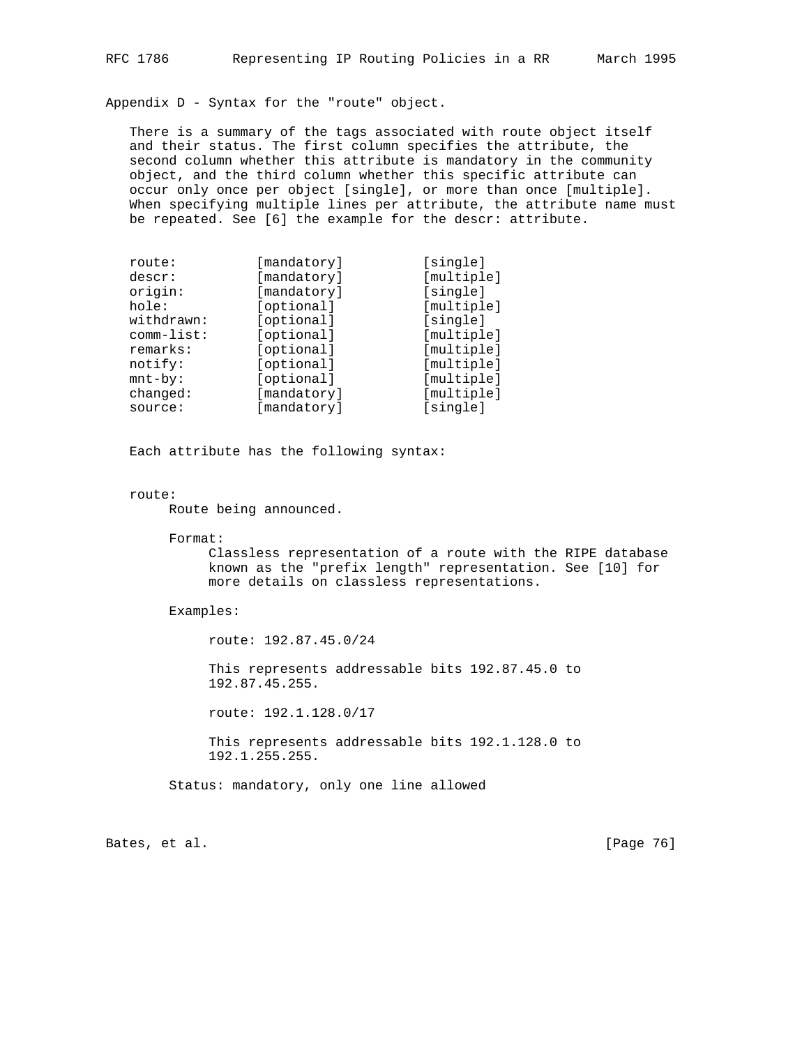## Appendix D - Syntax for the "route" object.

There is a summary of the tags associated with route object itself and their status. The first column specifies the attribute, the second column whether this attribute is mandatory in the community object, and the third column whether this specific attribute can occur only once per object [single], or more than once [multiple]. When specifying multiple lines per attribute, the attribute name must be repeated. See [6] the example for the descr: attribute.

| Attribute | Status | Occurrence |
|---|---|---|
| route: | [mandatory] | [single] |
| descr: | [mandatory] | [multiple] |
| origin: | [mandatory] | [single] |
| hole: | [optional] | [multiple] |
| withdrawn: | [optional] | [single] |
| comm-list: | [optional] | [multiple] |
| remarks: | [optional] | [multiple] |
| notify: | [optional] | [multiple] |
| mnt-by: | [optional] | [multiple] |
| changed: | [mandatory] | [multiple] |
| source: | [mandatory] | [single] |

Each attribute has the following syntax:

route:

Route being announced.

Format:

Classless representation of a route with the RIPE database known as the "prefix length" representation. See [10] for more details on classless representations.

Examples:

```
route: 192.87.45.0/24
```

This represents addressable bits 192.87.45.0 to 192.87.45.255.

```
route: 192.1.128.0/17
```

This represents addressable bits 192.1.128.0 to 192.1.255.255.

Status: mandatory, only one line allowed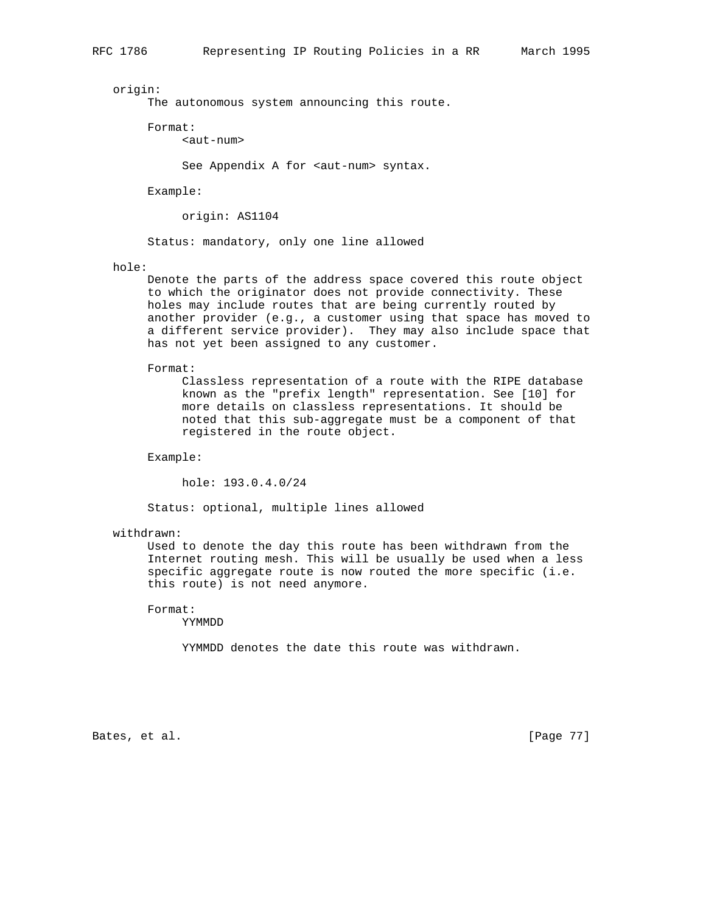origin:

The autonomous system announcing this route.

Format:

<aut-num>

See Appendix A for <aut-num> syntax.

Example:

```
origin: AS1104
```

Status: mandatory, only one line allowed

hole:

Denote the parts of the address space covered this route object to which the originator does not provide connectivity. These holes may include routes that are being currently routed by another provider (e.g., a customer using that space has moved to a different service provider). They may also include space that has not yet been assigned to any customer.

Format:

Classless representation of a route with the RIPE database known as the "prefix length" representation. See [10] for more details on classless representations. It should be noted that this sub-aggregate must be a component of that registered in the route object.

Example:

```
hole: 193.0.4.0/24
```

Status: optional, multiple lines allowed

withdrawn:

Used to denote the day this route has been withdrawn from the Internet routing mesh. This will be usually be used when a less specific aggregate route is now routed the more specific (i.e. this route) is not need anymore.

Format:

YYMMDD

YYMMDD denotes the date this route was withdrawn.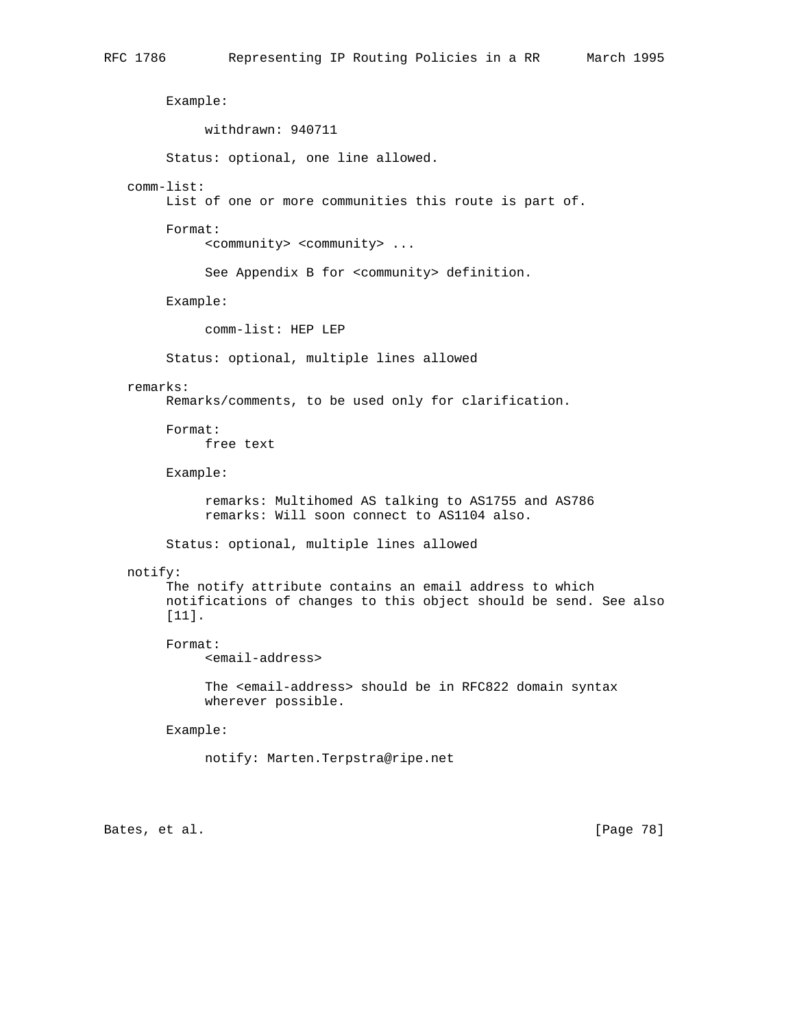Example:

```
withdrawn: 940711
```

Status: optional, one line allowed.

comm-list:

List of one or more communities this route is part of.

Format:

```
<community> <community> ...
```

See Appendix B for <community> definition.

Example:

```
comm-list: HEP LEP
```

Status: optional, multiple lines allowed

remarks:

Remarks/comments, to be used only for clarification.

Format:

free text

Example:

```
remarks: Multihomed AS talking to AS1755 and AS786
remarks: Will soon connect to AS1104 also.
```

Status: optional, multiple lines allowed

notify:

The notify attribute contains an email address to which notifications of changes to this object should be send. See also [11].

Format:

```
<email-address>
```

The <email-address> should be in RFC822 domain syntax wherever possible.

Example:

```
notify: Marten.Terpstra@ripe.net
```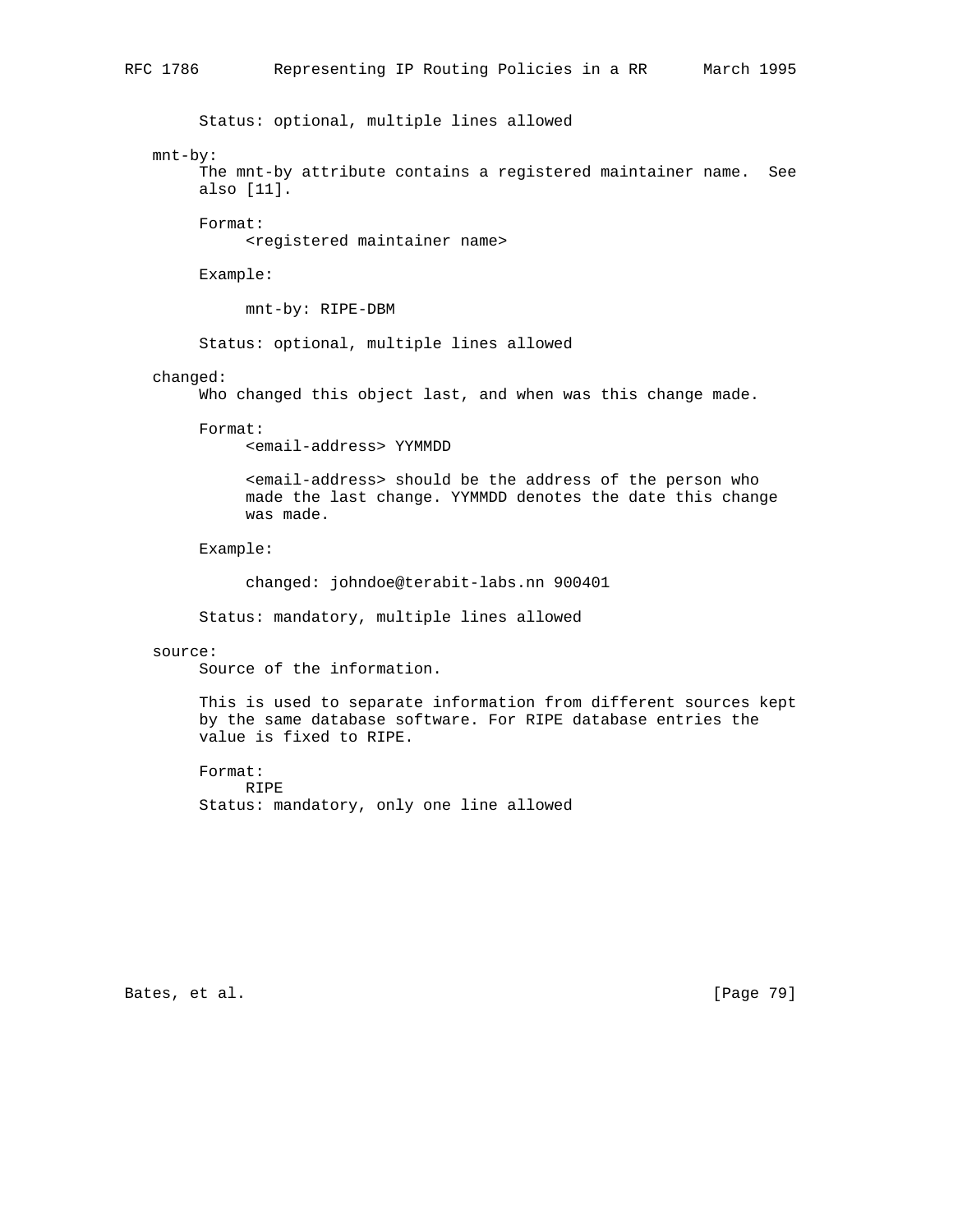Status: optional, multiple lines allowed

mnt-by:

The mnt-by attribute contains a registered maintainer name. See also [11].

Format:

```
<registered maintainer name>
```

Example:

```
mnt-by: RIPE-DBM
```

Status: optional, multiple lines allowed

changed:

Who changed this object last, and when was this change made.

Format:

```
<email-address> YYMMDD
```

<email-address> should be the address of the person who made the last change. YYMMDD denotes the date this change was made.

Example:

```
changed: johndoe@terabit-labs.nn 900401
```

Status: mandatory, multiple lines allowed

source:

Source of the information.

This is used to separate information from different sources kept by the same database software. For RIPE database entries the value is fixed to RIPE.

Format:

```
RIPE
```

Status: mandatory, only one line allowed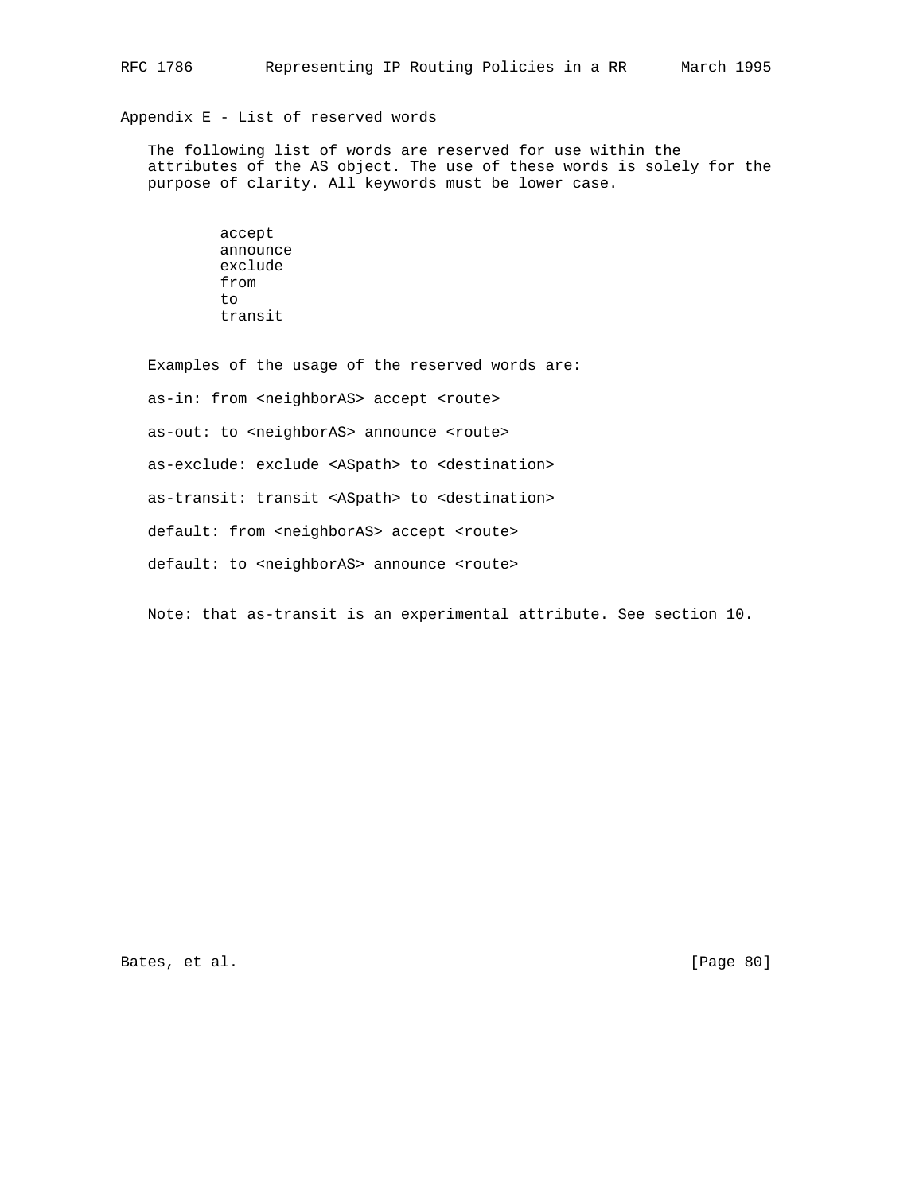## Appendix E - List of reserved words

The following list of words are reserved for use within the attributes of the AS object. The use of these words is solely for the purpose of clarity. All keywords must be lower case.

```
accept
announce
exclude
from
to
transit
```

Examples of the usage of the reserved words are:

```
as-in: from <neighborAS> accept <route>

as-out: to <neighborAS> announce <route>

as-exclude: exclude <ASpath> to <destination>

as-transit: transit <ASpath> to <destination>

default: from <neighborAS> accept <route>

default: to <neighborAS> announce <route>
```

Note: that as-transit is an experimental attribute. See section 10.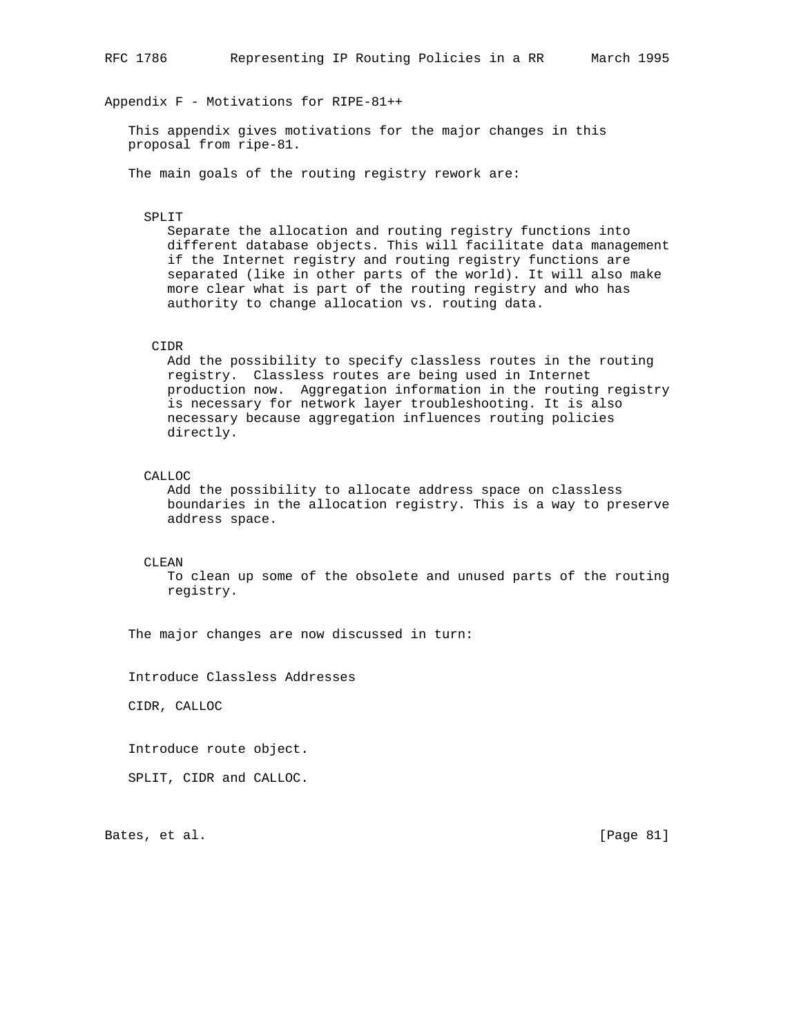## Appendix F - Motivations for RIPE-81++

This appendix gives motivations for the major changes in this proposal from ripe-81.

The main goals of the routing registry rework are:

**SPLIT**
Separate the allocation and routing registry functions into different database objects. This will facilitate data management if the Internet registry and routing registry functions are separated (like in other parts of the world). It will also make more clear what is part of the routing registry and who has authority to change allocation vs. routing data.

**CIDR**
Add the possibility to specify classless routes in the routing registry. Classless routes are being used in Internet production now. Aggregation information in the routing registry is necessary for network layer troubleshooting. It is also necessary because aggregation influences routing policies directly.

**CALLOC**
Add the possibility to allocate address space on classless boundaries in the allocation registry. This is a way to preserve address space.

**CLEAN**
To clean up some of the obsolete and unused parts of the routing registry.

The major changes are now discussed in turn:

Introduce Classless Addresses

CIDR, CALLOC

Introduce route object.

SPLIT, CIDR and CALLOC.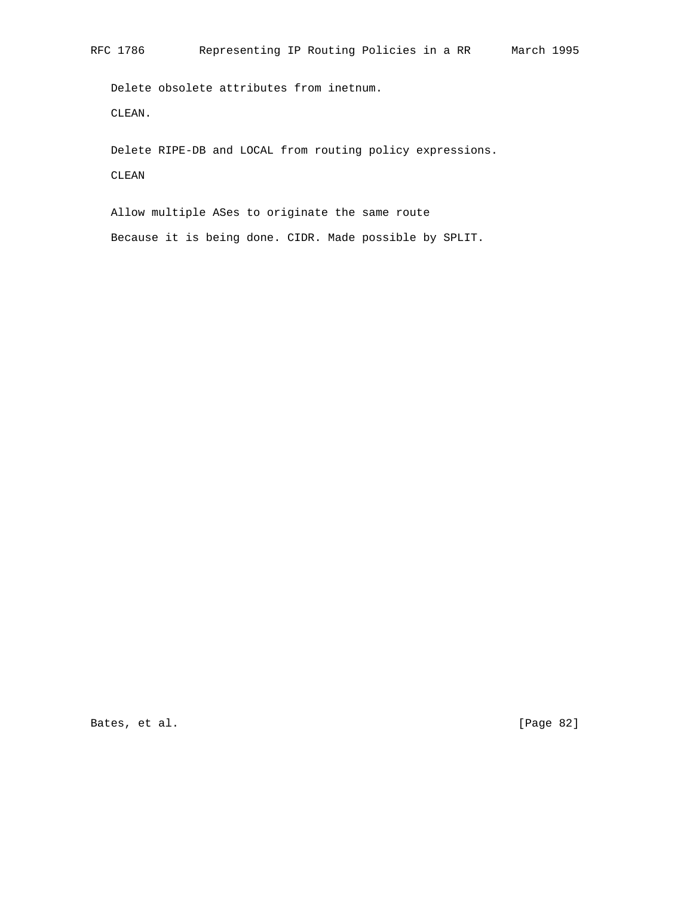Delete obsolete attributes from inetnum.

CLEAN.

Delete RIPE-DB and LOCAL from routing policy expressions.

CLEAN

Allow multiple ASes to originate the same route

Because it is being done. CIDR. Made possible by SPLIT.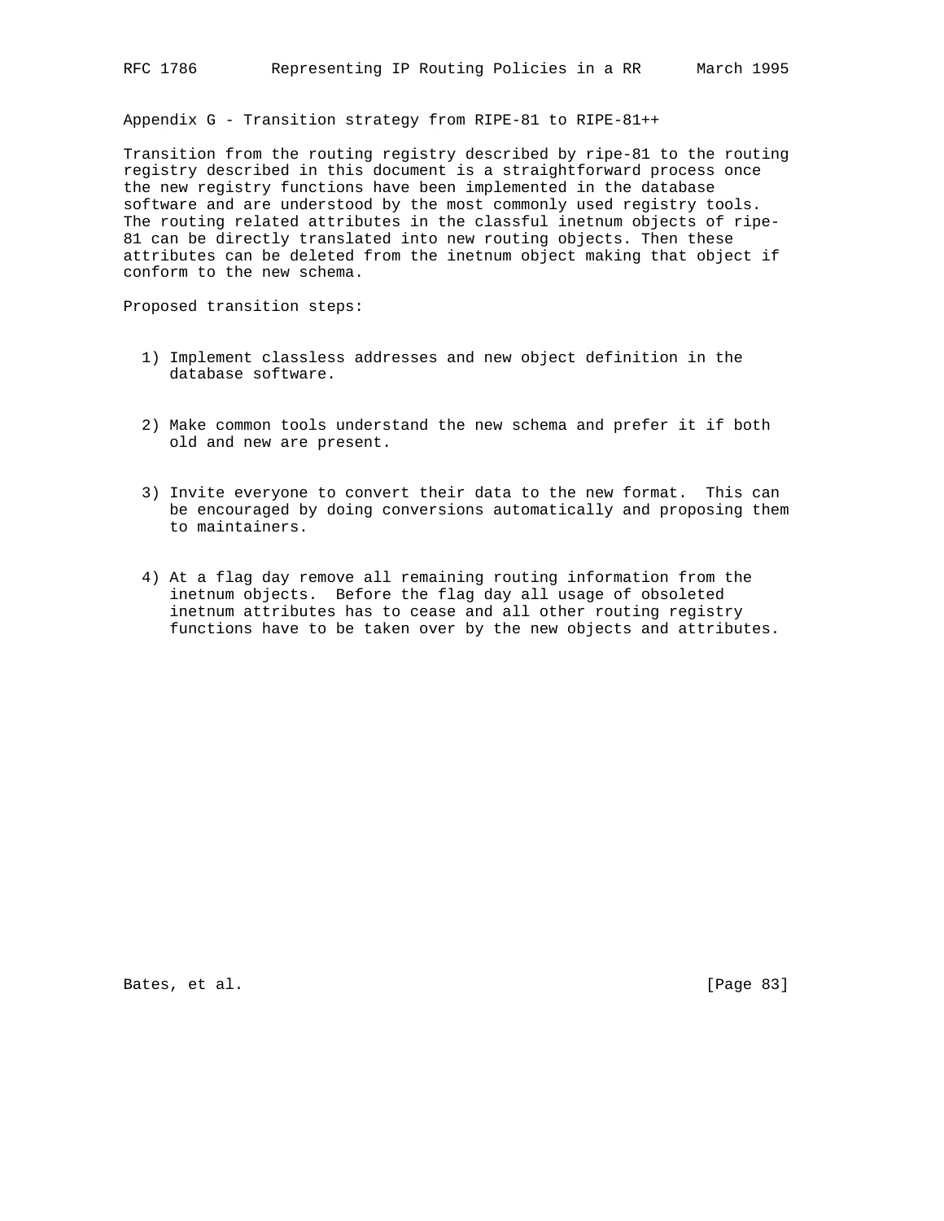## Appendix G - Transition strategy from RIPE-81 to RIPE-81++

Transition from the routing registry described by ripe-81 to the routing registry described in this document is a straightforward process once the new registry functions have been implemented in the database software and are understood by the most commonly used registry tools. The routing related attributes in the classful inetnum objects of ripe-81 can be directly translated into new routing objects. Then these attributes can be deleted from the inetnum object making that object if conform to the new schema.

Proposed transition steps:

1) Implement classless addresses and new object definition in the database software.

2) Make common tools understand the new schema and prefer it if both old and new are present.

3) Invite everyone to convert their data to the new format. This can be encouraged by doing conversions automatically and proposing them to maintainers.

4) At a flag day remove all remaining routing information from the inetnum objects. Before the flag day all usage of obsoleted inetnum attributes has to cease and all other routing registry functions have to be taken over by the new objects and attributes.